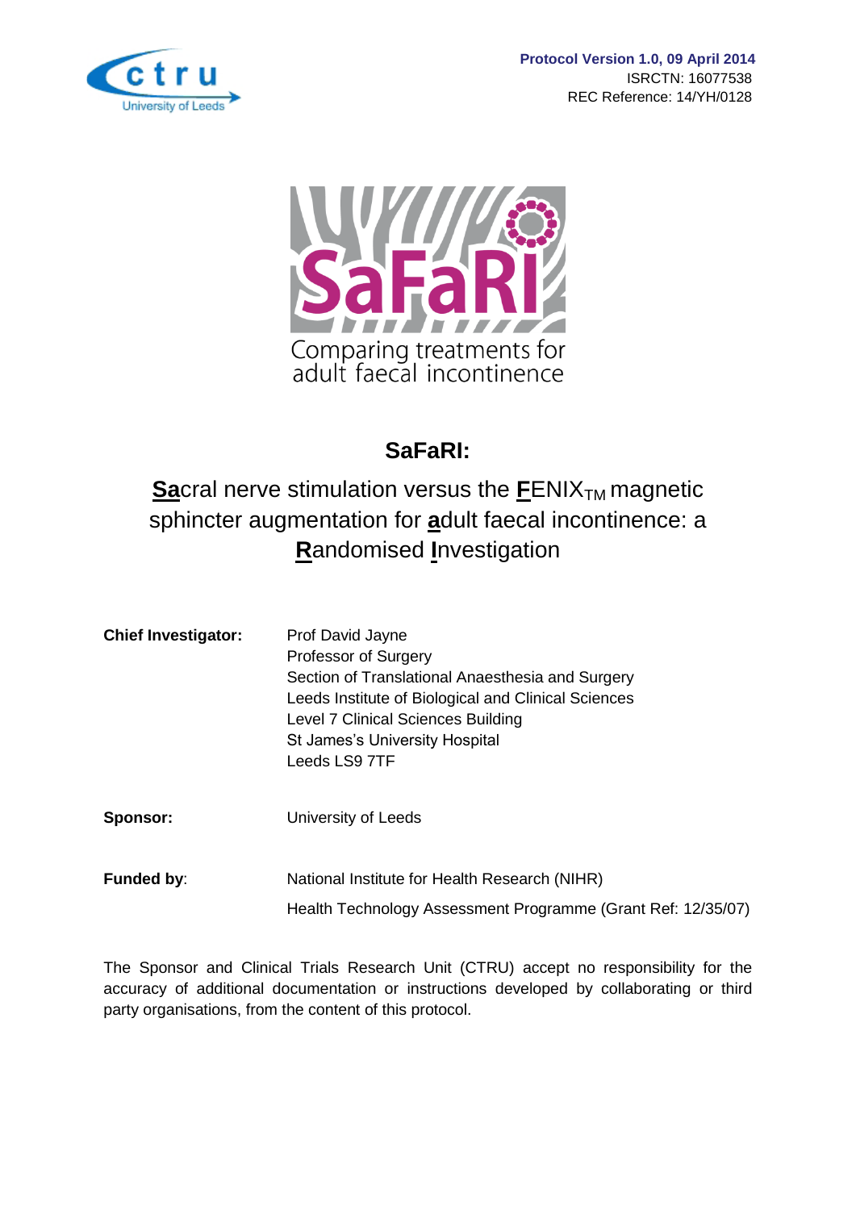**Protocol Version 1.0, 09 April 2014**
ISRCTN: 16077538
REC Reference: 14/YH/0128

SaFaRI

Comparing treatments for adult faecal incontinence

# SaFaRI:

## **Sa**cral nerve stimulation versus the **F**ENIX$_{TM}$ magnetic sphincter augmentation for **a**dult faecal incontinence: a **R**andomised **I**nvestigation

| | |
|---|---|
| **Chief Investigator:** | Prof David Jayne<br>Professor of Surgery<br>Section of Translational Anaesthesia and Surgery<br>Leeds Institute of Biological and Clinical Sciences<br>Level 7 Clinical Sciences Building<br>St James's University Hospital<br>Leeds LS9 7TF |
| **Sponsor:** | University of Leeds |
| **Funded by**: | National Institute for Health Research (NIHR)<br>Health Technology Assessment Programme (Grant Ref: 12/35/07) |

The Sponsor and Clinical Trials Research Unit (CTRU) accept no responsibility for the accuracy of additional documentation or instructions developed by collaborating or third party organisations, from the content of this protocol.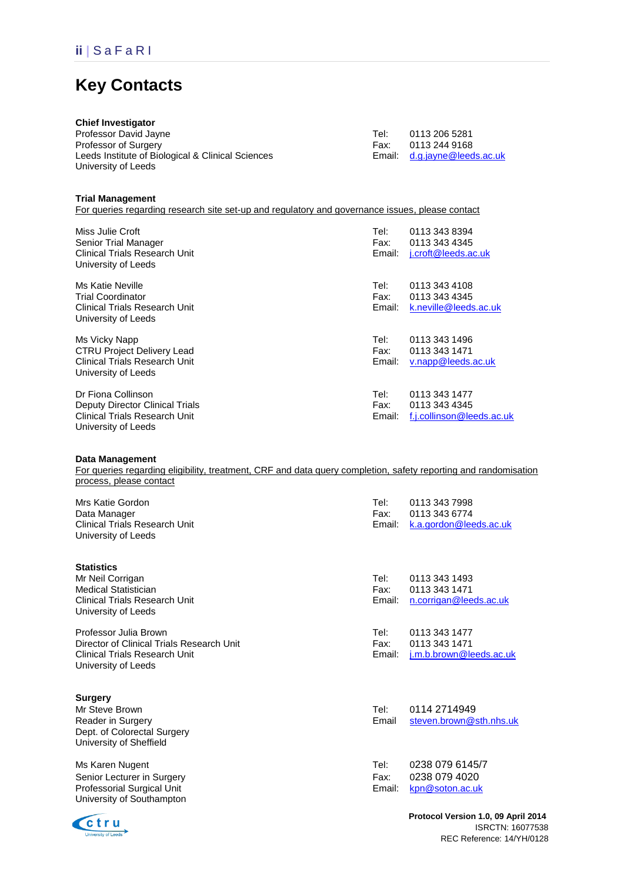# Key Contacts

**Chief Investigator**

Professor David Jayne
Professor of Surgery
Leeds Institute of Biological & Clinical Sciences
University of Leeds

Tel: 0113 206 5281
Fax: 0113 244 9168
Email: d.g.jayne@leeds.ac.uk

**Trial Management**

For queries regarding research site set-up and regulatory and governance issues, please contact

Miss Julie Croft
Senior Trial Manager
Clinical Trials Research Unit
University of Leeds

Tel: 0113 343 8394
Fax: 0113 343 4345
Email: j.croft@leeds.ac.uk

Ms Katie Neville
Trial Coordinator
Clinical Trials Research Unit
University of Leeds

Tel: 0113 343 4108
Fax: 0113 343 4345
Email: k.neville@leeds.ac.uk

Ms Vicky Napp
CTRU Project Delivery Lead
Clinical Trials Research Unit
University of Leeds

Tel: 0113 343 1496
Fax: 0113 343 1471
Email: v.napp@leeds.ac.uk

Dr Fiona Collinson
Deputy Director Clinical Trials
Clinical Trials Research Unit
University of Leeds

Tel: 0113 343 1477
Fax: 0113 343 4345
Email: f.j.collinson@leeds.ac.uk

**Data Management**

For queries regarding eligibility, treatment, CRF and data query completion, safety reporting and randomisation process, please contact

Mrs Katie Gordon
Data Manager
Clinical Trials Research Unit
University of Leeds

Tel: 0113 343 7998
Fax: 0113 343 6774
Email: k.a.gordon@leeds.ac.uk

**Statistics**

Mr Neil Corrigan
Medical Statistician
Clinical Trials Research Unit
University of Leeds

Tel: 0113 343 1493
Fax: 0113 343 1471
Email: n.corrigan@leeds.ac.uk

Professor Julia Brown
Director of Clinical Trials Research Unit
Clinical Trials Research Unit
University of Leeds

Tel: 0113 343 1477
Fax: 0113 343 1471
Email: j.m.b.brown@leeds.ac.uk

**Surgery**

Mr Steve Brown
Reader in Surgery
Dept. of Colorectal Surgery
University of Sheffield

Tel: 0114 2714949
Email steven.brown@sth.nhs.uk

Ms Karen Nugent
Senior Lecturer in Surgery
Professorial Surgical Unit
University of Southampton

Tel: 0238 079 6145/7
Fax: 0238 079 4020
Email: kpn@soton.ac.uk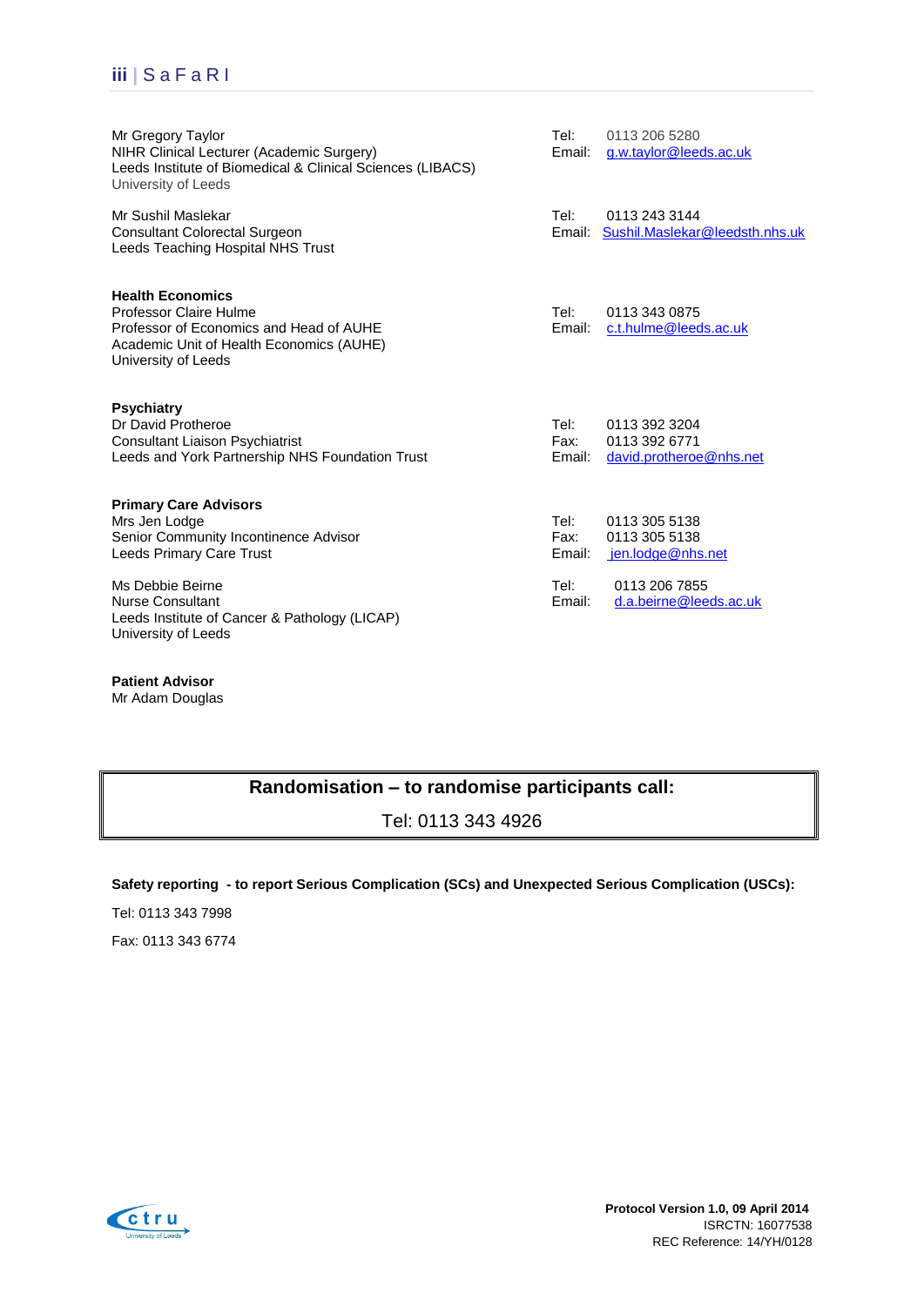Mr Gregory Taylor
NIHR Clinical Lecturer (Academic Surgery)
Leeds Institute of Biomedical & Clinical Sciences (LIBACS)
University of Leeds

Tel: 0113 206 5280
Email: g.w.taylor@leeds.ac.uk

Mr Sushil Maslekar
Consultant Colorectal Surgeon
Leeds Teaching Hospital NHS Trust

Tel: 0113 243 3144
Email: Sushil.Maslekar@leedsth.nhs.uk

**Health Economics**
Professor Claire Hulme
Professor of Economics and Head of AUHE
Academic Unit of Health Economics (AUHE)
University of Leeds

Tel: 0113 343 0875
Email: c.t.hulme@leeds.ac.uk

**Psychiatry**
Dr David Protheroe
Consultant Liaison Psychiatrist
Leeds and York Partnership NHS Foundation Trust

Tel: 0113 392 3204
Fax: 0113 392 6771
Email: david.protheroe@nhs.net

**Primary Care Advisors**
Mrs Jen Lodge
Senior Community Incontinence Advisor
Leeds Primary Care Trust

Tel: 0113 305 5138
Fax: 0113 305 5138
Email: jen.lodge@nhs.net

Ms Debbie Beirne
Nurse Consultant
Leeds Institute of Cancer & Pathology (LICAP)
University of Leeds

Tel: 0113 206 7855
Email: d.a.beirne@leeds.ac.uk

**Patient Advisor**
Mr Adam Douglas

| **Randomisation – to randomise participants call:** |
|---|
| Tel: 0113 343 4926 |

**Safety reporting - to report Serious Complication (SCs) and Unexpected Serious Complication (USCs):**

Tel: 0113 343 7998

Fax: 0113 343 6774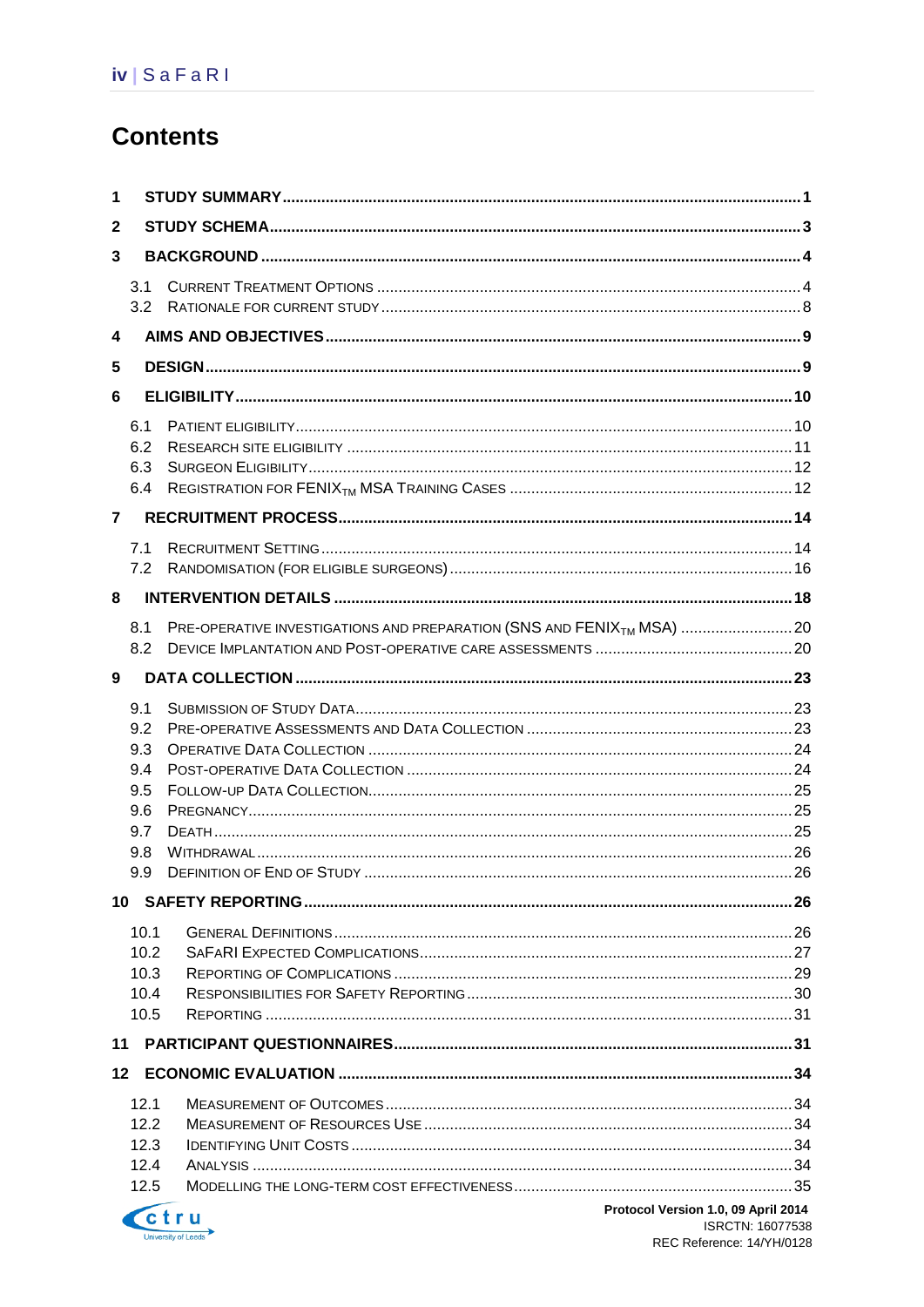# Contents

| | | |
|---|---|---|
| **1** | **STUDY SUMMARY** | **1** |
| **2** | **STUDY SCHEMA** | **3** |
| **3** | **BACKGROUND** | **4** |
| 3.1 | Current Treatment Options | 4 |
| 3.2 | Rationale for Current Study | 8 |
| **4** | **AIMS AND OBJECTIVES** | **9** |
| **5** | **DESIGN** | **9** |
| **6** | **ELIGIBILITY** | **10** |
| 6.1 | Patient Eligibility | 10 |
| 6.2 | Research Site Eligibility | 11 |
| 6.3 | Surgeon Eligibility | 12 |
| 6.4 | Registration for FENIX$_{TM}$ MSA Training Cases | 12 |
| **7** | **RECRUITMENT PROCESS** | **14** |
| 7.1 | Recruitment Setting | 14 |
| 7.2 | Randomisation (for eligible surgeons) | 16 |
| **8** | **INTERVENTION DETAILS** | **18** |
| 8.1 | Pre-operative investigations and preparation (SNS and FENIX$_{TM}$ MSA) | 20 |
| 8.2 | Device Implantation and Post-operative care assessments | 20 |
| **9** | **DATA COLLECTION** | **23** |
| 9.1 | Submission of Study Data | 23 |
| 9.2 | Pre-operative Assessments and Data Collection | 23 |
| 9.3 | Operative Data Collection | 24 |
| 9.4 | Post-operative Data Collection | 24 |
| 9.5 | Follow-up Data Collection | 25 |
| 9.6 | Pregnancy | 25 |
| 9.7 | Death | 25 |
| 9.8 | Withdrawal | 26 |
| 9.9 | Definition of End of Study | 26 |
| **10** | **SAFETY REPORTING** | **26** |
| 10.1 | General Definitions | 26 |
| 10.2 | SaFaRI Expected Complications | 27 |
| 10.3 | Reporting of Complications | 29 |
| 10.4 | Responsibilities for Safety Reporting | 30 |
| 10.5 | Reporting | 31 |
| **11** | **PARTICIPANT QUESTIONNAIRES** | **31** |
| **12** | **ECONOMIC EVALUATION** | **34** |
| 12.1 | Measurement of Outcomes | 34 |
| 12.2 | Measurement of Resources Use | 34 |
| 12.3 | Identifying Unit Costs | 34 |
| 12.4 | Analysis | 34 |
| 12.5 | Modelling the long-term cost effectiveness | 35 |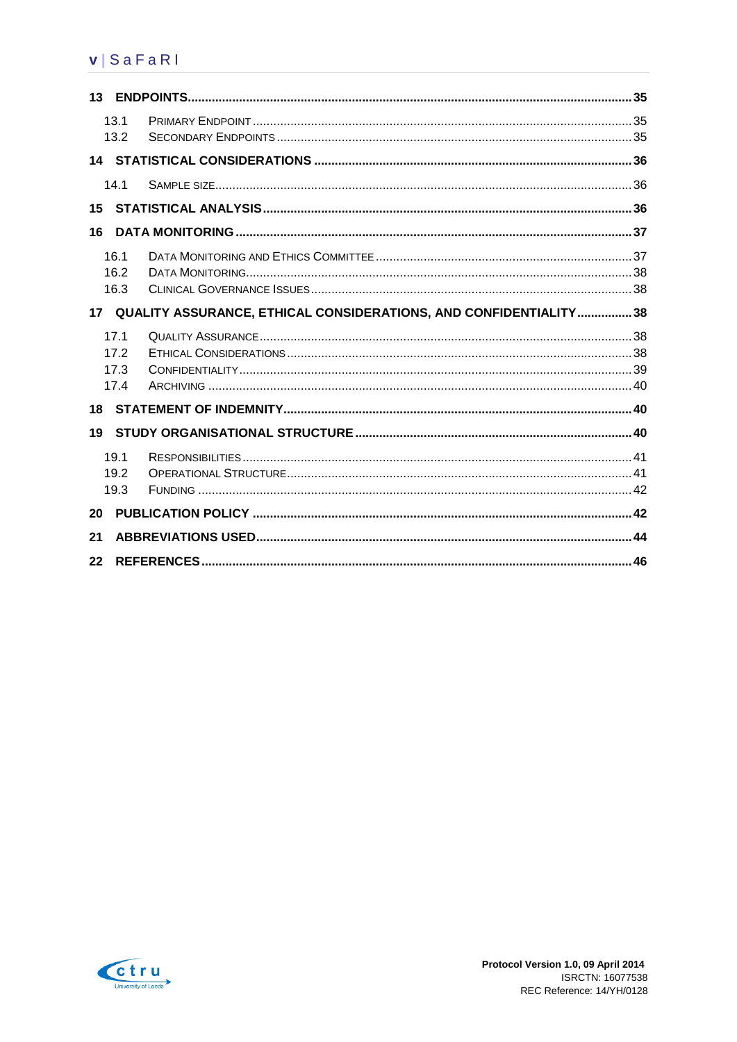| | | |
|---|---|---|
| **13** | **ENDPOINTS** | **35** |
| 13.1 | PRIMARY ENDPOINT | 35 |
| 13.2 | SECONDARY ENDPOINTS | 35 |
| **14** | **STATISTICAL CONSIDERATIONS** | **36** |
| 14.1 | SAMPLE SIZE | 36 |
| **15** | **STATISTICAL ANALYSIS** | **36** |
| **16** | **DATA MONITORING** | **37** |
| 16.1 | DATA MONITORING AND ETHICS COMMITTEE | 37 |
| 16.2 | DATA MONITORING | 38 |
| 16.3 | CLINICAL GOVERNANCE ISSUES | 38 |
| **17** | **QUALITY ASSURANCE, ETHICAL CONSIDERATIONS, AND CONFIDENTIALITY** | **38** |
| 17.1 | QUALITY ASSURANCE | 38 |
| 17.2 | ETHICAL CONSIDERATIONS | 38 |
| 17.3 | CONFIDENTIALITY | 39 |
| 17.4 | ARCHIVING | 40 |
| **18** | **STATEMENT OF INDEMNITY** | **40** |
| **19** | **STUDY ORGANISATIONAL STRUCTURE** | **40** |
| 19.1 | RESPONSIBILITIES | 41 |
| 19.2 | OPERATIONAL STRUCTURE | 41 |
| 19.3 | FUNDING | 42 |
| **20** | **PUBLICATION POLICY** | **42** |
| **21** | **ABBREVIATIONS USED** | **44** |
| **22** | **REFERENCES** | **46** |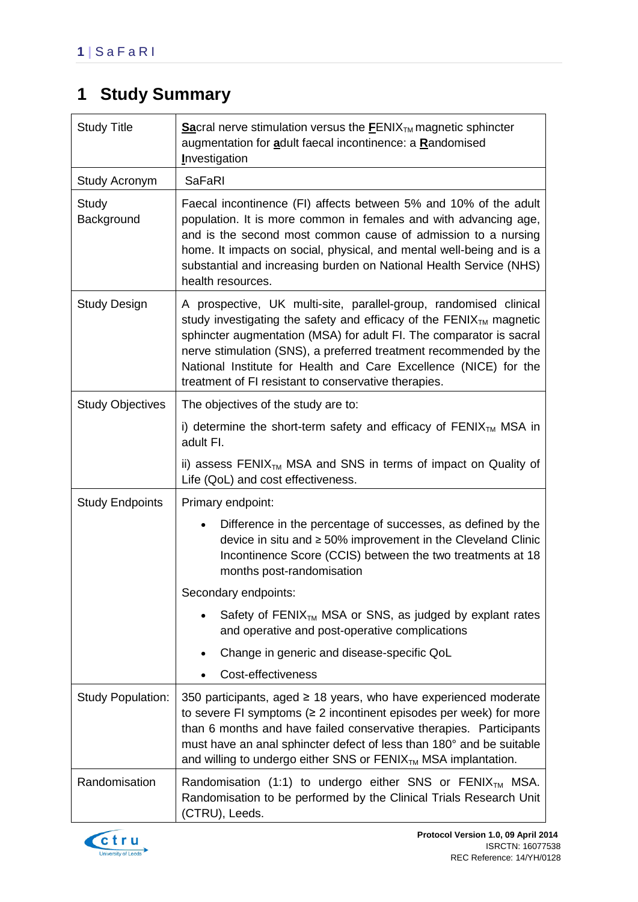# 1 Study Summary

| | |
|---|---|
| Study Title | **Sa**cral nerve stimulation versus the **F**ENIX$_{TM}$ magnetic sphincter augmentation for **a**dult faecal incontinence: a **R**andomised **I**nvestigation |
| Study Acronym | SaFaRI |
| Study Background | Faecal incontinence (FI) affects between 5% and 10% of the adult population. It is more common in females and with advancing age, and is the second most common cause of admission to a nursing home. It impacts on social, physical, and mental well-being and is a substantial and increasing burden on National Health Service (NHS) health resources. |
| Study Design | A prospective, UK multi-site, parallel-group, randomised clinical study investigating the safety and efficacy of the FENIX$_{TM}$ magnetic sphincter augmentation (MSA) for adult FI. The comparator is sacral nerve stimulation (SNS), a preferred treatment recommended by the National Institute for Health and Care Excellence (NICE) for the treatment of FI resistant to conservative therapies. |
| Study Objectives | The objectives of the study are to:<br>i) determine the short-term safety and efficacy of FENIX$_{TM}$ MSA in adult FI.<br>ii) assess FENIX$_{TM}$ MSA and SNS in terms of impact on Quality of Life (QoL) and cost effectiveness. |
| Study Endpoints | Primary endpoint:<br>• Difference in the percentage of successes, as defined by the device in situ and ≥ 50% improvement in the Cleveland Clinic Incontinence Score (CCIS) between the two treatments at 18 months post-randomisation<br>Secondary endpoints:<br>• Safety of FENIX$_{TM}$ MSA or SNS, as judged by explant rates and operative and post-operative complications<br>• Change in generic and disease-specific QoL<br>• Cost-effectiveness |
| Study Population: | 350 participants, aged ≥ 18 years, who have experienced moderate to severe FI symptoms (≥ 2 incontinent episodes per week) for more than 6 months and have failed conservative therapies. Participants must have an anal sphincter defect of less than 180° and be suitable and willing to undergo either SNS or FENIX$_{TM}$ MSA implantation. |
| Randomisation | Randomisation (1:1) to undergo either SNS or FENIX$_{TM}$ MSA. Randomisation to be performed by the Clinical Trials Research Unit (CTRU), Leeds. |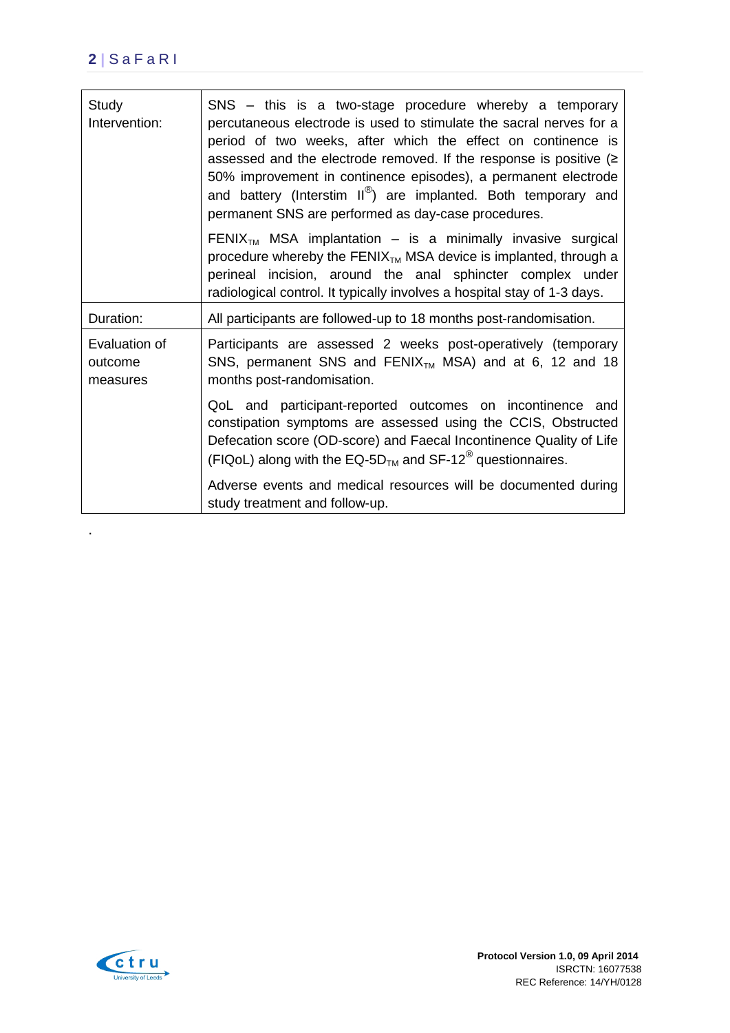| | |
|---|---|
| Study Intervention: | SNS – this is a two-stage procedure whereby a temporary percutaneous electrode is used to stimulate the sacral nerves for a period of two weeks, after which the effect on continence is assessed and the electrode removed. If the response is positive (≥ 50% improvement in continence episodes), a permanent electrode and battery (Interstim II®) are implanted. Both temporary and permanent SNS are performed as day-case procedures.<br><br>FENIX$_{TM}$ MSA implantation – is a minimally invasive surgical procedure whereby the FENIX$_{TM}$ MSA device is implanted, through a perineal incision, around the anal sphincter complex under radiological control. It typically involves a hospital stay of 1-3 days. |
| Duration: | All participants are followed-up to 18 months post-randomisation. |
| Evaluation of outcome measures | Participants are assessed 2 weeks post-operatively (temporary SNS, permanent SNS and FENIX$_{TM}$ MSA) and at 6, 12 and 18 months post-randomisation.<br><br>QoL and participant-reported outcomes on incontinence and constipation symptoms are assessed using the CCIS, Obstructed Defecation score (OD-score) and Faecal Incontinence Quality of Life (FIQoL) along with the EQ-5D$_{TM}$ and SF-12® questionnaires.<br><br>Adverse events and medical resources will be documented during study treatment and follow-up. |

.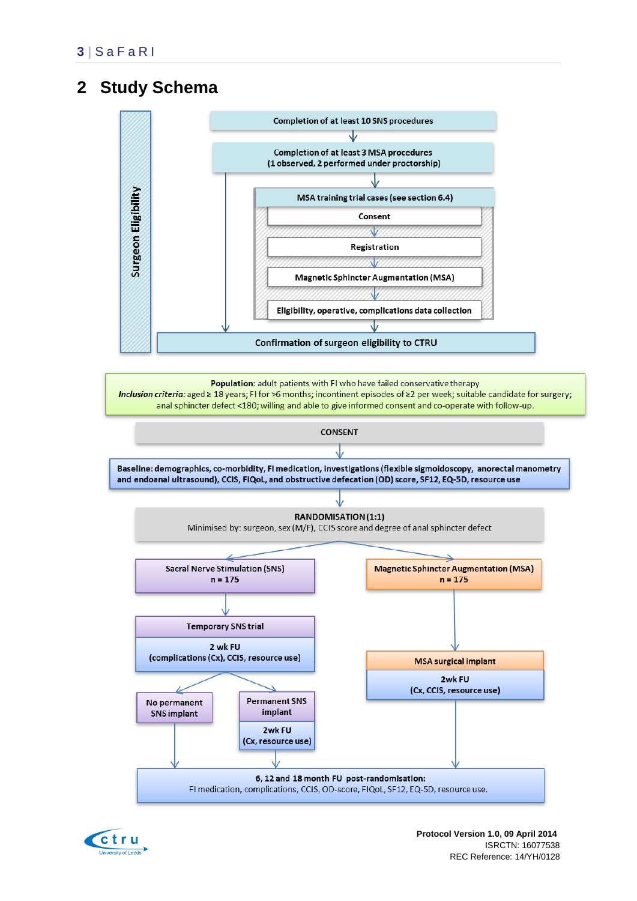# 2 Study Schema

**Surgeon Eligibility**

**Completion of at least 10 SNS procedures**

↓

**Completion of at least 3 MSA procedures (1 observed, 2 performed under proctorship)**

↓

**MSA training trial cases (see section 6.4)**

- **Consent**
- **Registration**
- **Magnetic Sphincter Augmentation (MSA)**
- **Eligibility, operative, complications data collection**

↓

**Confirmation of surgeon eligibility to CTRU**

---

**Population:** adult patients with FI who have failed conservative therapy
***Inclusion criteria:*** aged ≥ 18 years; FI for >6 months; incontinent episodes of ≥2 per week; suitable candidate for surgery; anal sphincter defect <180; willing and able to give informed consent and co-operate with follow-up.

**CONSENT**

↓

**Baseline: demographics, co-morbidity, FI medication, investigations (flexible sigmoidoscopy, anorectal manometry and endoanal ultrasound), CCIS, FIQoL, and obstructive defecation (OD) score, SF12, EQ-5D, resource use**

↓

**RANDOMISATION (1:1)**
Minimised by: surgeon, sex (M/F), CCIS score and degree of anal sphincter defect

**Sacral Nerve Stimulation (SNS) arm**

- **Sacral Nerve Stimulation (SNS) n = 175**
- ↓
- **Temporary SNS trial**
  - **2 wk FU (complications (Cx), CCIS, resource use)**
- ↓
  - **No permanent SNS implant**
  - **Permanent SNS implant**
    - **2wk FU (Cx, resource use)**

**Magnetic Sphincter Augmentation (MSA) arm**

- **Magnetic Sphincter Augmentation (MSA) n = 175**
- ↓
- **MSA surgical implant**
  - **2wk FU (Cx, CCIS, resource use)**

↓

**6, 12 and 18 month FU post-randomisation:**
FI medication, complications, CCIS, OD-score, FIQoL, SF12, EQ-5D, resource use.

---

**Protocol Version 1.0, 09 April 2014**
ISRCTN: 16077538
REC Reference: 14/YH/0128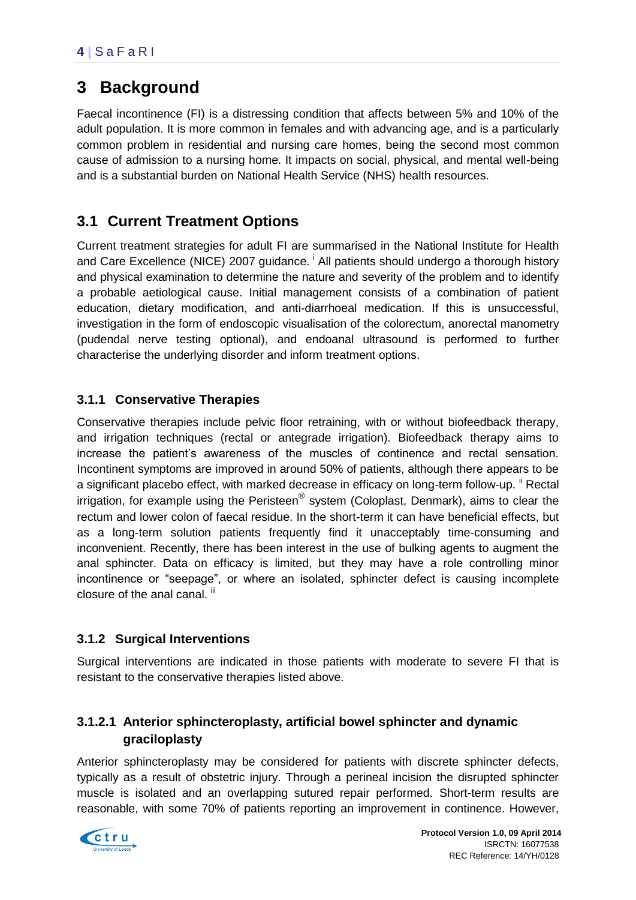# 3 Background

Faecal incontinence (FI) is a distressing condition that affects between 5% and 10% of the adult population. It is more common in females and with advancing age, and is a particularly common problem in residential and nursing care homes, being the second most common cause of admission to a nursing home. It impacts on social, physical, and mental well-being and is a substantial burden on National Health Service (NHS) health resources.

## 3.1 Current Treatment Options

Current treatment strategies for adult FI are summarised in the National Institute for Health and Care Excellence (NICE) 2007 guidance. [i] All patients should undergo a thorough history and physical examination to determine the nature and severity of the problem and to identify a probable aetiological cause. Initial management consists of a combination of patient education, dietary modification, and anti-diarrhoeal medication. If this is unsuccessful, investigation in the form of endoscopic visualisation of the colorectum, anorectal manometry (pudendal nerve testing optional), and endoanal ultrasound is performed to further characterise the underlying disorder and inform treatment options.

### 3.1.1 Conservative Therapies

Conservative therapies include pelvic floor retraining, with or without biofeedback therapy, and irrigation techniques (rectal or antegrade irrigation). Biofeedback therapy aims to increase the patient's awareness of the muscles of continence and rectal sensation. Incontinent symptoms are improved in around 50% of patients, although there appears to be a significant placebo effect, with marked decrease in efficacy on long-term follow-up. [ii] Rectal irrigation, for example using the Peristeen® system (Coloplast, Denmark), aims to clear the rectum and lower colon of faecal residue. In the short-term it can have beneficial effects, but as a long-term solution patients frequently find it unacceptably time-consuming and inconvenient. Recently, there has been interest in the use of bulking agents to augment the anal sphincter. Data on efficacy is limited, but they may have a role controlling minor incontinence or "seepage", or where an isolated, sphincter defect is causing incomplete closure of the anal canal. [iii]

### 3.1.2 Surgical Interventions

Surgical interventions are indicated in those patients with moderate to severe FI that is resistant to the conservative therapies listed above.

#### 3.1.2.1 Anterior sphincteroplasty, artificial bowel sphincter and dynamic graciloplasty

Anterior sphincteroplasty may be considered for patients with discrete sphincter defects, typically as a result of obstetric injury. Through a perineal incision the disrupted sphincter muscle is isolated and an overlapping sutured repair performed. Short-term results are reasonable, with some 70% of patients reporting an improvement in continence. However,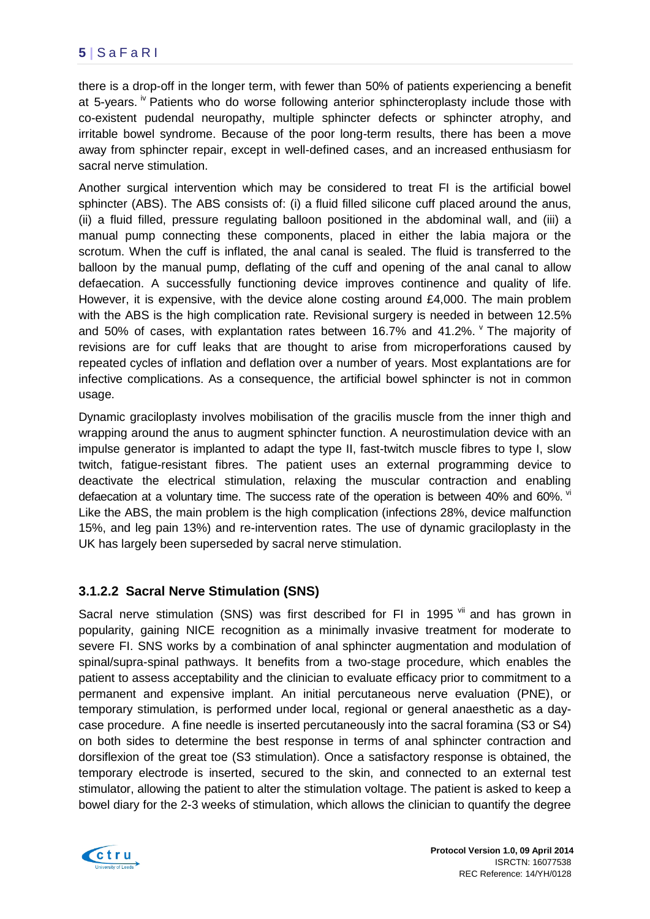there is a drop-off in the longer term, with fewer than 50% of patients experiencing a benefit at 5-years. [iv] Patients who do worse following anterior sphincteroplasty include those with co-existent pudendal neuropathy, multiple sphincter defects or sphincter atrophy, and irritable bowel syndrome. Because of the poor long-term results, there has been a move away from sphincter repair, except in well-defined cases, and an increased enthusiasm for sacral nerve stimulation.

Another surgical intervention which may be considered to treat FI is the artificial bowel sphincter (ABS). The ABS consists of: (i) a fluid filled silicone cuff placed around the anus, (ii) a fluid filled, pressure regulating balloon positioned in the abdominal wall, and (iii) a manual pump connecting these components, placed in either the labia majora or the scrotum. When the cuff is inflated, the anal canal is sealed. The fluid is transferred to the balloon by the manual pump, deflating of the cuff and opening of the anal canal to allow defaecation. A successfully functioning device improves continence and quality of life. However, it is expensive, with the device alone costing around £4,000. The main problem with the ABS is the high complication rate. Revisional surgery is needed in between 12.5% and 50% of cases, with explantation rates between 16.7% and 41.2%. [v] The majority of revisions are for cuff leaks that are thought to arise from microperforations caused by repeated cycles of inflation and deflation over a number of years. Most explantations are for infective complications. As a consequence, the artificial bowel sphincter is not in common usage.

Dynamic graciloplasty involves mobilisation of the gracilis muscle from the inner thigh and wrapping around the anus to augment sphincter function. A neurostimulation device with an impulse generator is implanted to adapt the type II, fast-twitch muscle fibres to type I, slow twitch, fatigue-resistant fibres. The patient uses an external programming device to deactivate the electrical stimulation, relaxing the muscular contraction and enabling defaecation at a voluntary time. The success rate of the operation is between 40% and 60%. [vi] Like the ABS, the main problem is the high complication (infections 28%, device malfunction 15%, and leg pain 13%) and re-intervention rates. The use of dynamic graciloplasty in the UK has largely been superseded by sacral nerve stimulation.

### 3.1.2.2 Sacral Nerve Stimulation (SNS)

Sacral nerve stimulation (SNS) was first described for FI in 1995 [vii] and has grown in popularity, gaining NICE recognition as a minimally invasive treatment for moderate to severe FI. SNS works by a combination of anal sphincter augmentation and modulation of spinal/supra-spinal pathways. It benefits from a two-stage procedure, which enables the patient to assess acceptability and the clinician to evaluate efficacy prior to commitment to a permanent and expensive implant. An initial percutaneous nerve evaluation (PNE), or temporary stimulation, is performed under local, regional or general anaesthetic as a day-case procedure. A fine needle is inserted percutaneously into the sacral foramina (S3 or S4) on both sides to determine the best response in terms of anal sphincter contraction and dorsiflexion of the great toe (S3 stimulation). Once a satisfactory response is obtained, the temporary electrode is inserted, secured to the skin, and connected to an external test stimulator, allowing the patient to alter the stimulation voltage. The patient is asked to keep a bowel diary for the 2-3 weeks of stimulation, which allows the clinician to quantify the degree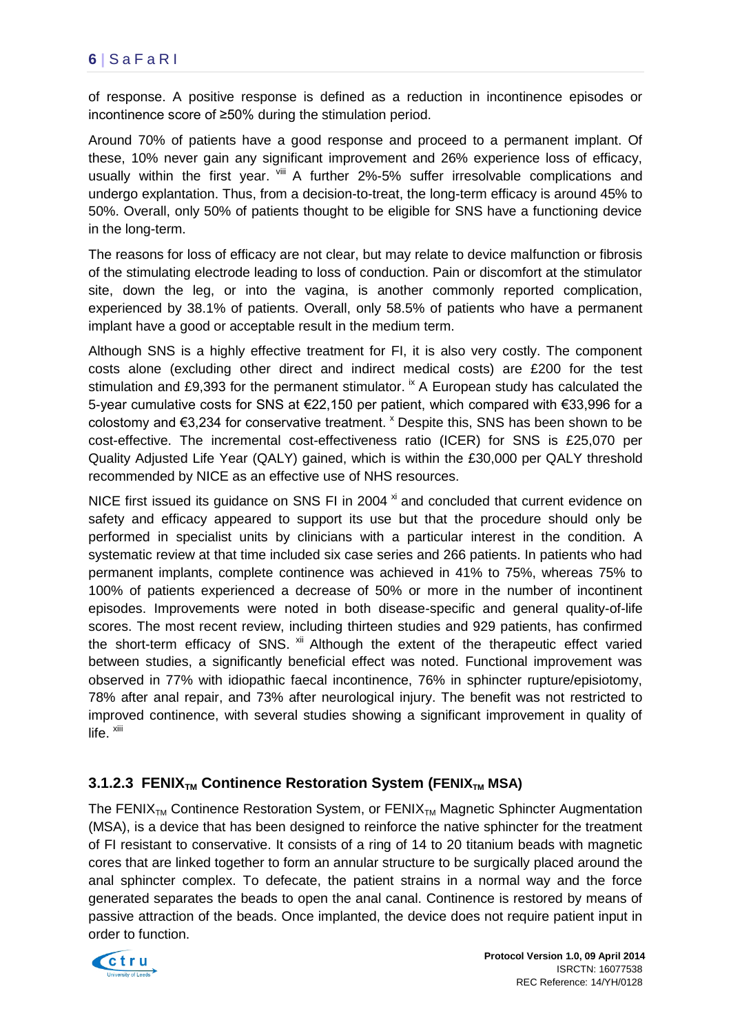of response. A positive response is defined as a reduction in incontinence episodes or incontinence score of ≥50% during the stimulation period.

Around 70% of patients have a good response and proceed to a permanent implant. Of these, 10% never gain any significant improvement and 26% experience loss of efficacy, usually within the first year. [viii] A further 2%-5% suffer irresolvable complications and undergo explantation. Thus, from a decision-to-treat, the long-term efficacy is around 45% to 50%. Overall, only 50% of patients thought to be eligible for SNS have a functioning device in the long-term.

The reasons for loss of efficacy are not clear, but may relate to device malfunction or fibrosis of the stimulating electrode leading to loss of conduction. Pain or discomfort at the stimulator site, down the leg, or into the vagina, is another commonly reported complication, experienced by 38.1% of patients. Overall, only 58.5% of patients who have a permanent implant have a good or acceptable result in the medium term.

Although SNS is a highly effective treatment for FI, it is also very costly. The component costs alone (excluding other direct and indirect medical costs) are £200 for the test stimulation and £9,393 for the permanent stimulator. [ix] A European study has calculated the 5-year cumulative costs for SNS at €22,150 per patient, which compared with €33,996 for a colostomy and €3,234 for conservative treatment. [x] Despite this, SNS has been shown to be cost-effective. The incremental cost-effectiveness ratio (ICER) for SNS is £25,070 per Quality Adjusted Life Year (QALY) gained, which is within the £30,000 per QALY threshold recommended by NICE as an effective use of NHS resources.

NICE first issued its guidance on SNS FI in 2004 [xi] and concluded that current evidence on safety and efficacy appeared to support its use but that the procedure should only be performed in specialist units by clinicians with a particular interest in the condition. A systematic review at that time included six case series and 266 patients. In patients who had permanent implants, complete continence was achieved in 41% to 75%, whereas 75% to 100% of patients experienced a decrease of 50% or more in the number of incontinent episodes. Improvements were noted in both disease-specific and general quality-of-life scores. The most recent review, including thirteen studies and 929 patients, has confirmed the short-term efficacy of SNS. [xii] Although the extent of the therapeutic effect varied between studies, a significantly beneficial effect was noted. Functional improvement was observed in 77% with idiopathic faecal incontinence, 76% in sphincter rupture/episiotomy, 78% after anal repair, and 73% after neurological injury. The benefit was not restricted to improved continence, with several studies showing a significant improvement in quality of life. [xiii]

### 3.1.2.3 FENIX$_{TM}$ Continence Restoration System (FENIX$_{TM}$ MSA)

The FENIX$_{TM}$ Continence Restoration System, or FENIX$_{TM}$ Magnetic Sphincter Augmentation (MSA), is a device that has been designed to reinforce the native sphincter for the treatment of FI resistant to conservative. It consists of a ring of 14 to 20 titanium beads with magnetic cores that are linked together to form an annular structure to be surgically placed around the anal sphincter complex. To defecate, the patient strains in a normal way and the force generated separates the beads to open the anal canal. Continence is restored by means of passive attraction of the beads. Once implanted, the device does not require patient input in order to function.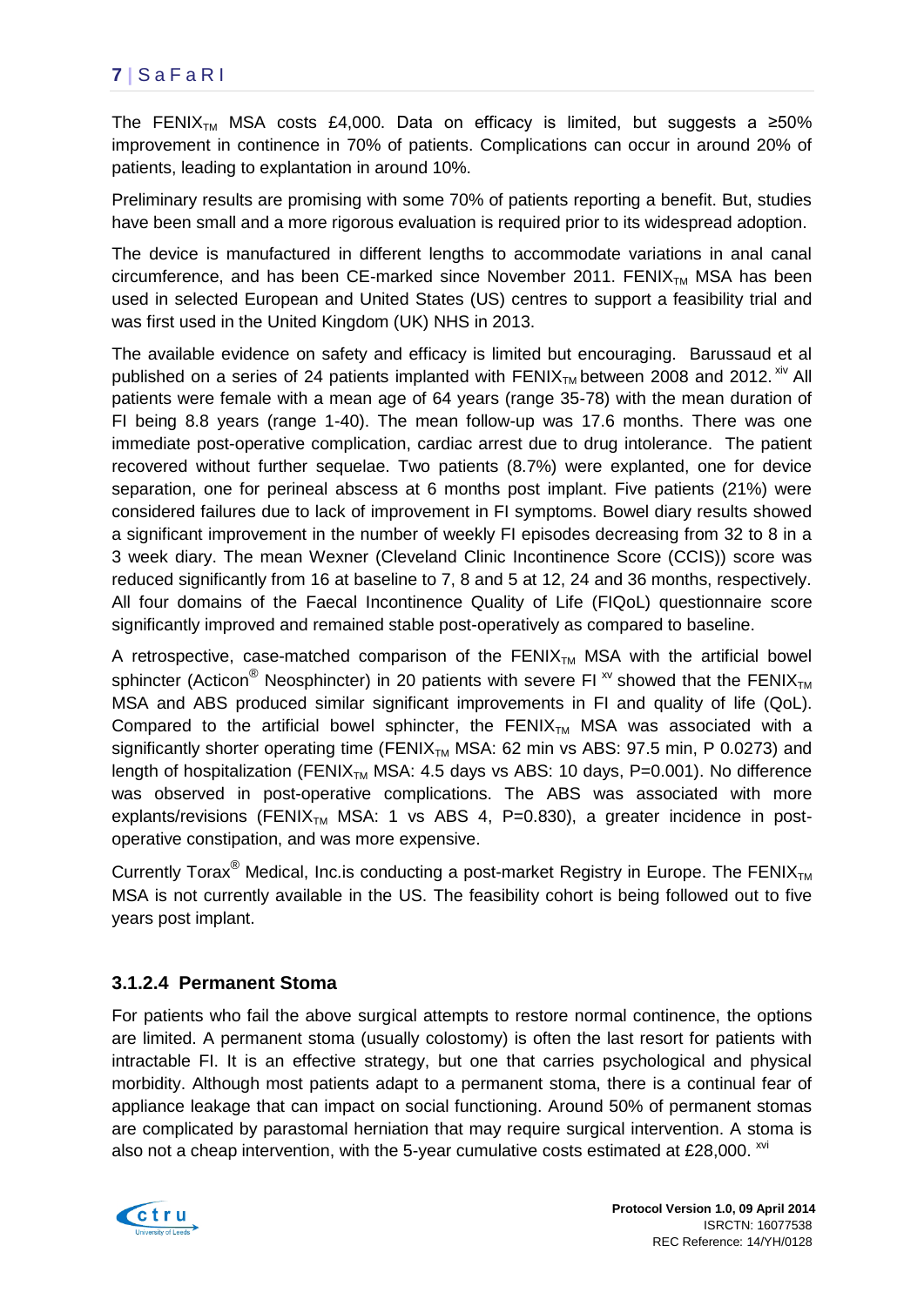The FENIX$_{TM}$ MSA costs £4,000. Data on efficacy is limited, but suggests a ≥50% improvement in continence in 70% of patients. Complications can occur in around 20% of patients, leading to explantation in around 10%.

Preliminary results are promising with some 70% of patients reporting a benefit. But, studies have been small and a more rigorous evaluation is required prior to its widespread adoption.

The device is manufactured in different lengths to accommodate variations in anal canal circumference, and has been CE-marked since November 2011. FENIX$_{TM}$ MSA has been used in selected European and United States (US) centres to support a feasibility trial and was first used in the United Kingdom (UK) NHS in 2013.

The available evidence on safety and efficacy is limited but encouraging. Barussaud et al published on a series of 24 patients implanted with FENIX$_{TM}$ between 2008 and 2012.[xiv] All patients were female with a mean age of 64 years (range 35-78) with the mean duration of FI being 8.8 years (range 1-40). The mean follow-up was 17.6 months. There was one immediate post-operative complication, cardiac arrest due to drug intolerance. The patient recovered without further sequelae. Two patients (8.7%) were explanted, one for device separation, one for perineal abscess at 6 months post implant. Five patients (21%) were considered failures due to lack of improvement in FI symptoms. Bowel diary results showed a significant improvement in the number of weekly FI episodes decreasing from 32 to 8 in a 3 week diary. The mean Wexner (Cleveland Clinic Incontinence Score (CCIS)) score was reduced significantly from 16 at baseline to 7, 8 and 5 at 12, 24 and 36 months, respectively. All four domains of the Faecal Incontinence Quality of Life (FIQoL) questionnaire score significantly improved and remained stable post-operatively as compared to baseline.

A retrospective, case-matched comparison of the FENIX$_{TM}$ MSA with the artificial bowel sphincter (Acticon® Neosphincter) in 20 patients with severe FI[xv] showed that the FENIX$_{TM}$ MSA and ABS produced similar significant improvements in FI and quality of life (QoL). Compared to the artificial bowel sphincter, the FENIX$_{TM}$ MSA was associated with a significantly shorter operating time (FENIX$_{TM}$ MSA: 62 min vs ABS: 97.5 min, P 0.0273) and length of hospitalization (FENIX$_{TM}$ MSA: 4.5 days vs ABS: 10 days, P=0.001). No difference was observed in post-operative complications. The ABS was associated with more explants/revisions (FENIX$_{TM}$ MSA: 1 vs ABS 4, P=0.830), a greater incidence in post-operative constipation, and was more expensive.

Currently Torax® Medical, Inc.is conducting a post-market Registry in Europe. The FENIX$_{TM}$ MSA is not currently available in the US. The feasibility cohort is being followed out to five years post implant.

### 3.1.2.4 Permanent Stoma

For patients who fail the above surgical attempts to restore normal continence, the options are limited. A permanent stoma (usually colostomy) is often the last resort for patients with intractable FI. It is an effective strategy, but one that carries psychological and physical morbidity. Although most patients adapt to a permanent stoma, there is a continual fear of appliance leakage that can impact on social functioning. Around 50% of permanent stomas are complicated by parastomal herniation that may require surgical intervention. A stoma is also not a cheap intervention, with the 5-year cumulative costs estimated at £28,000.[xvi]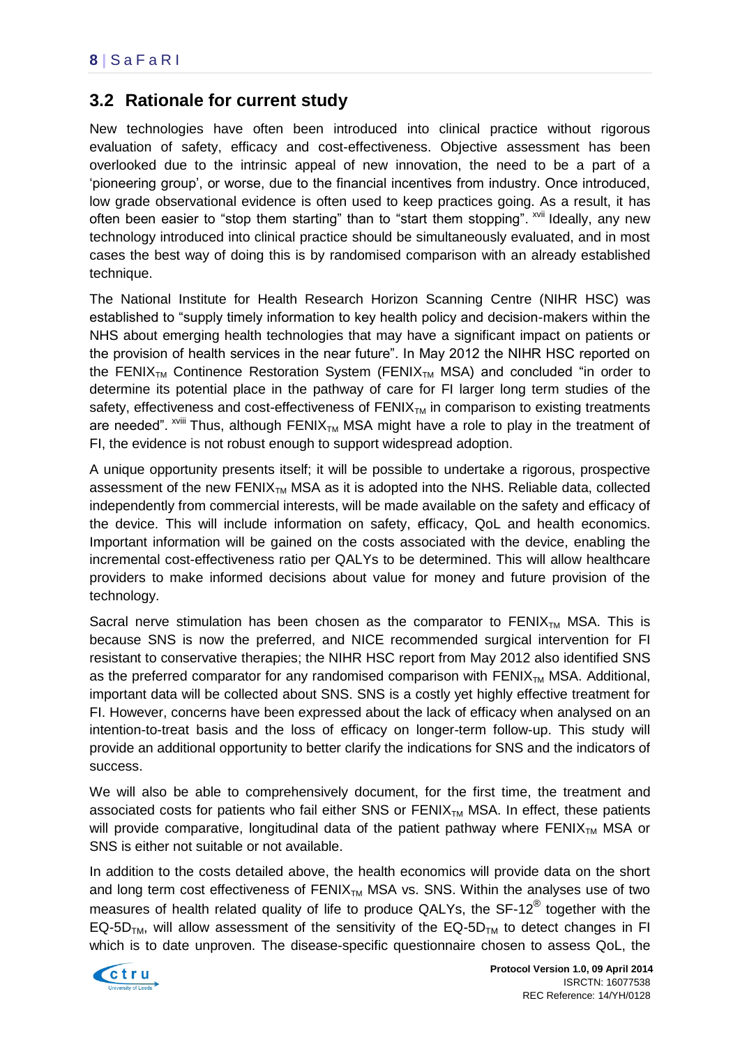## 3.2 Rationale for current study

New technologies have often been introduced into clinical practice without rigorous evaluation of safety, efficacy and cost-effectiveness. Objective assessment has been overlooked due to the intrinsic appeal of new innovation, the need to be a part of a 'pioneering group', or worse, due to the financial incentives from industry. Once introduced, low grade observational evidence is often used to keep practices going. As a result, it has often been easier to "stop them starting" than to "start them stopping". [xvii] Ideally, any new technology introduced into clinical practice should be simultaneously evaluated, and in most cases the best way of doing this is by randomised comparison with an already established technique.

The National Institute for Health Research Horizon Scanning Centre (NIHR HSC) was established to "supply timely information to key health policy and decision-makers within the NHS about emerging health technologies that may have a significant impact on patients or the provision of health services in the near future". In May 2012 the NIHR HSC reported on the FENIX$_{TM}$ Continence Restoration System (FENIX$_{TM}$ MSA) and concluded "in order to determine its potential place in the pathway of care for FI larger long term studies of the safety, effectiveness and cost-effectiveness of FENIX$_{TM}$ in comparison to existing treatments are needed". [xviii] Thus, although FENIX$_{TM}$ MSA might have a role to play in the treatment of FI, the evidence is not robust enough to support widespread adoption.

A unique opportunity presents itself; it will be possible to undertake a rigorous, prospective assessment of the new FENIX$_{TM}$ MSA as it is adopted into the NHS. Reliable data, collected independently from commercial interests, will be made available on the safety and efficacy of the device. This will include information on safety, efficacy, QoL and health economics. Important information will be gained on the costs associated with the device, enabling the incremental cost-effectiveness ratio per QALYs to be determined. This will allow healthcare providers to make informed decisions about value for money and future provision of the technology.

Sacral nerve stimulation has been chosen as the comparator to FENIX$_{TM}$ MSA. This is because SNS is now the preferred, and NICE recommended surgical intervention for FI resistant to conservative therapies; the NIHR HSC report from May 2012 also identified SNS as the preferred comparator for any randomised comparison with FENIX$_{TM}$ MSA. Additional, important data will be collected about SNS. SNS is a costly yet highly effective treatment for FI. However, concerns have been expressed about the lack of efficacy when analysed on an intention-to-treat basis and the loss of efficacy on longer-term follow-up. This study will provide an additional opportunity to better clarify the indications for SNS and the indicators of success.

We will also be able to comprehensively document, for the first time, the treatment and associated costs for patients who fail either SNS or FENIX$_{TM}$ MSA. In effect, these patients will provide comparative, longitudinal data of the patient pathway where FENIX$_{TM}$ MSA or SNS is either not suitable or not available.

In addition to the costs detailed above, the health economics will provide data on the short and long term cost effectiveness of FENIX$_{TM}$ MSA vs. SNS. Within the analyses use of two measures of health related quality of life to produce QALYs, the SF-12® together with the EQ-5D$_{TM}$, will allow assessment of the sensitivity of the EQ-5D$_{TM}$ to detect changes in FI which is to date unproven. The disease-specific questionnaire chosen to assess QoL, the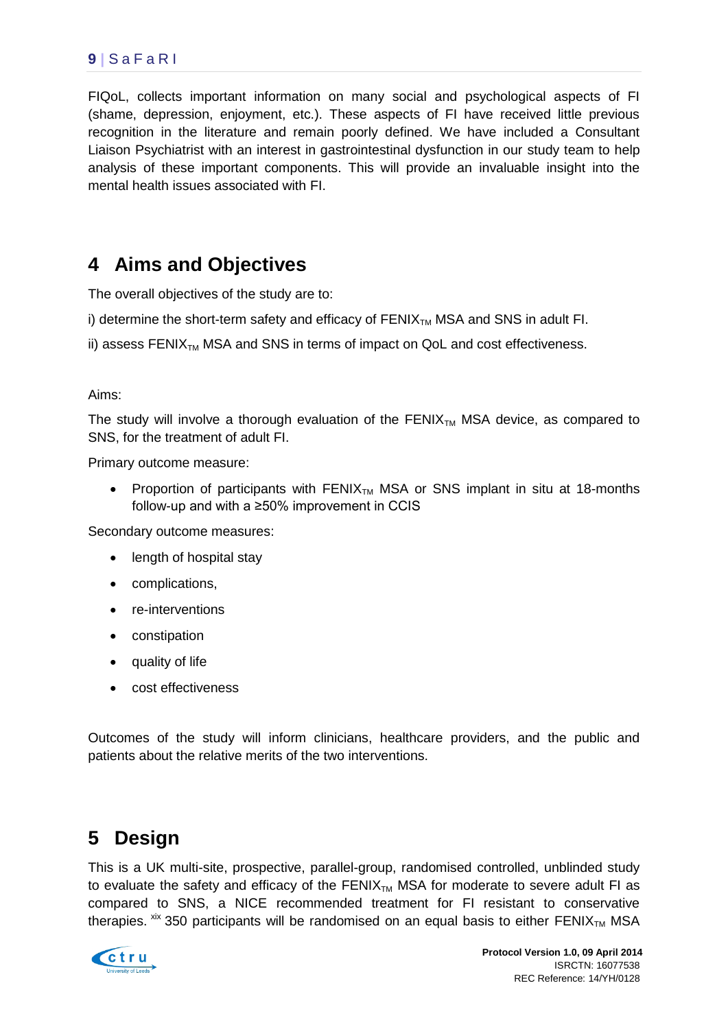FIQoL, collects important information on many social and psychological aspects of FI (shame, depression, enjoyment, etc.). These aspects of FI have received little previous recognition in the literature and remain poorly defined. We have included a Consultant Liaison Psychiatrist with an interest in gastrointestinal dysfunction in our study team to help analysis of these important components. This will provide an invaluable insight into the mental health issues associated with FI.

# 4 Aims and Objectives

The overall objectives of the study are to:

i) determine the short-term safety and efficacy of FENIX$_{TM}$ MSA and SNS in adult FI.

ii) assess FENIX$_{TM}$ MSA and SNS in terms of impact on QoL and cost effectiveness.

Aims:

The study will involve a thorough evaluation of the FENIX$_{TM}$ MSA device, as compared to SNS, for the treatment of adult FI.

Primary outcome measure:

- Proportion of participants with FENIX$_{TM}$ MSA or SNS implant in situ at 18-months follow-up and with a ≥50% improvement in CCIS

Secondary outcome measures:

- length of hospital stay
- complications,
- re-interventions
- constipation
- quality of life
- cost effectiveness

Outcomes of the study will inform clinicians, healthcare providers, and the public and patients about the relative merits of the two interventions.

# 5 Design

This is a UK multi-site, prospective, parallel-group, randomised controlled, unblinded study to evaluate the safety and efficacy of the FENIX$_{TM}$ MSA for moderate to severe adult FI as compared to SNS, a NICE recommended treatment for FI resistant to conservative therapies. [xix] 350 participants will be randomised on an equal basis to either FENIX$_{TM}$ MSA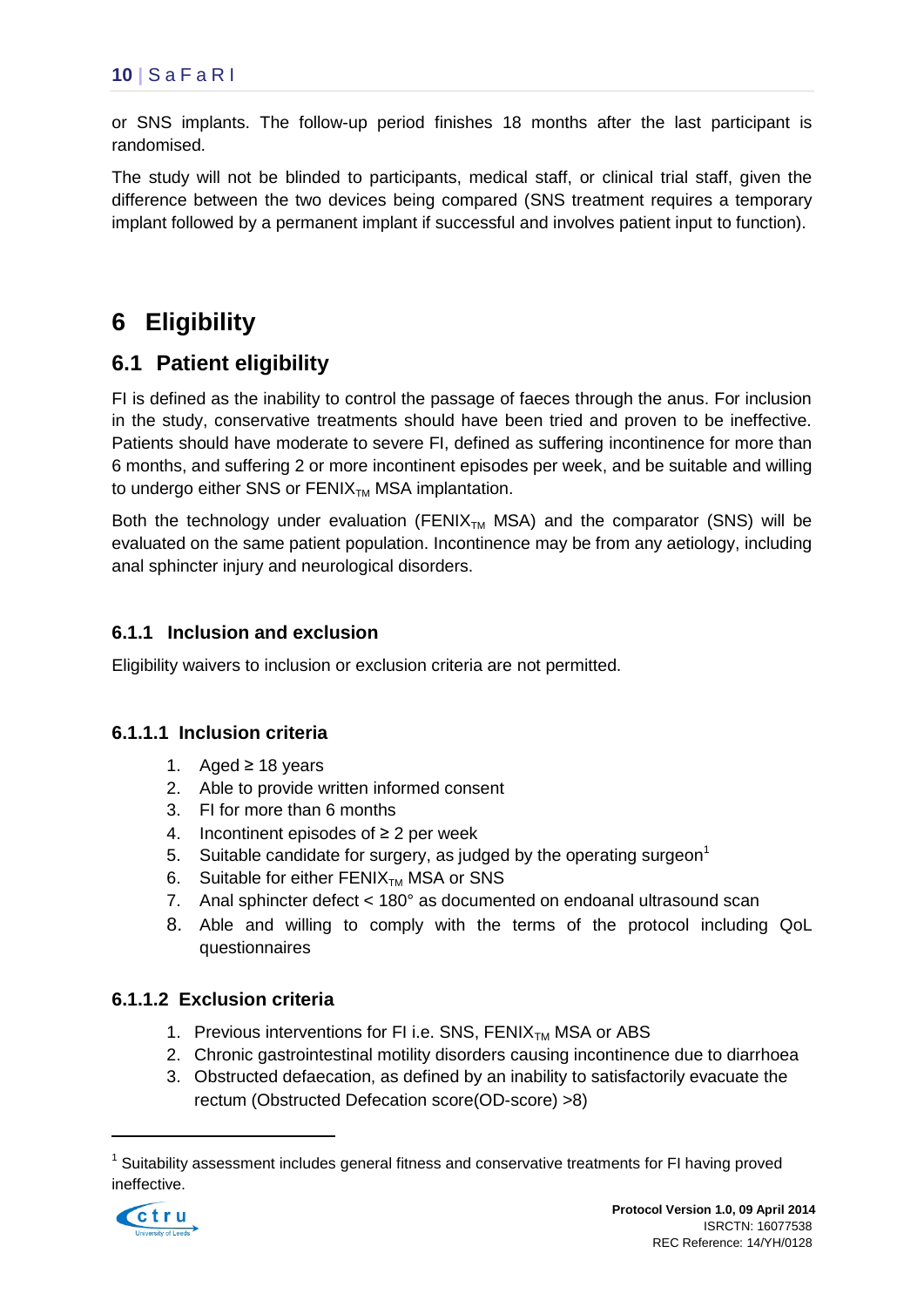or SNS implants. The follow-up period finishes 18 months after the last participant is randomised.

The study will not be blinded to participants, medical staff, or clinical trial staff, given the difference between the two devices being compared (SNS treatment requires a temporary implant followed by a permanent implant if successful and involves patient input to function).

# 6 Eligibility

## 6.1 Patient eligibility

FI is defined as the inability to control the passage of faeces through the anus. For inclusion in the study, conservative treatments should have been tried and proven to be ineffective. Patients should have moderate to severe FI, defined as suffering incontinence for more than 6 months, and suffering 2 or more incontinent episodes per week, and be suitable and willing to undergo either SNS or FENIX$_{TM}$ MSA implantation.

Both the technology under evaluation (FENIX$_{TM}$ MSA) and the comparator (SNS) will be evaluated on the same patient population. Incontinence may be from any aetiology, including anal sphincter injury and neurological disorders.

### 6.1.1 Inclusion and exclusion

Eligibility waivers to inclusion or exclusion criteria are not permitted.

#### 6.1.1.1 Inclusion criteria

1. Aged ≥ 18 years
2. Able to provide written informed consent
3. FI for more than 6 months
4. Incontinent episodes of ≥ 2 per week
5. Suitable candidate for surgery, as judged by the operating surgeon[1]
6. Suitable for either FENIX$_{TM}$ MSA or SNS
7. Anal sphincter defect < 180° as documented on endoanal ultrasound scan
8. Able and willing to comply with the terms of the protocol including QoL questionnaires

#### 6.1.1.2 Exclusion criteria

1. Previous interventions for FI i.e. SNS, FENIX$_{TM}$ MSA or ABS
2. Chronic gastrointestinal motility disorders causing incontinence due to diarrhoea
3. Obstructed defaecation, as defined by an inability to satisfactorily evacuate the rectum (Obstructed Defecation score(OD-score) >8)

[1] Suitability assessment includes general fitness and conservative treatments for FI having proved ineffective.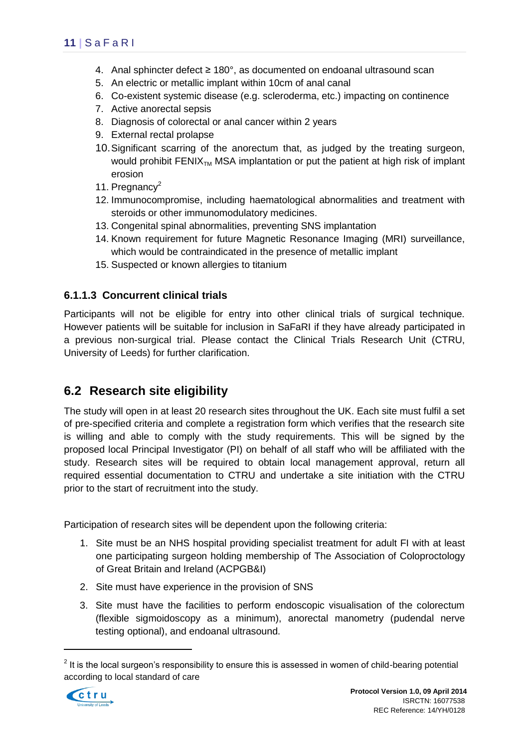4. Anal sphincter defect ≥ 180°, as documented on endoanal ultrasound scan
5. An electric or metallic implant within 10cm of anal canal
6. Co-existent systemic disease (e.g. scleroderma, etc.) impacting on continence
7. Active anorectal sepsis
8. Diagnosis of colorectal or anal cancer within 2 years
9. External rectal prolapse
10. Significant scarring of the anorectum that, as judged by the treating surgeon, would prohibit FENIX$_{TM}$ MSA implantation or put the patient at high risk of implant erosion
11. Pregnancy[2]
12. Immunocompromise, including haematological abnormalities and treatment with steroids or other immunomodulatory medicines.
13. Congenital spinal abnormalities, preventing SNS implantation
14. Known requirement for future Magnetic Resonance Imaging (MRI) surveillance, which would be contraindicated in the presence of metallic implant
15. Suspected or known allergies to titanium

### 6.1.1.3 Concurrent clinical trials

Participants will not be eligible for entry into other clinical trials of surgical technique. However patients will be suitable for inclusion in SaFaRI if they have already participated in a previous non-surgical trial. Please contact the Clinical Trials Research Unit (CTRU, University of Leeds) for further clarification.

## 6.2 Research site eligibility

The study will open in at least 20 research sites throughout the UK. Each site must fulfil a set of pre-specified criteria and complete a registration form which verifies that the research site is willing and able to comply with the study requirements. This will be signed by the proposed local Principal Investigator (PI) on behalf of all staff who will be affiliated with the study. Research sites will be required to obtain local management approval, return all required essential documentation to CTRU and undertake a site initiation with the CTRU prior to the start of recruitment into the study.

Participation of research sites will be dependent upon the following criteria:

1. Site must be an NHS hospital providing specialist treatment for adult FI with at least one participating surgeon holding membership of The Association of Coloproctology of Great Britain and Ireland (ACPGB&I)
2. Site must have experience in the provision of SNS
3. Site must have the facilities to perform endoscopic visualisation of the colorectum (flexible sigmoidoscopy as a minimum), anorectal manometry (pudendal nerve testing optional), and endoanal ultrasound.

[2] It is the local surgeon's responsibility to ensure this is assessed in women of child-bearing potential according to local standard of care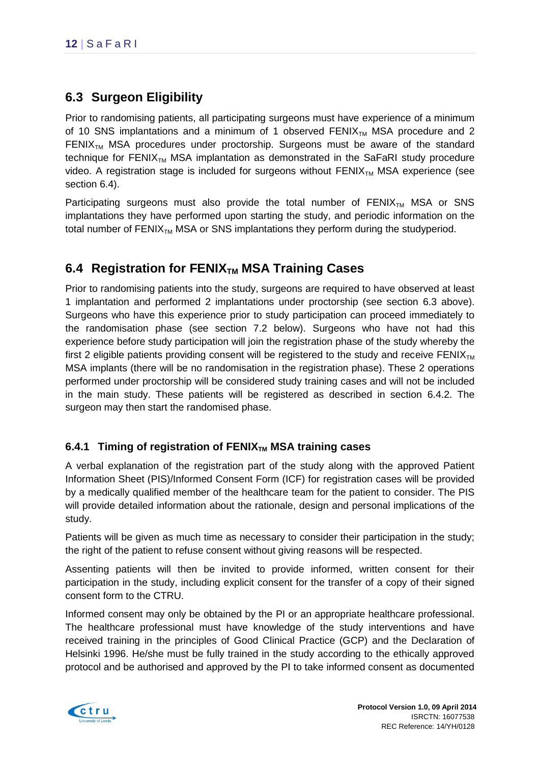## 6.3 Surgeon Eligibility

Prior to randomising patients, all participating surgeons must have experience of a minimum of 10 SNS implantations and a minimum of 1 observed FENIX$_{TM}$ MSA procedure and 2 FENIX$_{TM}$ MSA procedures under proctorship. Surgeons must be aware of the standard technique for FENIX$_{TM}$ MSA implantation as demonstrated in the SaFaRI study procedure video. A registration stage is included for surgeons without FENIX$_{TM}$ MSA experience (see section 6.4).

Participating surgeons must also provide the total number of FENIX$_{TM}$ MSA or SNS implantations they have performed upon starting the study, and periodic information on the total number of FENIX$_{TM}$ MSA or SNS implantations they perform during the studyperiod.

## 6.4 Registration for FENIX$_{TM}$ MSA Training Cases

Prior to randomising patients into the study, surgeons are required to have observed at least 1 implantation and performed 2 implantations under proctorship (see section 6.3 above). Surgeons who have this experience prior to study participation can proceed immediately to the randomisation phase (see section 7.2 below). Surgeons who have not had this experience before study participation will join the registration phase of the study whereby the first 2 eligible patients providing consent will be registered to the study and receive FENIX$_{TM}$ MSA implants (there will be no randomisation in the registration phase). These 2 operations performed under proctorship will be considered study training cases and will not be included in the main study. These patients will be registered as described in section 6.4.2. The surgeon may then start the randomised phase.

### 6.4.1 Timing of registration of FENIX$_{TM}$ MSA training cases

A verbal explanation of the registration part of the study along with the approved Patient Information Sheet (PIS)/Informed Consent Form (ICF) for registration cases will be provided by a medically qualified member of the healthcare team for the patient to consider. The PIS will provide detailed information about the rationale, design and personal implications of the study.

Patients will be given as much time as necessary to consider their participation in the study; the right of the patient to refuse consent without giving reasons will be respected.

Assenting patients will then be invited to provide informed, written consent for their participation in the study, including explicit consent for the transfer of a copy of their signed consent form to the CTRU.

Informed consent may only be obtained by the PI or an appropriate healthcare professional. The healthcare professional must have knowledge of the study interventions and have received training in the principles of Good Clinical Practice (GCP) and the Declaration of Helsinki 1996. He/she must be fully trained in the study according to the ethically approved protocol and be authorised and approved by the PI to take informed consent as documented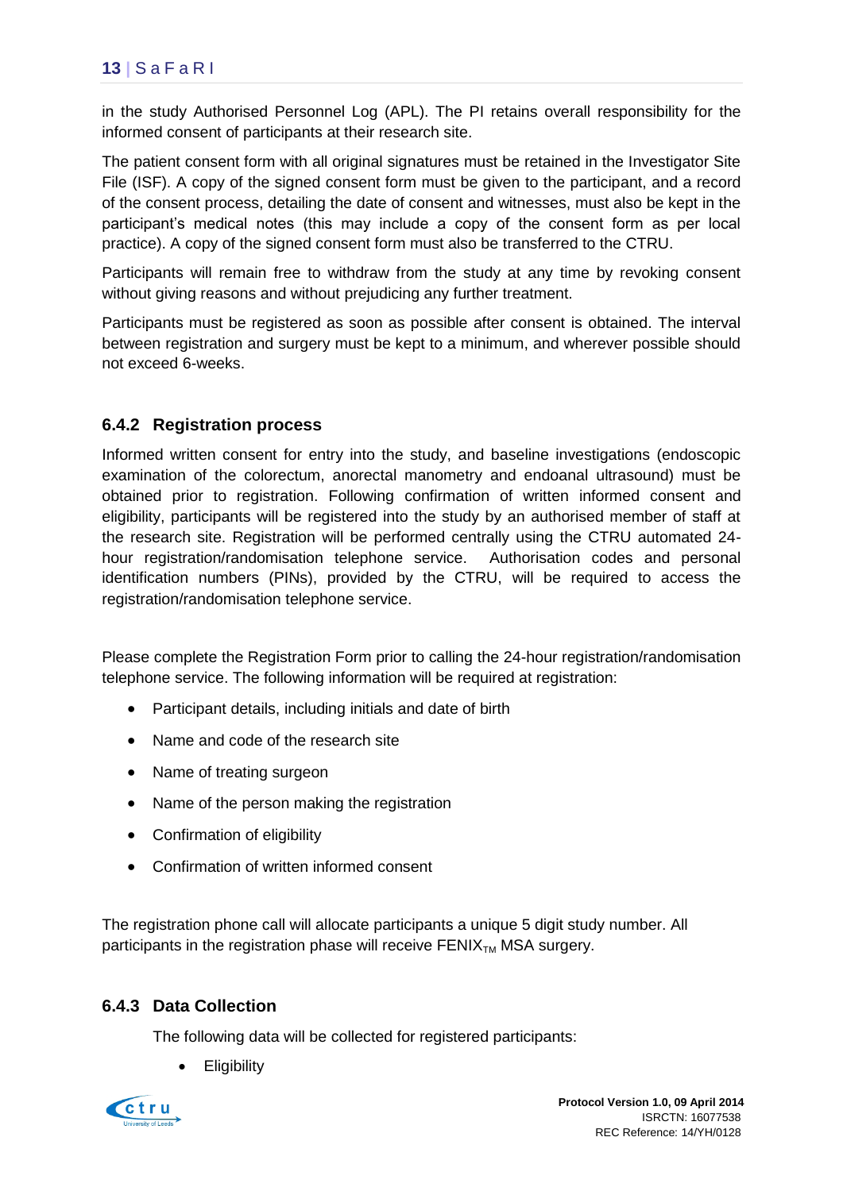in the study Authorised Personnel Log (APL). The PI retains overall responsibility for the informed consent of participants at their research site.

The patient consent form with all original signatures must be retained in the Investigator Site File (ISF). A copy of the signed consent form must be given to the participant, and a record of the consent process, detailing the date of consent and witnesses, must also be kept in the participant's medical notes (this may include a copy of the consent form as per local practice). A copy of the signed consent form must also be transferred to the CTRU.

Participants will remain free to withdraw from the study at any time by revoking consent without giving reasons and without prejudicing any further treatment.

Participants must be registered as soon as possible after consent is obtained. The interval between registration and surgery must be kept to a minimum, and wherever possible should not exceed 6-weeks.

### 6.4.2 Registration process

Informed written consent for entry into the study, and baseline investigations (endoscopic examination of the colorectum, anorectal manometry and endoanal ultrasound) must be obtained prior to registration. Following confirmation of written informed consent and eligibility, participants will be registered into the study by an authorised member of staff at the research site. Registration will be performed centrally using the CTRU automated 24-hour registration/randomisation telephone service. Authorisation codes and personal identification numbers (PINs), provided by the CTRU, will be required to access the registration/randomisation telephone service.

Please complete the Registration Form prior to calling the 24-hour registration/randomisation telephone service. The following information will be required at registration:

- Participant details, including initials and date of birth
- Name and code of the research site
- Name of treating surgeon
- Name of the person making the registration
- Confirmation of eligibility
- Confirmation of written informed consent

The registration phone call will allocate participants a unique 5 digit study number. All participants in the registration phase will receive FENIX$_{TM}$ MSA surgery.

### 6.4.3 Data Collection

The following data will be collected for registered participants:

- Eligibility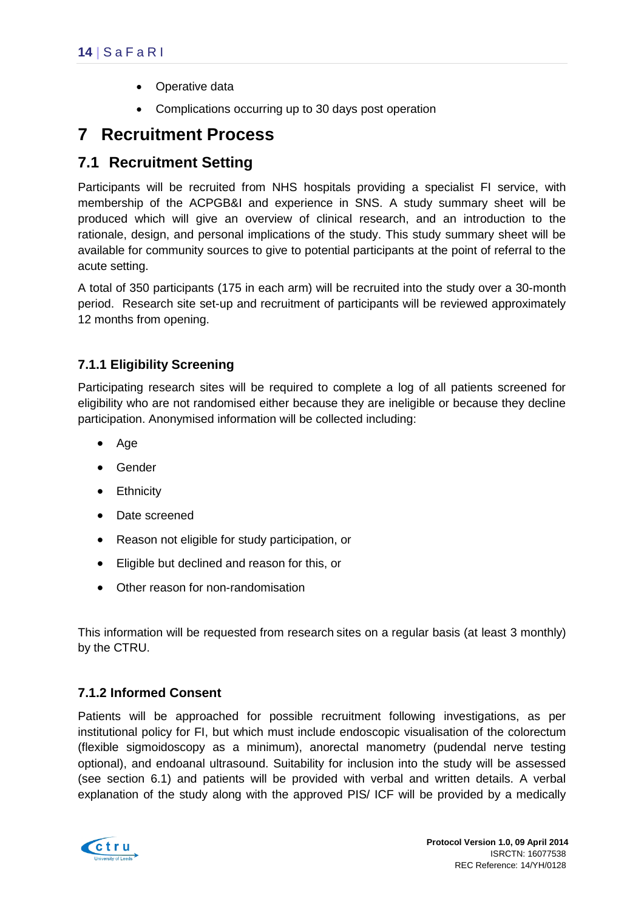- Operative data
- Complications occurring up to 30 days post operation

# 7 Recruitment Process

## 7.1 Recruitment Setting

Participants will be recruited from NHS hospitals providing a specialist FI service, with membership of the ACPGB&I and experience in SNS. A study summary sheet will be produced which will give an overview of clinical research, and an introduction to the rationale, design, and personal implications of the study. This study summary sheet will be available for community sources to give to potential participants at the point of referral to the acute setting.

A total of 350 participants (175 in each arm) will be recruited into the study over a 30-month period. Research site set-up and recruitment of participants will be reviewed approximately 12 months from opening.

### 7.1.1 Eligibility Screening

Participating research sites will be required to complete a log of all patients screened for eligibility who are not randomised either because they are ineligible or because they decline participation. Anonymised information will be collected including:

- Age
- Gender
- Ethnicity
- Date screened
- Reason not eligible for study participation, or
- Eligible but declined and reason for this, or
- Other reason for non-randomisation

This information will be requested from research sites on a regular basis (at least 3 monthly) by the CTRU.

### 7.1.2 Informed Consent

Patients will be approached for possible recruitment following investigations, as per institutional policy for FI, but which must include endoscopic visualisation of the colorectum (flexible sigmoidoscopy as a minimum), anorectal manometry (pudendal nerve testing optional), and endoanal ultrasound. Suitability for inclusion into the study will be assessed (see section 6.1) and patients will be provided with verbal and written details. A verbal explanation of the study along with the approved PIS/ ICF will be provided by a medically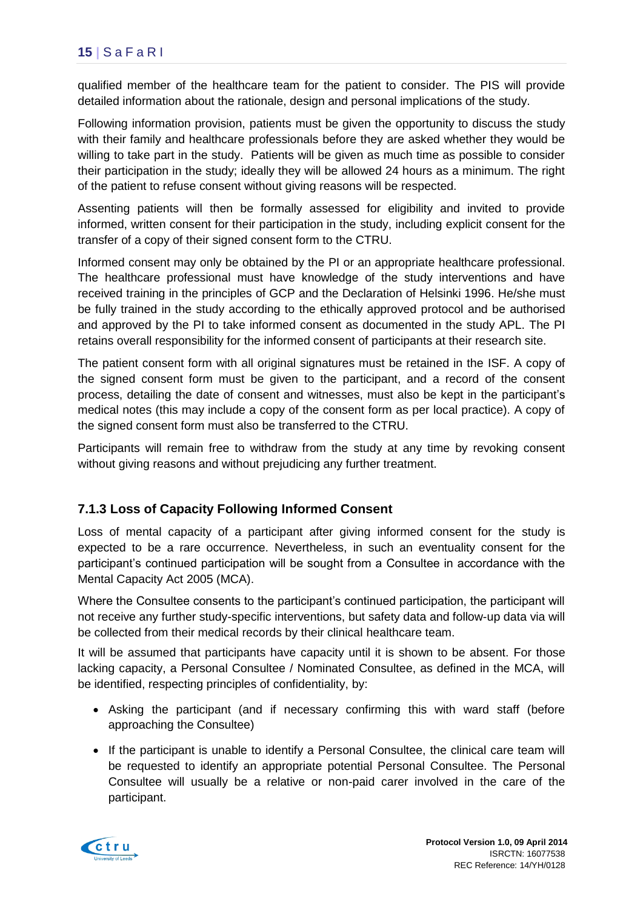qualified member of the healthcare team for the patient to consider. The PIS will provide detailed information about the rationale, design and personal implications of the study.

Following information provision, patients must be given the opportunity to discuss the study with their family and healthcare professionals before they are asked whether they would be willing to take part in the study. Patients will be given as much time as possible to consider their participation in the study; ideally they will be allowed 24 hours as a minimum. The right of the patient to refuse consent without giving reasons will be respected.

Assenting patients will then be formally assessed for eligibility and invited to provide informed, written consent for their participation in the study, including explicit consent for the transfer of a copy of their signed consent form to the CTRU.

Informed consent may only be obtained by the PI or an appropriate healthcare professional. The healthcare professional must have knowledge of the study interventions and have received training in the principles of GCP and the Declaration of Helsinki 1996. He/she must be fully trained in the study according to the ethically approved protocol and be authorised and approved by the PI to take informed consent as documented in the study APL. The PI retains overall responsibility for the informed consent of participants at their research site.

The patient consent form with all original signatures must be retained in the ISF. A copy of the signed consent form must be given to the participant, and a record of the consent process, detailing the date of consent and witnesses, must also be kept in the participant's medical notes (this may include a copy of the consent form as per local practice). A copy of the signed consent form must also be transferred to the CTRU.

Participants will remain free to withdraw from the study at any time by revoking consent without giving reasons and without prejudicing any further treatment.

### 7.1.3 Loss of Capacity Following Informed Consent

Loss of mental capacity of a participant after giving informed consent for the study is expected to be a rare occurrence. Nevertheless, in such an eventuality consent for the participant's continued participation will be sought from a Consultee in accordance with the Mental Capacity Act 2005 (MCA).

Where the Consultee consents to the participant's continued participation, the participant will not receive any further study-specific interventions, but safety data and follow-up data via will be collected from their medical records by their clinical healthcare team.

It will be assumed that participants have capacity until it is shown to be absent. For those lacking capacity, a Personal Consultee / Nominated Consultee, as defined in the MCA, will be identified, respecting principles of confidentiality, by:

- Asking the participant (and if necessary confirming this with ward staff (before approaching the Consultee)
- If the participant is unable to identify a Personal Consultee, the clinical care team will be requested to identify an appropriate potential Personal Consultee. The Personal Consultee will usually be a relative or non-paid carer involved in the care of the participant.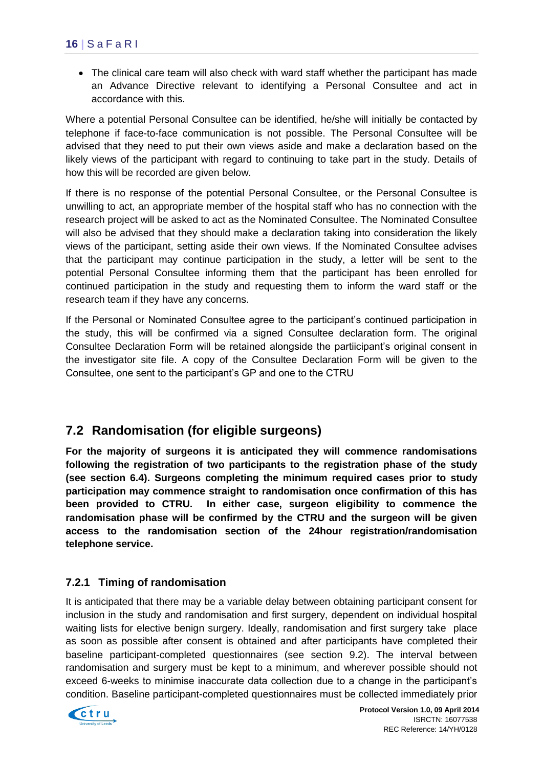- The clinical care team will also check with ward staff whether the participant has made an Advance Directive relevant to identifying a Personal Consultee and act in accordance with this.

Where a potential Personal Consultee can be identified, he/she will initially be contacted by telephone if face-to-face communication is not possible. The Personal Consultee will be advised that they need to put their own views aside and make a declaration based on the likely views of the participant with regard to continuing to take part in the study. Details of how this will be recorded are given below.

If there is no response of the potential Personal Consultee, or the Personal Consultee is unwilling to act, an appropriate member of the hospital staff who has no connection with the research project will be asked to act as the Nominated Consultee. The Nominated Consultee will also be advised that they should make a declaration taking into consideration the likely views of the participant, setting aside their own views. If the Nominated Consultee advises that the participant may continue participation in the study, a letter will be sent to the potential Personal Consultee informing them that the participant has been enrolled for continued participation in the study and requesting them to inform the ward staff or the research team if they have any concerns.

If the Personal or Nominated Consultee agree to the participant's continued participation in the study, this will be confirmed via a signed Consultee declaration form. The original Consultee Declaration Form will be retained alongside the partiicipant's original consent in the investigator site file. A copy of the Consultee Declaration Form will be given to the Consultee, one sent to the participant's GP and one to the CTRU

## 7.2 Randomisation (for eligible surgeons)

**For the majority of surgeons it is anticipated they will commence randomisations following the registration of two participants to the registration phase of the study (see section 6.4). Surgeons completing the minimum required cases prior to study participation may commence straight to randomisation once confirmation of this has been provided to CTRU. In either case, surgeon eligibility to commence the randomisation phase will be confirmed by the CTRU and the surgeon will be given access to the randomisation section of the 24hour registration/randomisation telephone service.**

### 7.2.1 Timing of randomisation

It is anticipated that there may be a variable delay between obtaining participant consent for inclusion in the study and randomisation and first surgery, dependent on individual hospital waiting lists for elective benign surgery. Ideally, randomisation and first surgery take place as soon as possible after consent is obtained and after participants have completed their baseline participant-completed questionnaires (see section 9.2). The interval between randomisation and surgery must be kept to a minimum, and wherever possible should not exceed 6-weeks to minimise inaccurate data collection due to a change in the participant's condition. Baseline participant-completed questionnaires must be collected immediately prior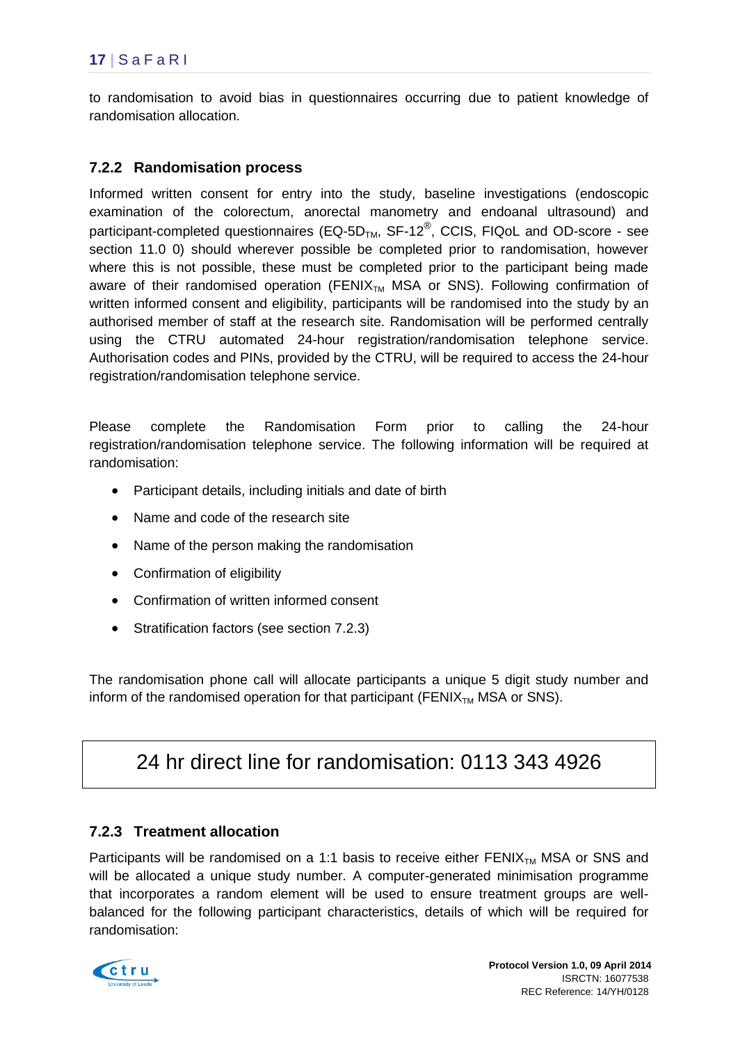to randomisation to avoid bias in questionnaires occurring due to patient knowledge of randomisation allocation.

### 7.2.2 Randomisation process

Informed written consent for entry into the study, baseline investigations (endoscopic examination of the colorectum, anorectal manometry and endoanal ultrasound) and participant-completed questionnaires (EQ-5D$_{TM}$, SF-12®, CCIS, FIQoL and OD-score - see section 11.0 0) should wherever possible be completed prior to randomisation, however where this is not possible, these must be completed prior to the participant being made aware of their randomised operation (FENIX$_{TM}$ MSA or SNS). Following confirmation of written informed consent and eligibility, participants will be randomised into the study by an authorised member of staff at the research site. Randomisation will be performed centrally using the CTRU automated 24-hour registration/randomisation telephone service. Authorisation codes and PINs, provided by the CTRU, will be required to access the 24-hour registration/randomisation telephone service.

Please complete the Randomisation Form prior to calling the 24-hour registration/randomisation telephone service. The following information will be required at randomisation:

- Participant details, including initials and date of birth
- Name and code of the research site
- Name of the person making the randomisation
- Confirmation of eligibility
- Confirmation of written informed consent
- Stratification factors (see section 7.2.3)

The randomisation phone call will allocate participants a unique 5 digit study number and inform of the randomised operation for that participant (FENIX$_{TM}$ MSA or SNS).

| 24 hr direct line for randomisation: 0113 343 4926 |
|---|

### 7.2.3 Treatment allocation

Participants will be randomised on a 1:1 basis to receive either FENIX$_{TM}$ MSA or SNS and will be allocated a unique study number. A computer-generated minimisation programme that incorporates a random element will be used to ensure treatment groups are well-balanced for the following participant characteristics, details of which will be required for randomisation: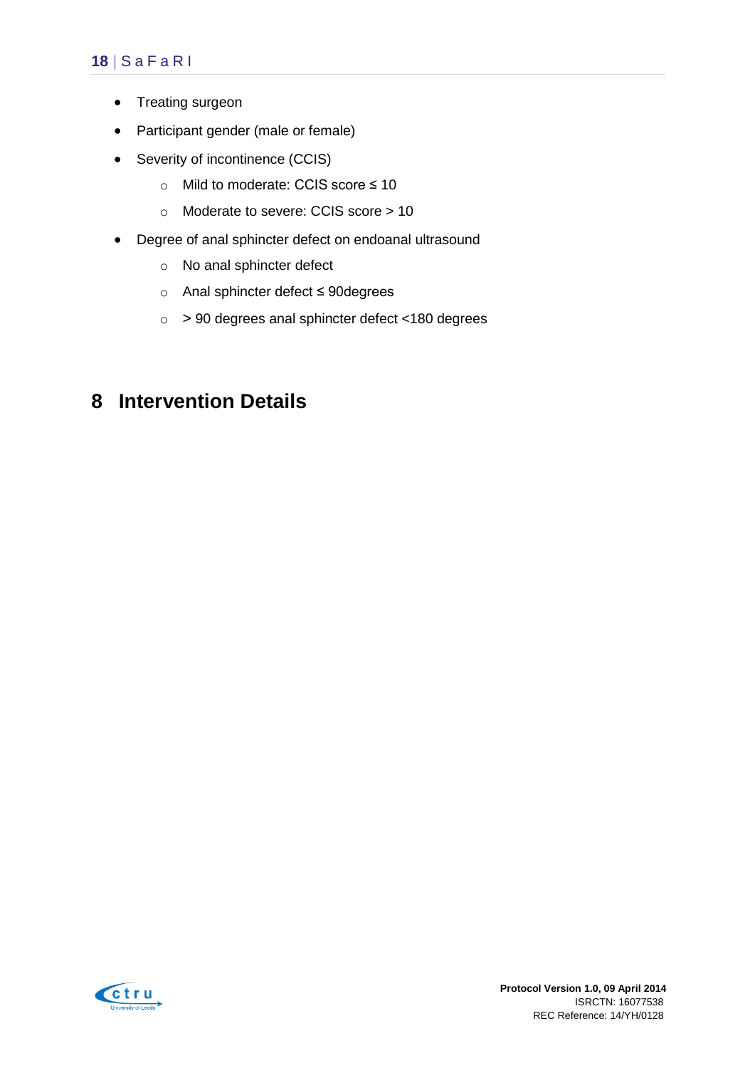- Treating surgeon
- Participant gender (male or female)
- Severity of incontinence (CCIS)
    - Mild to moderate: CCIS score ≤ 10
    - Moderate to severe: CCIS score > 10
- Degree of anal sphincter defect on endoanal ultrasound
    - No anal sphincter defect
    - Anal sphincter defect ≤ 90degrees
    - > 90 degrees anal sphincter defect <180 degrees

# 8 Intervention Details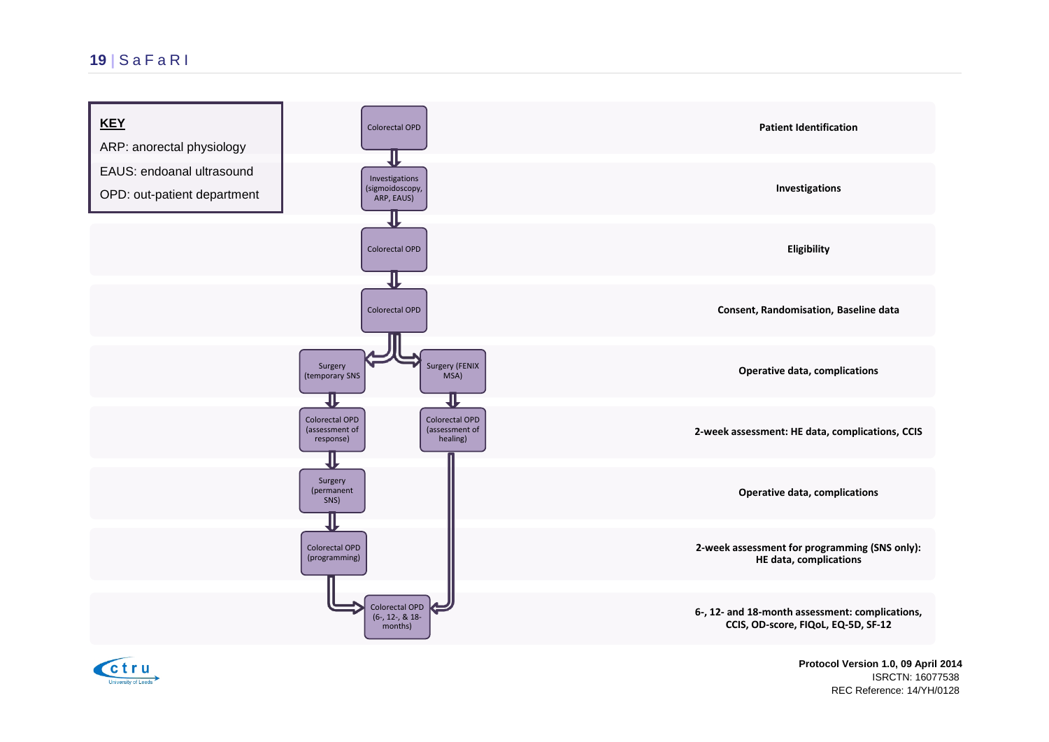**KEY**

ARP: anorectal physiology

EAUS: endoanal ultrasound

OPD: out-patient department

| Pathway | Stage |
|---|---|
| Colorectal OPD | Patient Identification |
| Investigations (sigmoidoscopy, ARP, EAUS) | Investigations |
| Colorectal OPD | Eligibility |
| Colorectal OPD | Consent, Randomisation, Baseline data |
| Surgery (temporary SNS / Surgery (FENIX MSA) | Operative data, complications |
| Colorectal OPD (assessment of response) / Colorectal OPD (assessment of healing) | 2-week assessment: HE data, complications, CCIS |
| Surgery (permanent SNS) | Operative data, complications |
| Colorectal OPD (programming) | 2-week assessment for programming (SNS only): HE data, complications |
| Colorectal OPD (6-, 12-, & 18-months) | 6-, 12- and 18-month assessment: complications, CCIS, OD-score, FIQoL, EQ-5D, SF-12 |

**Protocol Version 1.0, 09 April 2014**
ISRCTN: 16077538
REC Reference: 14/YH/0128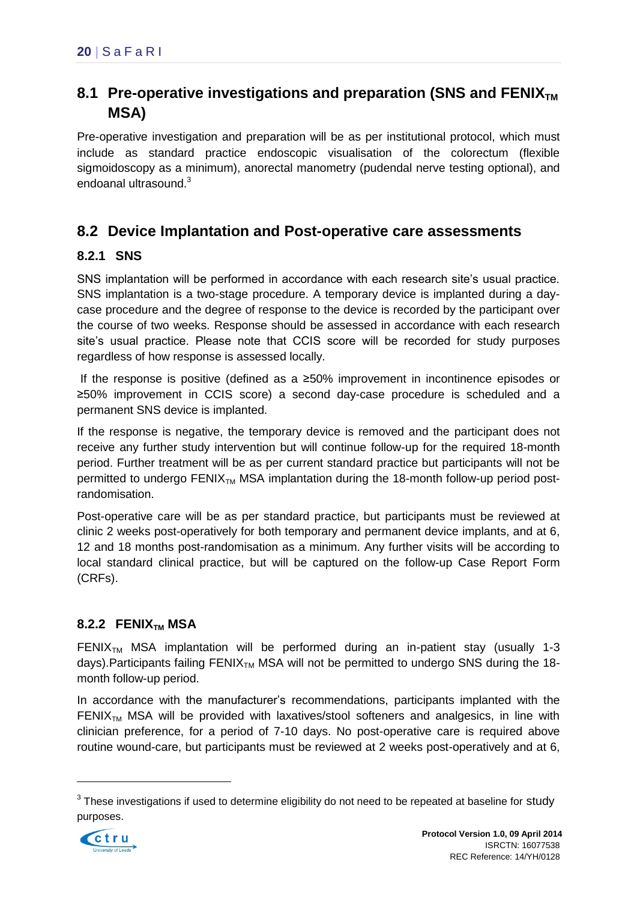## 8.1 Pre-operative investigations and preparation (SNS and FENIX$_{TM}$ MSA)

Pre-operative investigation and preparation will be as per institutional protocol, which must include as standard practice endoscopic visualisation of the colorectum (flexible sigmoidoscopy as a minimum), anorectal manometry (pudendal nerve testing optional), and endoanal ultrasound.[3]

## 8.2 Device Implantation and Post-operative care assessments

### 8.2.1 SNS

SNS implantation will be performed in accordance with each research site's usual practice. SNS implantation is a two-stage procedure. A temporary device is implanted during a day-case procedure and the degree of response to the device is recorded by the participant over the course of two weeks. Response should be assessed in accordance with each research site's usual practice. Please note that CCIS score will be recorded for study purposes regardless of how response is assessed locally.

If the response is positive (defined as a ≥50% improvement in incontinence episodes or ≥50% improvement in CCIS score) a second day-case procedure is scheduled and a permanent SNS device is implanted.

If the response is negative, the temporary device is removed and the participant does not receive any further study intervention but will continue follow-up for the required 18-month period. Further treatment will be as per current standard practice but participants will not be permitted to undergo FENIX$_{TM}$ MSA implantation during the 18-month follow-up period post-randomisation.

Post-operative care will be as per standard practice, but participants must be reviewed at clinic 2 weeks post-operatively for both temporary and permanent device implants, and at 6, 12 and 18 months post-randomisation as a minimum. Any further visits will be according to local standard clinical practice, but will be captured on the follow-up Case Report Form (CRFs).

### 8.2.2 FENIX$_{TM}$ MSA

FENIX$_{TM}$ MSA implantation will be performed during an in-patient stay (usually 1-3 days).Participants failing FENIX$_{TM}$ MSA will not be permitted to undergo SNS during the 18-month follow-up period.

In accordance with the manufacturer's recommendations, participants implanted with the FENIX$_{TM}$ MSA will be provided with laxatives/stool softeners and analgesics, in line with clinician preference, for a period of 7-10 days. No post-operative care is required above routine wound-care, but participants must be reviewed at 2 weeks post-operatively and at 6,

[3] These investigations if used to determine eligibility do not need to be repeated at baseline for study purposes.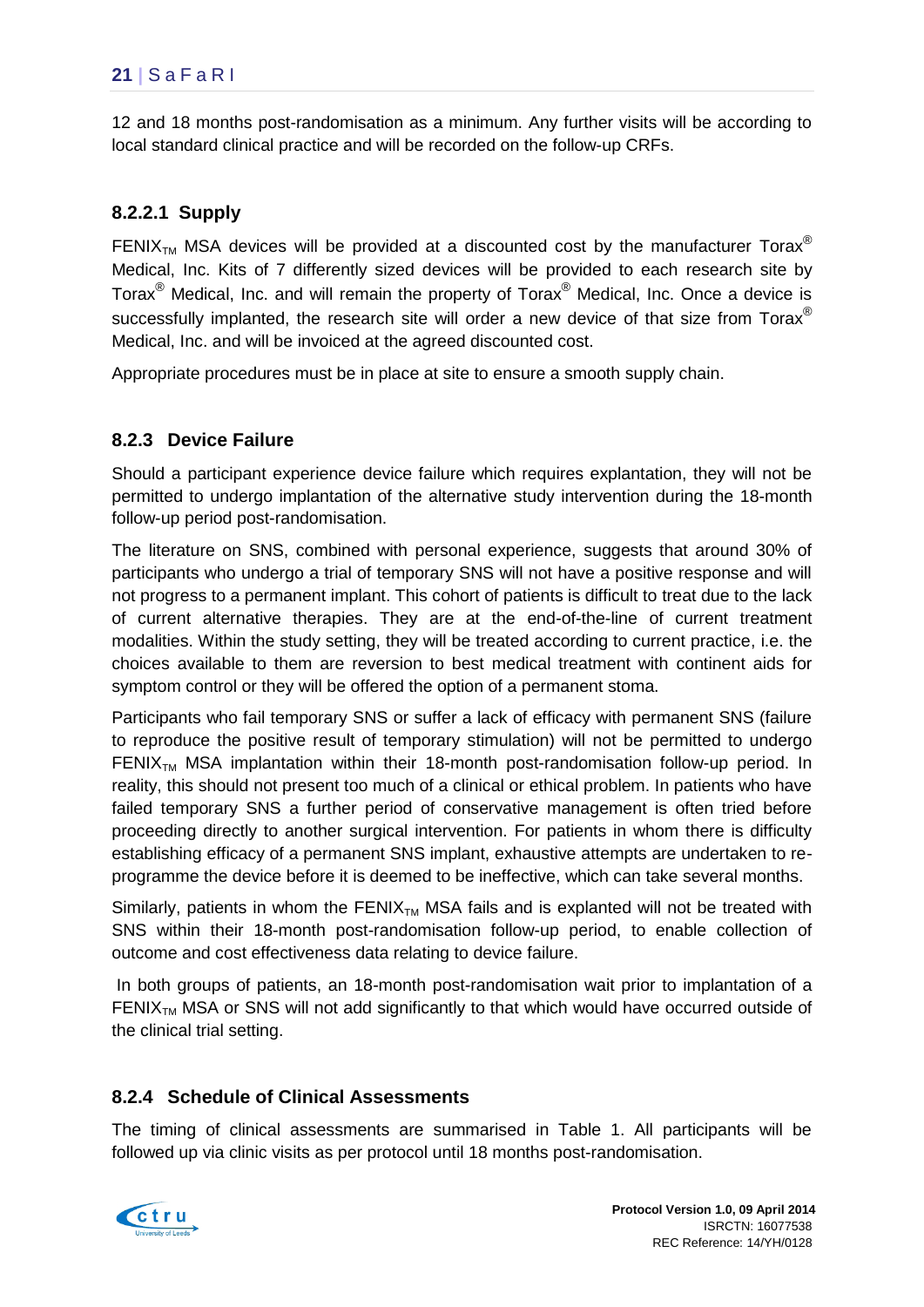12 and 18 months post-randomisation as a minimum. Any further visits will be according to local standard clinical practice and will be recorded on the follow-up CRFs.

#### 8.2.2.1 Supply

FENIX$_{TM}$ MSA devices will be provided at a discounted cost by the manufacturer Torax® Medical, Inc. Kits of 7 differently sized devices will be provided to each research site by Torax® Medical, Inc. and will remain the property of Torax® Medical, Inc. Once a device is successfully implanted, the research site will order a new device of that size from Torax® Medical, Inc. and will be invoiced at the agreed discounted cost.

Appropriate procedures must be in place at site to ensure a smooth supply chain.

### 8.2.3 Device Failure

Should a participant experience device failure which requires explantation, they will not be permitted to undergo implantation of the alternative study intervention during the 18-month follow-up period post-randomisation.

The literature on SNS, combined with personal experience, suggests that around 30% of participants who undergo a trial of temporary SNS will not have a positive response and will not progress to a permanent implant. This cohort of patients is difficult to treat due to the lack of current alternative therapies. They are at the end-of-the-line of current treatment modalities. Within the study setting, they will be treated according to current practice, i.e. the choices available to them are reversion to best medical treatment with continent aids for symptom control or they will be offered the option of a permanent stoma.

Participants who fail temporary SNS or suffer a lack of efficacy with permanent SNS (failure to reproduce the positive result of temporary stimulation) will not be permitted to undergo FENIX$_{TM}$ MSA implantation within their 18-month post-randomisation follow-up period. In reality, this should not present too much of a clinical or ethical problem. In patients who have failed temporary SNS a further period of conservative management is often tried before proceeding directly to another surgical intervention. For patients in whom there is difficulty establishing efficacy of a permanent SNS implant, exhaustive attempts are undertaken to re-programme the device before it is deemed to be ineffective, which can take several months.

Similarly, patients in whom the FENIX$_{TM}$ MSA fails and is explanted will not be treated with SNS within their 18-month post-randomisation follow-up period, to enable collection of outcome and cost effectiveness data relating to device failure.

In both groups of patients, an 18-month post-randomisation wait prior to implantation of a FENIX$_{TM}$ MSA or SNS will not add significantly to that which would have occurred outside of the clinical trial setting.

### 8.2.4 Schedule of Clinical Assessments

The timing of clinical assessments are summarised in Table 1. All participants will be followed up via clinic visits as per protocol until 18 months post-randomisation.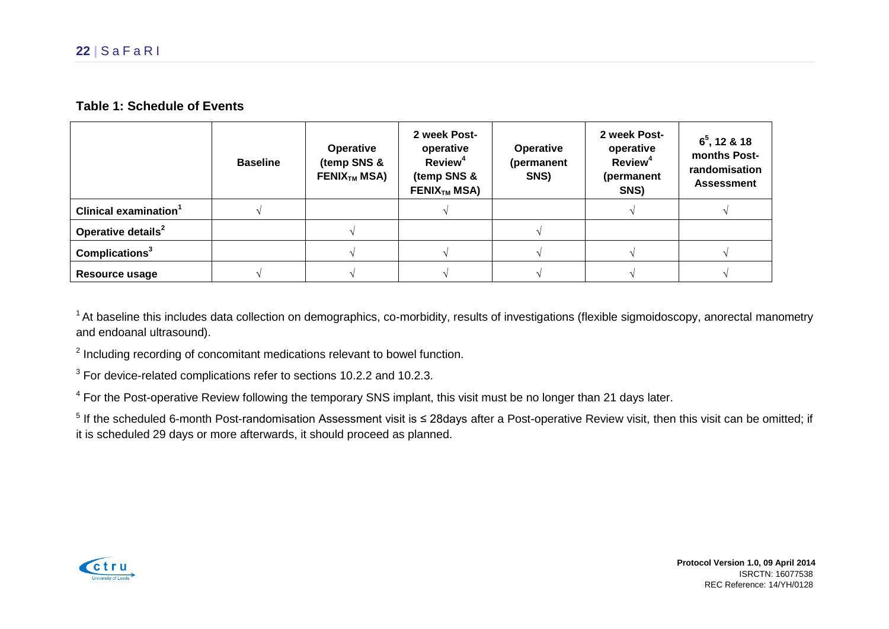**Table 1: Schedule of Events**

| | Baseline | Operative (temp SNS & $FENIX_{TM}$ MSA) | 2 week Post-operative Review[4] (temp SNS & $FENIX_{TM}$ MSA) | Operative (permanent SNS) | 2 week Post-operative Review[4] (permanent SNS) | 6[5], 12 & 18 months Post-randomisation Assessment |
|---|---|---|---|---|---|---|
| **Clinical examination[1]** | √ | | √ | | √ | √ |
| **Operative details[2]** | | √ | | √ | | |
| **Complications[3]** | | √ | √ | √ | √ | √ |
| **Resource usage** | √ | √ | √ | √ | √ | √ |

[1] At baseline this includes data collection on demographics, co-morbidity, results of investigations (flexible sigmoidoscopy, anorectal manometry and endoanal ultrasound).

[2] Including recording of concomitant medications relevant to bowel function.

[3] For device-related complications refer to sections 10.2.2 and 10.2.3.

[4] For the Post-operative Review following the temporary SNS implant, this visit must be no longer than 21 days later.

[5] If the scheduled 6-month Post-randomisation Assessment visit is ≤ 28days after a Post-operative Review visit, then this visit can be omitted; if it is scheduled 29 days or more afterwards, it should proceed as planned.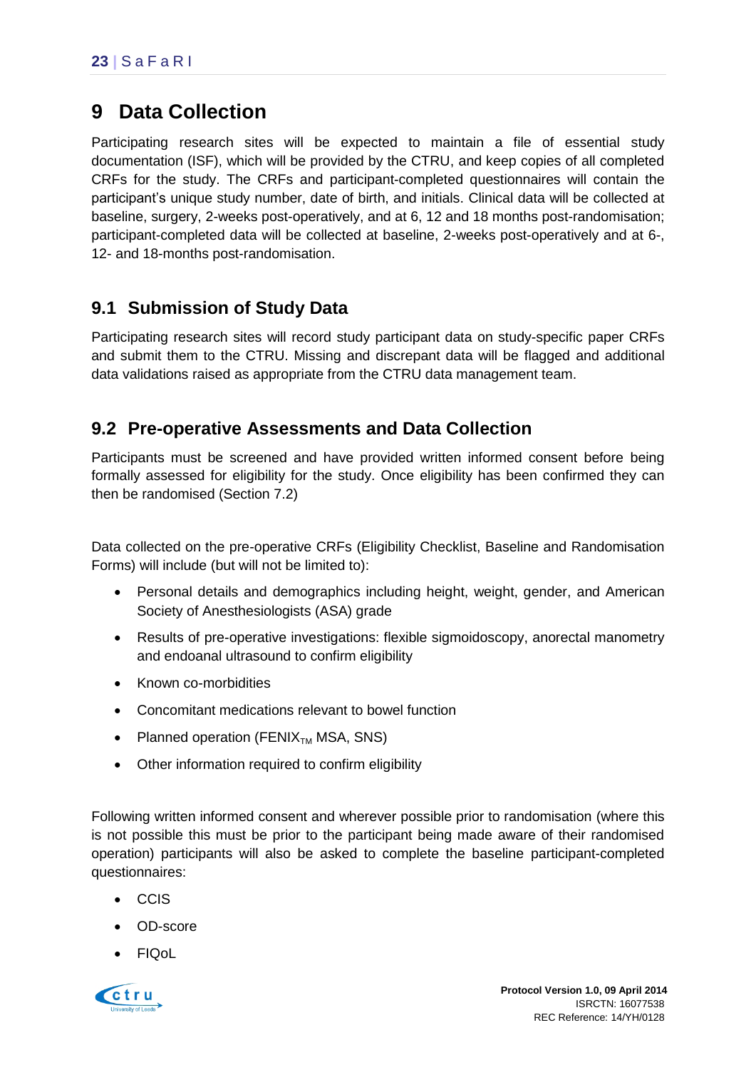# 9 Data Collection

Participating research sites will be expected to maintain a file of essential study documentation (ISF), which will be provided by the CTRU, and keep copies of all completed CRFs for the study. The CRFs and participant-completed questionnaires will contain the participant's unique study number, date of birth, and initials. Clinical data will be collected at baseline, surgery, 2-weeks post-operatively, and at 6, 12 and 18 months post-randomisation; participant-completed data will be collected at baseline, 2-weeks post-operatively and at 6-, 12- and 18-months post-randomisation.

## 9.1 Submission of Study Data

Participating research sites will record study participant data on study-specific paper CRFs and submit them to the CTRU. Missing and discrepant data will be flagged and additional data validations raised as appropriate from the CTRU data management team.

## 9.2 Pre-operative Assessments and Data Collection

Participants must be screened and have provided written informed consent before being formally assessed for eligibility for the study. Once eligibility has been confirmed they can then be randomised (Section 7.2)

Data collected on the pre-operative CRFs (Eligibility Checklist, Baseline and Randomisation Forms) will include (but will not be limited to):

- Personal details and demographics including height, weight, gender, and American Society of Anesthesiologists (ASA) grade
- Results of pre-operative investigations: flexible sigmoidoscopy, anorectal manometry and endoanal ultrasound to confirm eligibility
- Known co-morbidities
- Concomitant medications relevant to bowel function
- Planned operation (FENIX$_{TM}$ MSA, SNS)
- Other information required to confirm eligibility

Following written informed consent and wherever possible prior to randomisation (where this is not possible this must be prior to the participant being made aware of their randomised operation) participants will also be asked to complete the baseline participant-completed questionnaires:

- CCIS
- OD-score
- FIQoL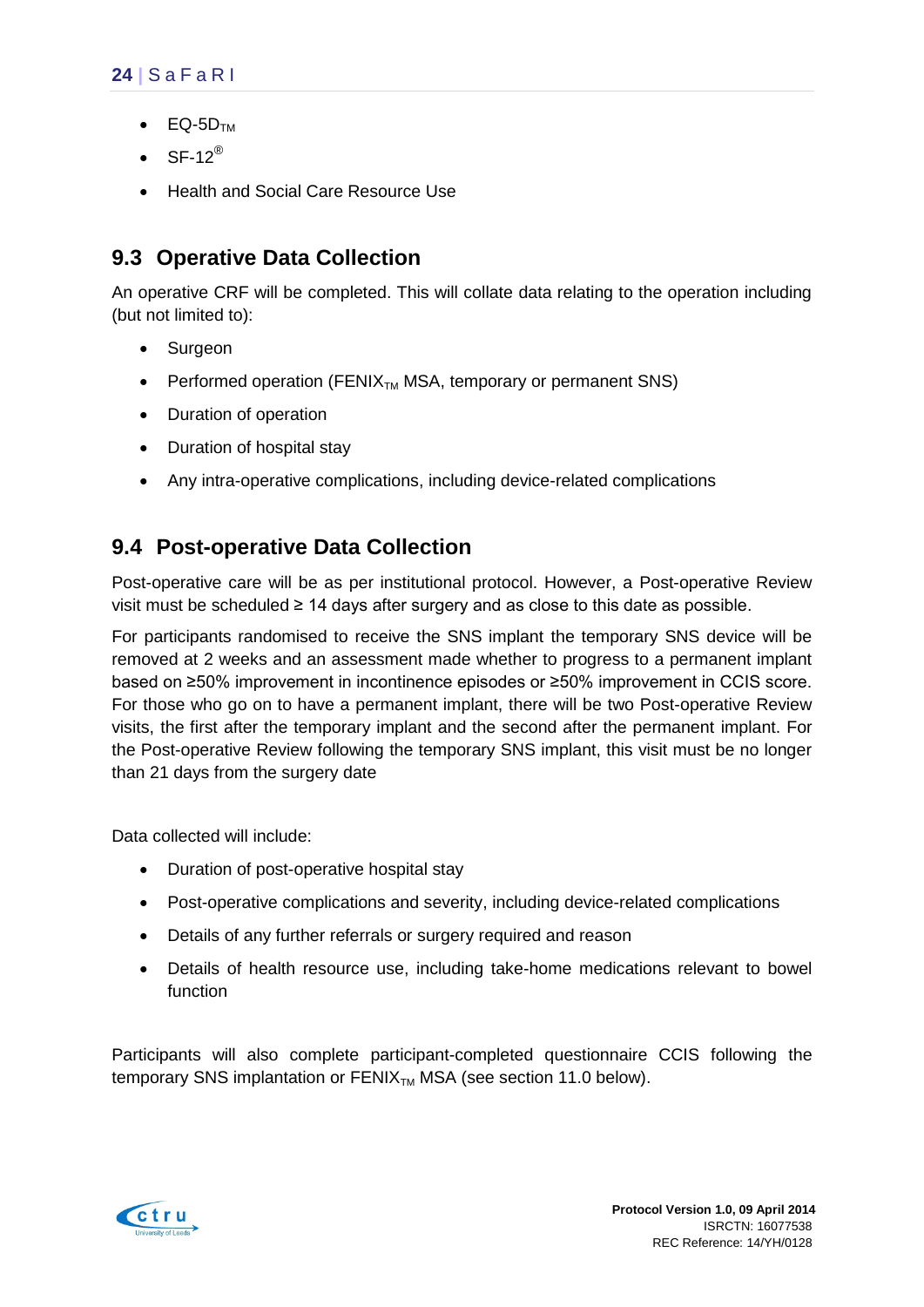- EQ-5D$_{TM}$
- SF-12®
- Health and Social Care Resource Use

## 9.3 Operative Data Collection

An operative CRF will be completed. This will collate data relating to the operation including (but not limited to):

- Surgeon
- Performed operation (FENIX$_{TM}$ MSA, temporary or permanent SNS)
- Duration of operation
- Duration of hospital stay
- Any intra-operative complications, including device-related complications

## 9.4 Post-operative Data Collection

Post-operative care will be as per institutional protocol. However, a Post-operative Review visit must be scheduled ≥ 14 days after surgery and as close to this date as possible.

For participants randomised to receive the SNS implant the temporary SNS device will be removed at 2 weeks and an assessment made whether to progress to a permanent implant based on ≥50% improvement in incontinence episodes or ≥50% improvement in CCIS score. For those who go on to have a permanent implant, there will be two Post-operative Review visits, the first after the temporary implant and the second after the permanent implant. For the Post-operative Review following the temporary SNS implant, this visit must be no longer than 21 days from the surgery date

Data collected will include:

- Duration of post-operative hospital stay
- Post-operative complications and severity, including device-related complications
- Details of any further referrals or surgery required and reason
- Details of health resource use, including take-home medications relevant to bowel function

Participants will also complete participant-completed questionnaire CCIS following the temporary SNS implantation or FENIX$_{TM}$ MSA (see section 11.0 below).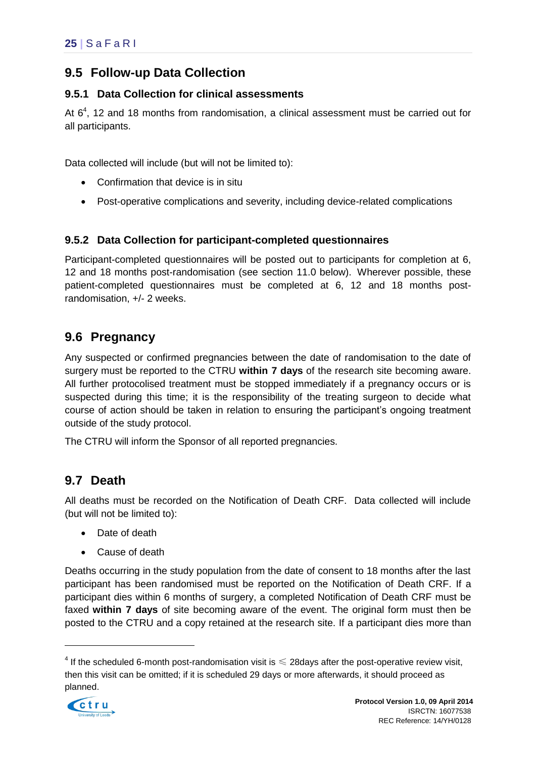## 9.5 Follow-up Data Collection

### 9.5.1 Data Collection for clinical assessments

At 6[4], 12 and 18 months from randomisation, a clinical assessment must be carried out for all participants.

Data collected will include (but will not be limited to):

- Confirmation that device is in situ
- Post-operative complications and severity, including device-related complications

### 9.5.2 Data Collection for participant-completed questionnaires

Participant-completed questionnaires will be posted out to participants for completion at 6, 12 and 18 months post-randomisation (see section 11.0 below). Wherever possible, these patient-completed questionnaires must be completed at 6, 12 and 18 months post-randomisation, +/- 2 weeks.

## 9.6 Pregnancy

Any suspected or confirmed pregnancies between the date of randomisation to the date of surgery must be reported to the CTRU **within 7 days** of the research site becoming aware. All further protocolised treatment must be stopped immediately if a pregnancy occurs or is suspected during this time; it is the responsibility of the treating surgeon to decide what course of action should be taken in relation to ensuring the participant's ongoing treatment outside of the study protocol.

The CTRU will inform the Sponsor of all reported pregnancies.

## 9.7 Death

All deaths must be recorded on the Notification of Death CRF. Data collected will include (but will not be limited to):

- Date of death
- Cause of death

Deaths occurring in the study population from the date of consent to 18 months after the last participant has been randomised must be reported on the Notification of Death CRF. If a participant dies within 6 months of surgery, a completed Notification of Death CRF must be faxed **within 7 days** of site becoming aware of the event. The original form must then be posted to the CTRU and a copy retained at the research site. If a participant dies more than

[4] If the scheduled 6-month post-randomisation visit is ⩽ 28days after the post-operative review visit, then this visit can be omitted; if it is scheduled 29 days or more afterwards, it should proceed as planned.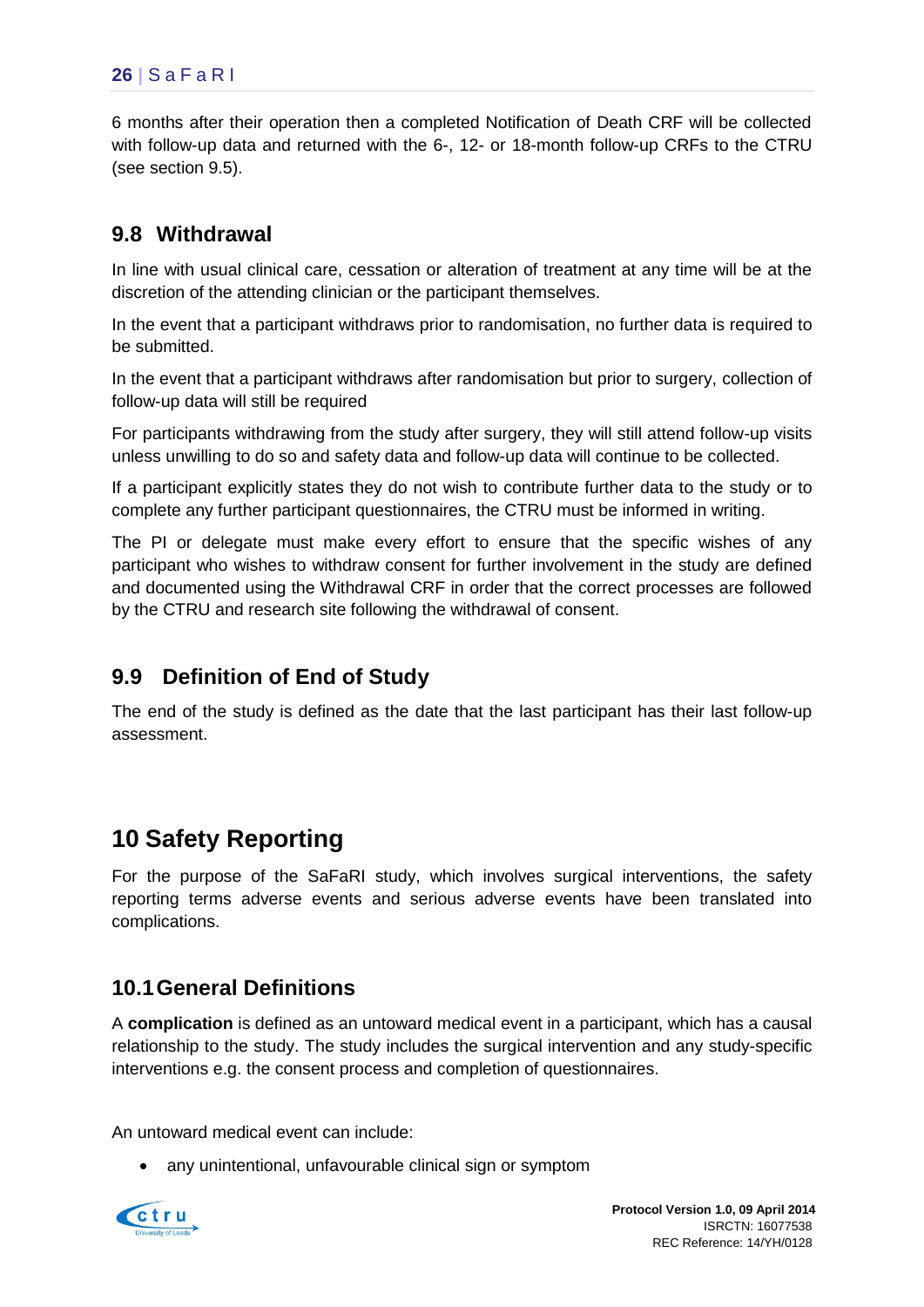6 months after their operation then a completed Notification of Death CRF will be collected with follow-up data and returned with the 6-, 12- or 18-month follow-up CRFs to the CTRU (see section 9.5).

## 9.8 Withdrawal

In line with usual clinical care, cessation or alteration of treatment at any time will be at the discretion of the attending clinician or the participant themselves.

In the event that a participant withdraws prior to randomisation, no further data is required to be submitted.

In the event that a participant withdraws after randomisation but prior to surgery, collection of follow-up data will still be required

For participants withdrawing from the study after surgery, they will still attend follow-up visits unless unwilling to do so and safety data and follow-up data will continue to be collected.

If a participant explicitly states they do not wish to contribute further data to the study or to complete any further participant questionnaires, the CTRU must be informed in writing.

The PI or delegate must make every effort to ensure that the specific wishes of any participant who wishes to withdraw consent for further involvement in the study are defined and documented using the Withdrawal CRF in order that the correct processes are followed by the CTRU and research site following the withdrawal of consent.

## 9.9 Definition of End of Study

The end of the study is defined as the date that the last participant has their last follow-up assessment.

# 10 Safety Reporting

For the purpose of the SaFaRI study, which involves surgical interventions, the safety reporting terms adverse events and serious adverse events have been translated into complications.

## 10.1 General Definitions

A **complication** is defined as an untoward medical event in a participant, which has a causal relationship to the study. The study includes the surgical intervention and any study-specific interventions e.g. the consent process and completion of questionnaires.

An untoward medical event can include:

- any unintentional, unfavourable clinical sign or symptom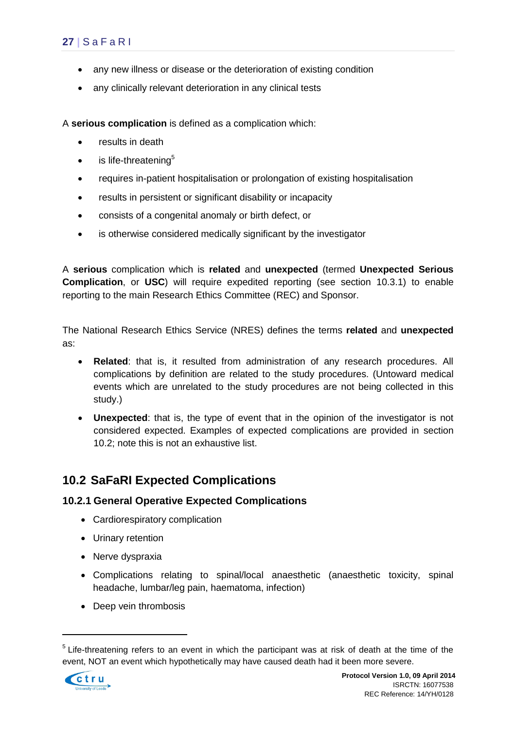- any new illness or disease or the deterioration of existing condition
- any clinically relevant deterioration in any clinical tests

A **serious complication** is defined as a complication which:

- results in death
- is life-threatening[5]
- requires in-patient hospitalisation or prolongation of existing hospitalisation
- results in persistent or significant disability or incapacity
- consists of a congenital anomaly or birth defect, or
- is otherwise considered medically significant by the investigator

A **serious** complication which is **related** and **unexpected** (termed **Unexpected Serious Complication**, or **USC**) will require expedited reporting (see section 10.3.1) to enable reporting to the main Research Ethics Committee (REC) and Sponsor.

The National Research Ethics Service (NRES) defines the terms **related** and **unexpected** as:

- **Related**: that is, it resulted from administration of any research procedures. All complications by definition are related to the study procedures. (Untoward medical events which are unrelated to the study procedures are not being collected in this study.)
- **Unexpected**: that is, the type of event that in the opinion of the investigator is not considered expected. Examples of expected complications are provided in section 10.2; note this is not an exhaustive list.

## 10.2 SaFaRI Expected Complications

### 10.2.1 General Operative Expected Complications

- Cardiorespiratory complication
- Urinary retention
- Nerve dyspraxia
- Complications relating to spinal/local anaesthetic (anaesthetic toxicity, spinal headache, lumbar/leg pain, haematoma, infection)
- Deep vein thrombosis

[5] Life-threatening refers to an event in which the participant was at risk of death at the time of the event, NOT an event which hypothetically may have caused death had it been more severe.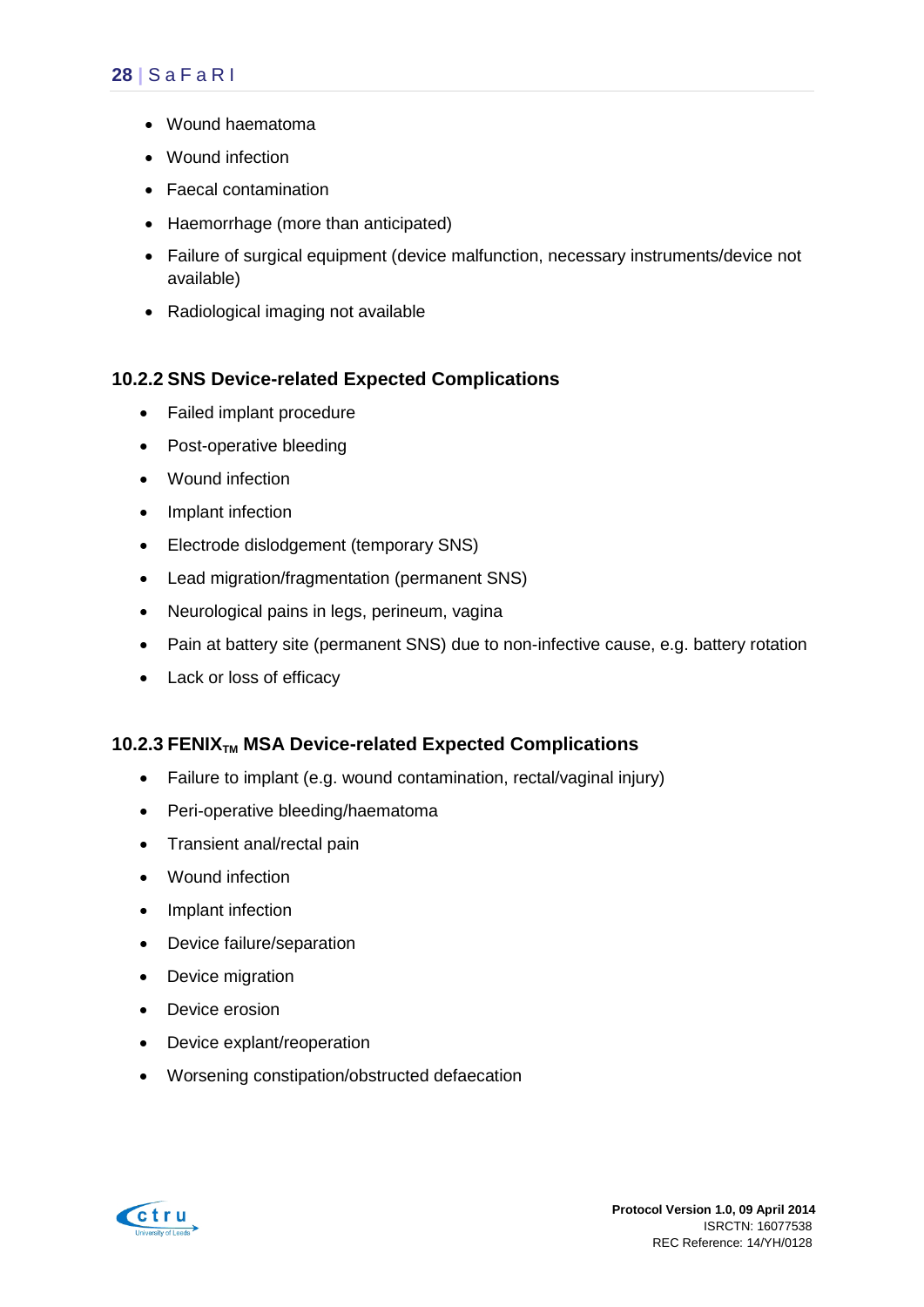- Wound haematoma
- Wound infection
- Faecal contamination
- Haemorrhage (more than anticipated)
- Failure of surgical equipment (device malfunction, necessary instruments/device not available)
- Radiological imaging not available

### 10.2.2 SNS Device-related Expected Complications

- Failed implant procedure
- Post-operative bleeding
- Wound infection
- Implant infection
- Electrode dislodgement (temporary SNS)
- Lead migration/fragmentation (permanent SNS)
- Neurological pains in legs, perineum, vagina
- Pain at battery site (permanent SNS) due to non-infective cause, e.g. battery rotation
- Lack or loss of efficacy

### 10.2.3 FENIX$_{TM}$ MSA Device-related Expected Complications

- Failure to implant (e.g. wound contamination, rectal/vaginal injury)
- Peri-operative bleeding/haematoma
- Transient anal/rectal pain
- Wound infection
- Implant infection
- Device failure/separation
- Device migration
- Device erosion
- Device explant/reoperation
- Worsening constipation/obstructed defaecation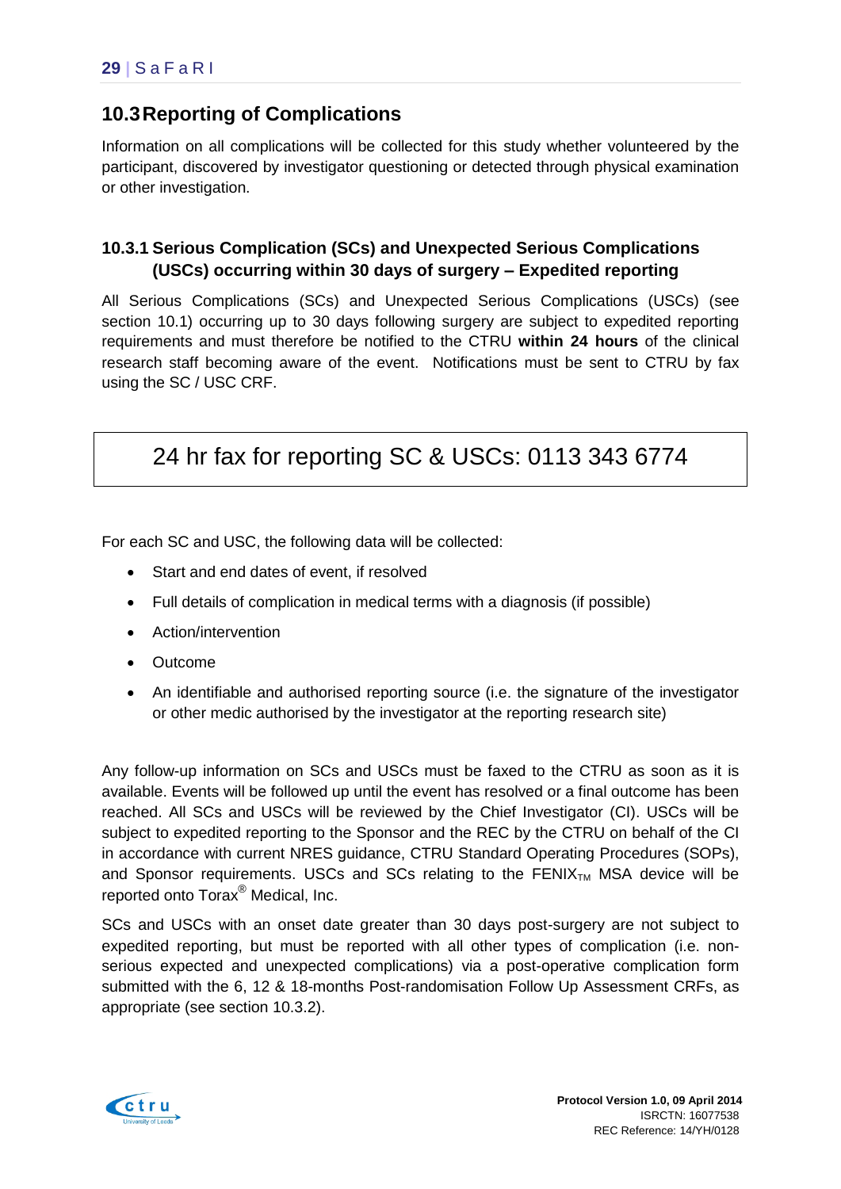## 10.3 Reporting of Complications

Information on all complications will be collected for this study whether volunteered by the participant, discovered by investigator questioning or detected through physical examination or other investigation.

### 10.3.1 Serious Complication (SCs) and Unexpected Serious Complications (USCs) occurring within 30 days of surgery – Expedited reporting

All Serious Complications (SCs) and Unexpected Serious Complications (USCs) (see section 10.1) occurring up to 30 days following surgery are subject to expedited reporting requirements and must therefore be notified to the CTRU **within 24 hours** of the clinical research staff becoming aware of the event. Notifications must be sent to CTRU by fax using the SC / USC CRF.

| 24 hr fax for reporting SC & USCs: 0113 343 6774 |
|---|

For each SC and USC, the following data will be collected:

- Start and end dates of event, if resolved
- Full details of complication in medical terms with a diagnosis (if possible)
- Action/intervention
- Outcome
- An identifiable and authorised reporting source (i.e. the signature of the investigator or other medic authorised by the investigator at the reporting research site)

Any follow-up information on SCs and USCs must be faxed to the CTRU as soon as it is available. Events will be followed up until the event has resolved or a final outcome has been reached. All SCs and USCs will be reviewed by the Chief Investigator (CI). USCs will be subject to expedited reporting to the Sponsor and the REC by the CTRU on behalf of the CI in accordance with current NRES guidance, CTRU Standard Operating Procedures (SOPs), and Sponsor requirements. USCs and SCs relating to the FENIX$_{TM}$ MSA device will be reported onto Torax® Medical, Inc.

SCs and USCs with an onset date greater than 30 days post-surgery are not subject to expedited reporting, but must be reported with all other types of complication (i.e. non-serious expected and unexpected complications) via a post-operative complication form submitted with the 6, 12 & 18-months Post-randomisation Follow Up Assessment CRFs, as appropriate (see section 10.3.2).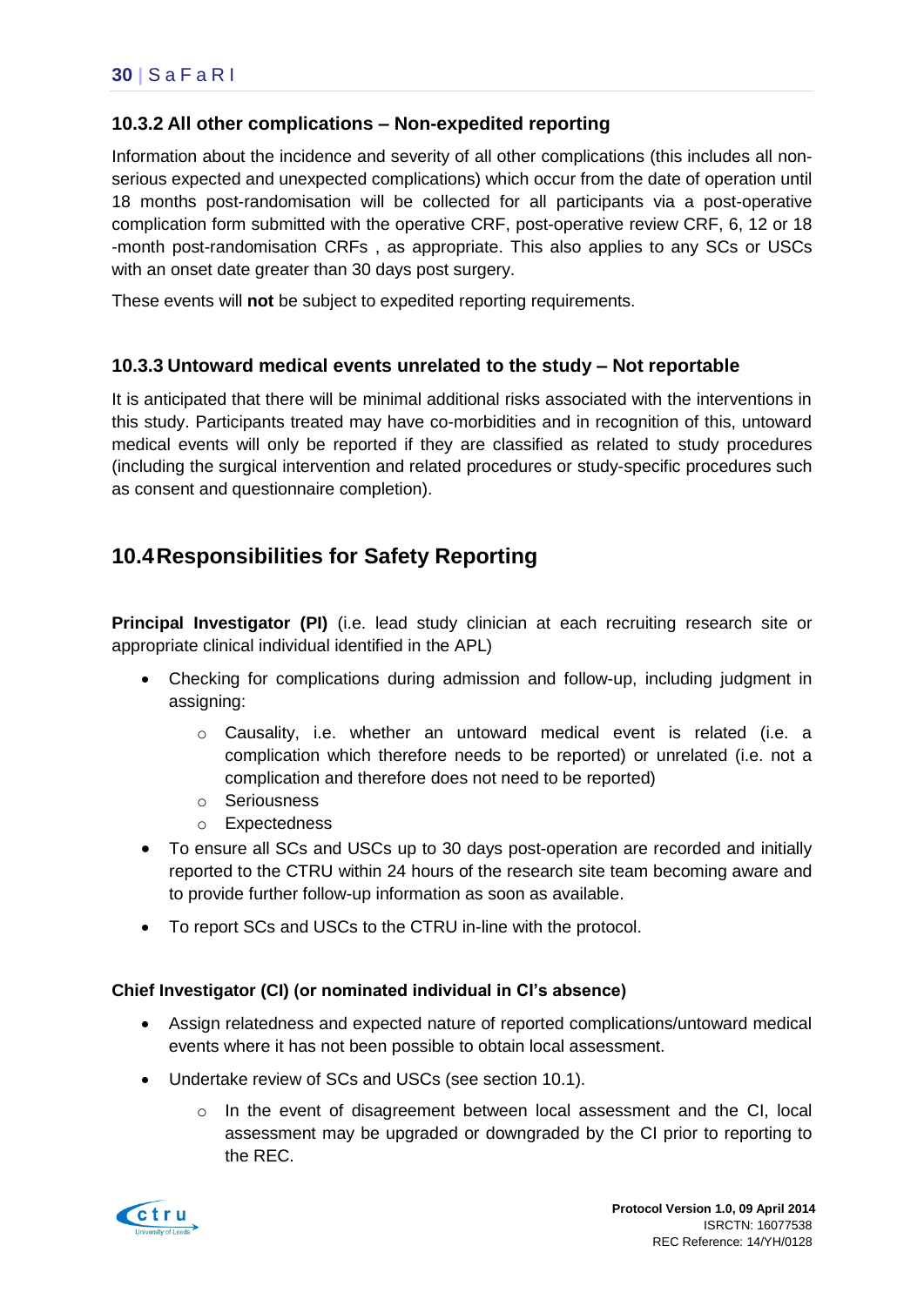### 10.3.2 All other complications – Non-expedited reporting

Information about the incidence and severity of all other complications (this includes all non-serious expected and unexpected complications) which occur from the date of operation until 18 months post-randomisation will be collected for all participants via a post-operative complication form submitted with the operative CRF, post-operative review CRF, 6, 12 or 18 -month post-randomisation CRFs , as appropriate. This also applies to any SCs or USCs with an onset date greater than 30 days post surgery.

These events will **not** be subject to expedited reporting requirements.

### 10.3.3 Untoward medical events unrelated to the study – Not reportable

It is anticipated that there will be minimal additional risks associated with the interventions in this study. Participants treated may have co-morbidities and in recognition of this, untoward medical events will only be reported if they are classified as related to study procedures (including the surgical intervention and related procedures or study-specific procedures such as consent and questionnaire completion).

## 10.4 Responsibilities for Safety Reporting

**Principal Investigator (PI)** (i.e. lead study clinician at each recruiting research site or appropriate clinical individual identified in the APL)

- Checking for complications during admission and follow-up, including judgment in assigning:
    - Causality, i.e. whether an untoward medical event is related (i.e. a complication which therefore needs to be reported) or unrelated (i.e. not a complication and therefore does not need to be reported)
    - Seriousness
    - Expectedness
- To ensure all SCs and USCs up to 30 days post-operation are recorded and initially reported to the CTRU within 24 hours of the research site team becoming aware and to provide further follow-up information as soon as available.
- To report SCs and USCs to the CTRU in-line with the protocol.

**Chief Investigator (CI) (or nominated individual in CI's absence)**

- Assign relatedness and expected nature of reported complications/untoward medical events where it has not been possible to obtain local assessment.
- Undertake review of SCs and USCs (see section 10.1).
    - In the event of disagreement between local assessment and the CI, local assessment may be upgraded or downgraded by the CI prior to reporting to the REC.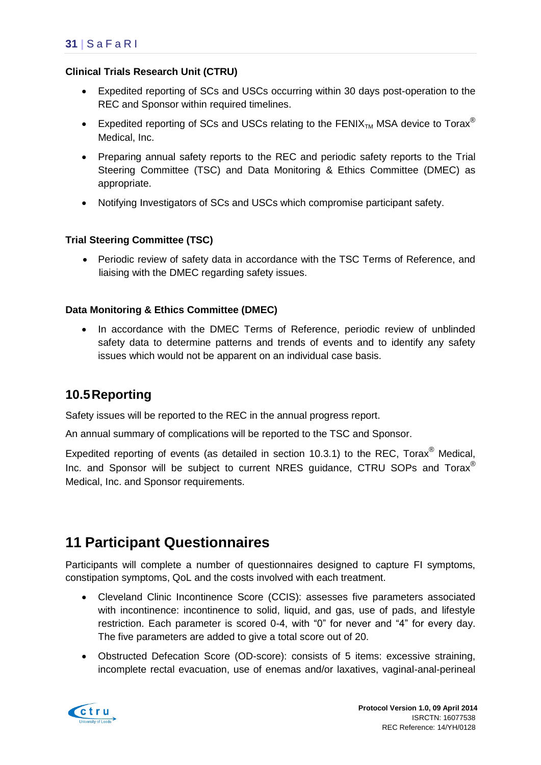**Clinical Trials Research Unit (CTRU)**

- Expedited reporting of SCs and USCs occurring within 30 days post-operation to the REC and Sponsor within required timelines.
- Expedited reporting of SCs and USCs relating to the FENIX$_{TM}$ MSA device to Torax® Medical, Inc.
- Preparing annual safety reports to the REC and periodic safety reports to the Trial Steering Committee (TSC) and Data Monitoring & Ethics Committee (DMEC) as appropriate.
- Notifying Investigators of SCs and USCs which compromise participant safety.

**Trial Steering Committee (TSC)**

- Periodic review of safety data in accordance with the TSC Terms of Reference, and liaising with the DMEC regarding safety issues.

**Data Monitoring & Ethics Committee (DMEC)**

- In accordance with the DMEC Terms of Reference, periodic review of unblinded safety data to determine patterns and trends of events and to identify any safety issues which would not be apparent on an individual case basis.

## 10.5 Reporting

Safety issues will be reported to the REC in the annual progress report.

An annual summary of complications will be reported to the TSC and Sponsor.

Expedited reporting of events (as detailed in section 10.3.1) to the REC, Torax® Medical, Inc. and Sponsor will be subject to current NRES guidance, CTRU SOPs and Torax® Medical, Inc. and Sponsor requirements.

# 11 Participant Questionnaires

Participants will complete a number of questionnaires designed to capture FI symptoms, constipation symptoms, QoL and the costs involved with each treatment.

- Cleveland Clinic Incontinence Score (CCIS): assesses five parameters associated with incontinence: incontinence to solid, liquid, and gas, use of pads, and lifestyle restriction. Each parameter is scored 0-4, with "0" for never and "4" for every day. The five parameters are added to give a total score out of 20.
- Obstructed Defecation Score (OD-score): consists of 5 items: excessive straining, incomplete rectal evacuation, use of enemas and/or laxatives, vaginal-anal-perineal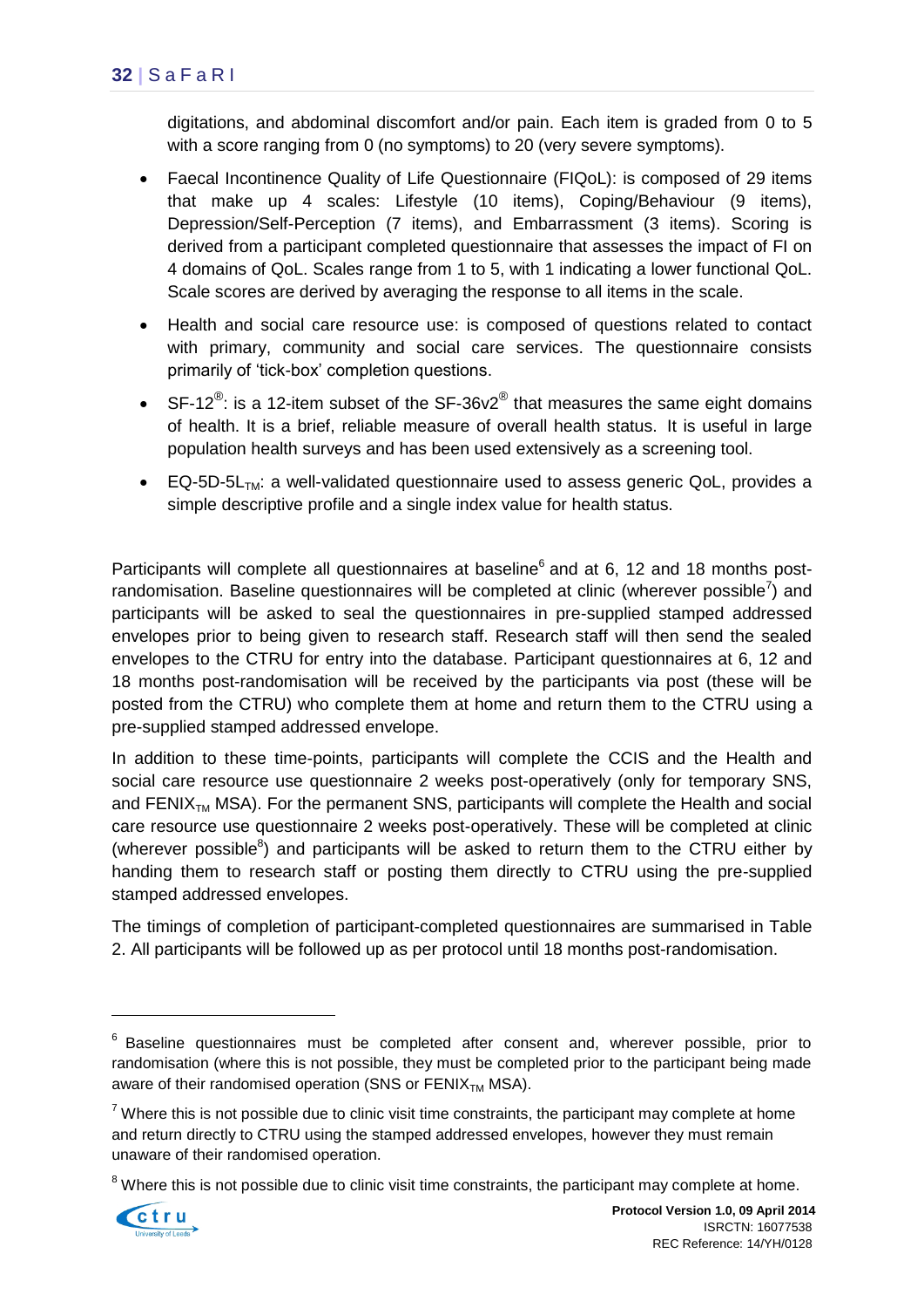digitations, and abdominal discomfort and/or pain. Each item is graded from 0 to 5 with a score ranging from 0 (no symptoms) to 20 (very severe symptoms).

- Faecal Incontinence Quality of Life Questionnaire (FIQoL): is composed of 29 items that make up 4 scales: Lifestyle (10 items), Coping/Behaviour (9 items), Depression/Self-Perception (7 items), and Embarrassment (3 items). Scoring is derived from a participant completed questionnaire that assesses the impact of FI on 4 domains of QoL. Scales range from 1 to 5, with 1 indicating a lower functional QoL. Scale scores are derived by averaging the response to all items in the scale.
- Health and social care resource use: is composed of questions related to contact with primary, community and social care services. The questionnaire consists primarily of 'tick-box' completion questions.
- SF-12®: is a 12-item subset of the SF-36v2® that measures the same eight domains of health. It is a brief, reliable measure of overall health status. It is useful in large population health surveys and has been used extensively as a screening tool.
- EQ-5D-5L$_{TM}$: a well-validated questionnaire used to assess generic QoL, provides a simple descriptive profile and a single index value for health status.

Participants will complete all questionnaires at baseline[6] and at 6, 12 and 18 months post-randomisation. Baseline questionnaires will be completed at clinic (wherever possible[7]) and participants will be asked to seal the questionnaires in pre-supplied stamped addressed envelopes prior to being given to research staff. Research staff will then send the sealed envelopes to the CTRU for entry into the database. Participant questionnaires at 6, 12 and 18 months post-randomisation will be received by the participants via post (these will be posted from the CTRU) who complete them at home and return them to the CTRU using a pre-supplied stamped addressed envelope.

In addition to these time-points, participants will complete the CCIS and the Health and social care resource use questionnaire 2 weeks post-operatively (only for temporary SNS, and FENIX$_{TM}$ MSA). For the permanent SNS, participants will complete the Health and social care resource use questionnaire 2 weeks post-operatively. These will be completed at clinic (wherever possible[8]) and participants will be asked to return them to the CTRU either by handing them to research staff or posting them directly to CTRU using the pre-supplied stamped addressed envelopes.

The timings of completion of participant-completed questionnaires are summarised in Table 2. All participants will be followed up as per protocol until 18 months post-randomisation.

---

[6] Baseline questionnaires must be completed after consent and, wherever possible, prior to randomisation (where this is not possible, they must be completed prior to the participant being made aware of their randomised operation (SNS or FENIX$_{TM}$ MSA).

[7] Where this is not possible due to clinic visit time constraints, the participant may complete at home and return directly to CTRU using the stamped addressed envelopes, however they must remain unaware of their randomised operation.

[8] Where this is not possible due to clinic visit time constraints, the participant may complete at home.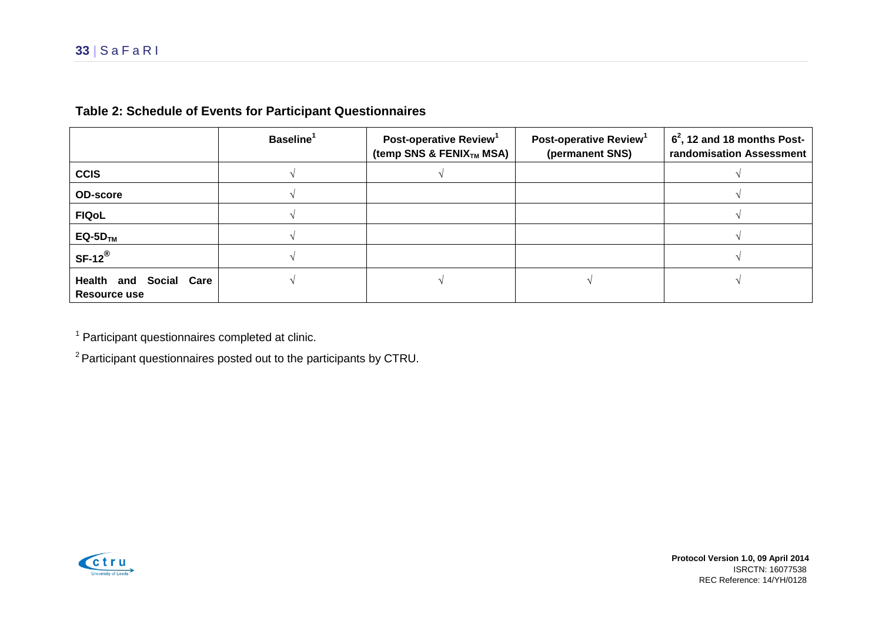**Table 2: Schedule of Events for Participant Questionnaires**

| | Baseline[1] | Post-operative Review[1] (temp SNS & FENIX$_{TM}$ MSA) | Post-operative Review[1] (permanent SNS) | 6[2], 12 and 18 months Post-randomisation Assessment |
|---|---|---|---|---|
| **CCIS** | √ | √ | | √ |
| **OD-score** | √ | | | √ |
| **FIQoL** | √ | | | √ |
| **EQ-5D$_{TM}$** | √ | | | √ |
| **SF-12®** | √ | | | √ |
| **Health and Social Care Resource use** | √ | √ | √ | √ |

[1] Participant questionnaires completed at clinic.

[2] Participant questionnaires posted out to the participants by CTRU.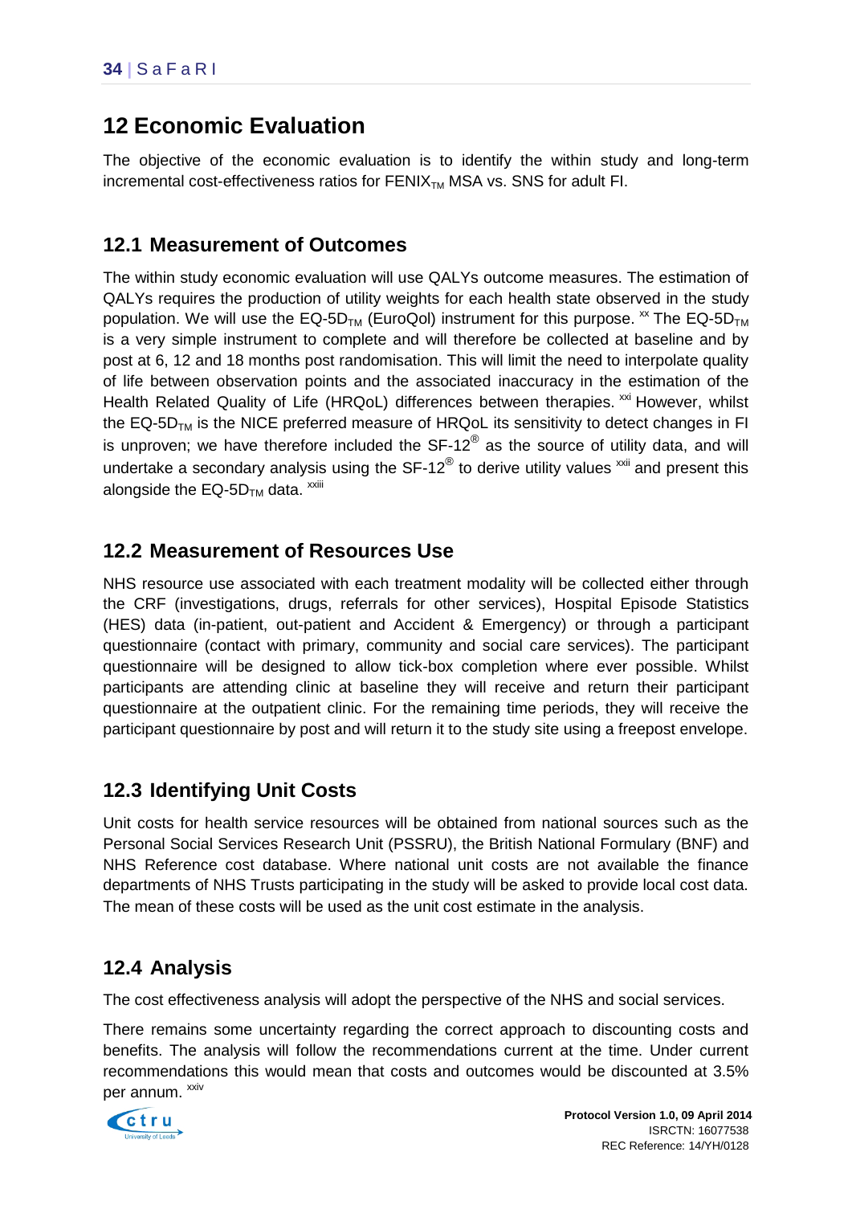# 12 Economic Evaluation

The objective of the economic evaluation is to identify the within study and long-term incremental cost-effectiveness ratios for FENIX$_{TM}$ MSA vs. SNS for adult FI.

## 12.1 Measurement of Outcomes

The within study economic evaluation will use QALYs outcome measures. The estimation of QALYs requires the production of utility weights for each health state observed in the study population. We will use the EQ-5D$_{TM}$ (EuroQol) instrument for this purpose. [xx] The EQ-5D$_{TM}$ is a very simple instrument to complete and will therefore be collected at baseline and by post at 6, 12 and 18 months post randomisation. This will limit the need to interpolate quality of life between observation points and the associated inaccuracy in the estimation of the Health Related Quality of Life (HRQoL) differences between therapies. [xxi] However, whilst the EQ-5D$_{TM}$ is the NICE preferred measure of HRQoL its sensitivity to detect changes in FI is unproven; we have therefore included the SF-12® as the source of utility data, and will undertake a secondary analysis using the SF-12® to derive utility values [xxii] and present this alongside the EQ-5D$_{TM}$ data. [xxiii]

## 12.2 Measurement of Resources Use

NHS resource use associated with each treatment modality will be collected either through the CRF (investigations, drugs, referrals for other services), Hospital Episode Statistics (HES) data (in-patient, out-patient and Accident & Emergency) or through a participant questionnaire (contact with primary, community and social care services). The participant questionnaire will be designed to allow tick-box completion where ever possible. Whilst participants are attending clinic at baseline they will receive and return their participant questionnaire at the outpatient clinic. For the remaining time periods, they will receive the participant questionnaire by post and will return it to the study site using a freepost envelope.

## 12.3 Identifying Unit Costs

Unit costs for health service resources will be obtained from national sources such as the Personal Social Services Research Unit (PSSRU), the British National Formulary (BNF) and NHS Reference cost database. Where national unit costs are not available the finance departments of NHS Trusts participating in the study will be asked to provide local cost data. The mean of these costs will be used as the unit cost estimate in the analysis.

## 12.4 Analysis

The cost effectiveness analysis will adopt the perspective of the NHS and social services.

There remains some uncertainty regarding the correct approach to discounting costs and benefits. The analysis will follow the recommendations current at the time. Under current recommendations this would mean that costs and outcomes would be discounted at 3.5% per annum. [xxiv]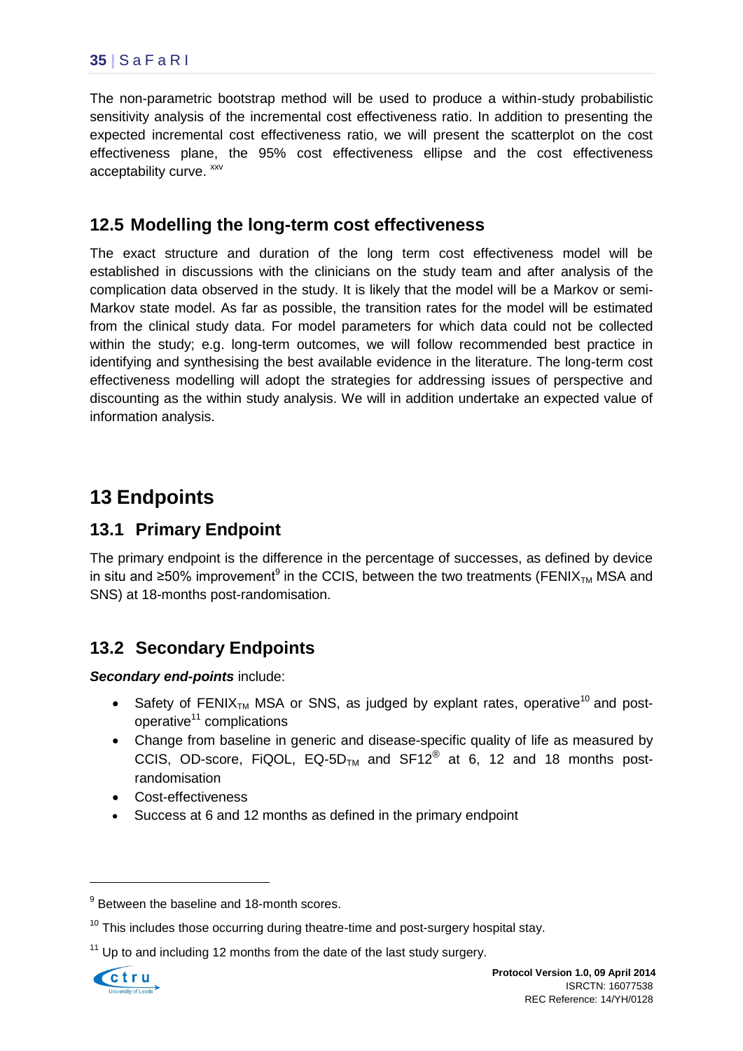The non-parametric bootstrap method will be used to produce a within-study probabilistic sensitivity analysis of the incremental cost effectiveness ratio. In addition to presenting the expected incremental cost effectiveness ratio, we will present the scatterplot on the cost effectiveness plane, the 95% cost effectiveness ellipse and the cost effectiveness acceptability curve. [xxv]

## 12.5 Modelling the long-term cost effectiveness

The exact structure and duration of the long term cost effectiveness model will be established in discussions with the clinicians on the study team and after analysis of the complication data observed in the study. It is likely that the model will be a Markov or semi-Markov state model. As far as possible, the transition rates for the model will be estimated from the clinical study data. For model parameters for which data could not be collected within the study; e.g. long-term outcomes, we will follow recommended best practice in identifying and synthesising the best available evidence in the literature. The long-term cost effectiveness modelling will adopt the strategies for addressing issues of perspective and discounting as the within study analysis. We will in addition undertake an expected value of information analysis.

# 13 Endpoints

## 13.1 Primary Endpoint

The primary endpoint is the difference in the percentage of successes, as defined by device in situ and ≥50% improvement[9] in the CCIS, between the two treatments (FENIX$_{TM}$ MSA and SNS) at 18-months post-randomisation.

## 13.2 Secondary Endpoints

***Secondary end-points*** include:

- Safety of FENIX$_{TM}$ MSA or SNS, as judged by explant rates, operative[10] and post-operative[11] complications
- Change from baseline in generic and disease-specific quality of life as measured by CCIS, OD-score, FiQOL, EQ-5D$_{TM}$ and SF12® at 6, 12 and 18 months post-randomisation
- Cost-effectiveness
- Success at 6 and 12 months as defined in the primary endpoint

---

[9] Between the baseline and 18-month scores.

[10] This includes those occurring during theatre-time and post-surgery hospital stay.

[11] Up to and including 12 months from the date of the last study surgery.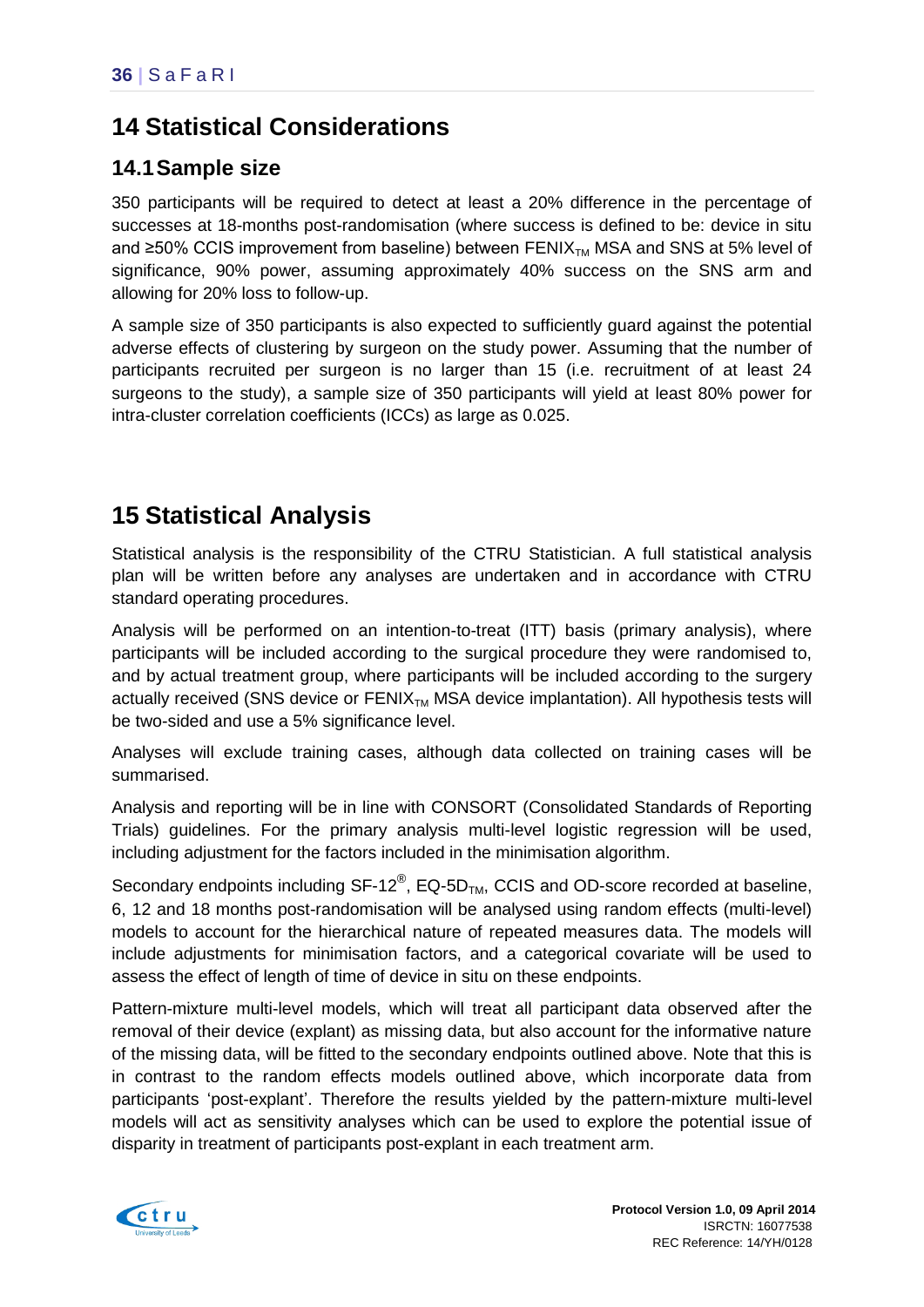# 14 Statistical Considerations

## 14.1 Sample size

350 participants will be required to detect at least a 20% difference in the percentage of successes at 18-months post-randomisation (where success is defined to be: device in situ and ≥50% CCIS improvement from baseline) between FENIX$_{TM}$ MSA and SNS at 5% level of significance, 90% power, assuming approximately 40% success on the SNS arm and allowing for 20% loss to follow-up.

A sample size of 350 participants is also expected to sufficiently guard against the potential adverse effects of clustering by surgeon on the study power. Assuming that the number of participants recruited per surgeon is no larger than 15 (i.e. recruitment of at least 24 surgeons to the study), a sample size of 350 participants will yield at least 80% power for intra-cluster correlation coefficients (ICCs) as large as 0.025.

# 15 Statistical Analysis

Statistical analysis is the responsibility of the CTRU Statistician. A full statistical analysis plan will be written before any analyses are undertaken and in accordance with CTRU standard operating procedures.

Analysis will be performed on an intention-to-treat (ITT) basis (primary analysis), where participants will be included according to the surgical procedure they were randomised to, and by actual treatment group, where participants will be included according to the surgery actually received (SNS device or FENIX$_{TM}$ MSA device implantation). All hypothesis tests will be two-sided and use a 5% significance level.

Analyses will exclude training cases, although data collected on training cases will be summarised.

Analysis and reporting will be in line with CONSORT (Consolidated Standards of Reporting Trials) guidelines. For the primary analysis multi-level logistic regression will be used, including adjustment for the factors included in the minimisation algorithm.

Secondary endpoints including SF-12®, EQ-5D$_{TM}$, CCIS and OD-score recorded at baseline, 6, 12 and 18 months post-randomisation will be analysed using random effects (multi-level) models to account for the hierarchical nature of repeated measures data. The models will include adjustments for minimisation factors, and a categorical covariate will be used to assess the effect of length of time of device in situ on these endpoints.

Pattern-mixture multi-level models, which will treat all participant data observed after the removal of their device (explant) as missing data, but also account for the informative nature of the missing data, will be fitted to the secondary endpoints outlined above. Note that this is in contrast to the random effects models outlined above, which incorporate data from participants 'post-explant'. Therefore the results yielded by the pattern-mixture multi-level models will act as sensitivity analyses which can be used to explore the potential issue of disparity in treatment of participants post-explant in each treatment arm.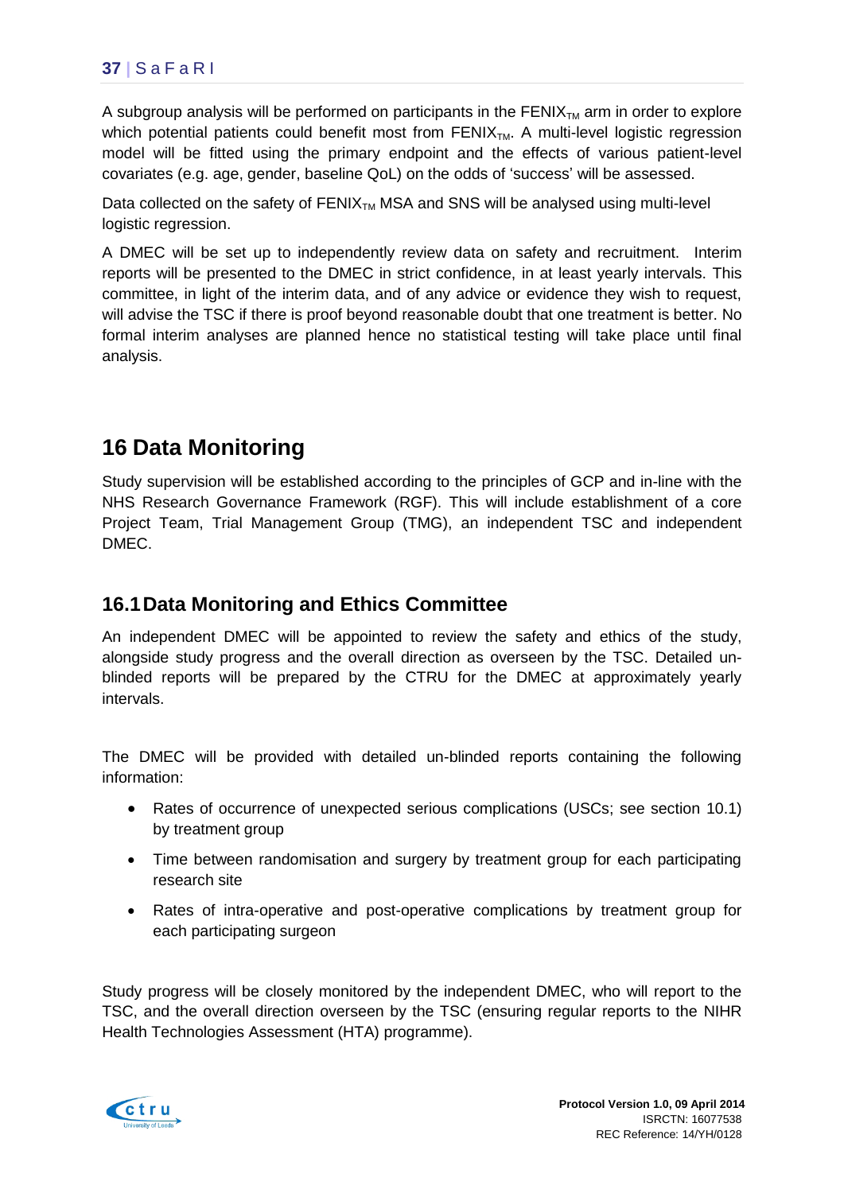A subgroup analysis will be performed on participants in the FENIX$_{TM}$ arm in order to explore which potential patients could benefit most from FENIX$_{TM}$. A multi-level logistic regression model will be fitted using the primary endpoint and the effects of various patient-level covariates (e.g. age, gender, baseline QoL) on the odds of 'success' will be assessed.

Data collected on the safety of FENIX$_{TM}$ MSA and SNS will be analysed using multi-level logistic regression.

A DMEC will be set up to independently review data on safety and recruitment. Interim reports will be presented to the DMEC in strict confidence, in at least yearly intervals. This committee, in light of the interim data, and of any advice or evidence they wish to request, will advise the TSC if there is proof beyond reasonable doubt that one treatment is better. No formal interim analyses are planned hence no statistical testing will take place until final analysis.

# 16 Data Monitoring

Study supervision will be established according to the principles of GCP and in-line with the NHS Research Governance Framework (RGF). This will include establishment of a core Project Team, Trial Management Group (TMG), an independent TSC and independent DMEC.

## 16.1 Data Monitoring and Ethics Committee

An independent DMEC will be appointed to review the safety and ethics of the study, alongside study progress and the overall direction as overseen by the TSC. Detailed un-blinded reports will be prepared by the CTRU for the DMEC at approximately yearly intervals.

The DMEC will be provided with detailed un-blinded reports containing the following information:

- Rates of occurrence of unexpected serious complications (USCs; see section 10.1) by treatment group
- Time between randomisation and surgery by treatment group for each participating research site
- Rates of intra-operative and post-operative complications by treatment group for each participating surgeon

Study progress will be closely monitored by the independent DMEC, who will report to the TSC, and the overall direction overseen by the TSC (ensuring regular reports to the NIHR Health Technologies Assessment (HTA) programme).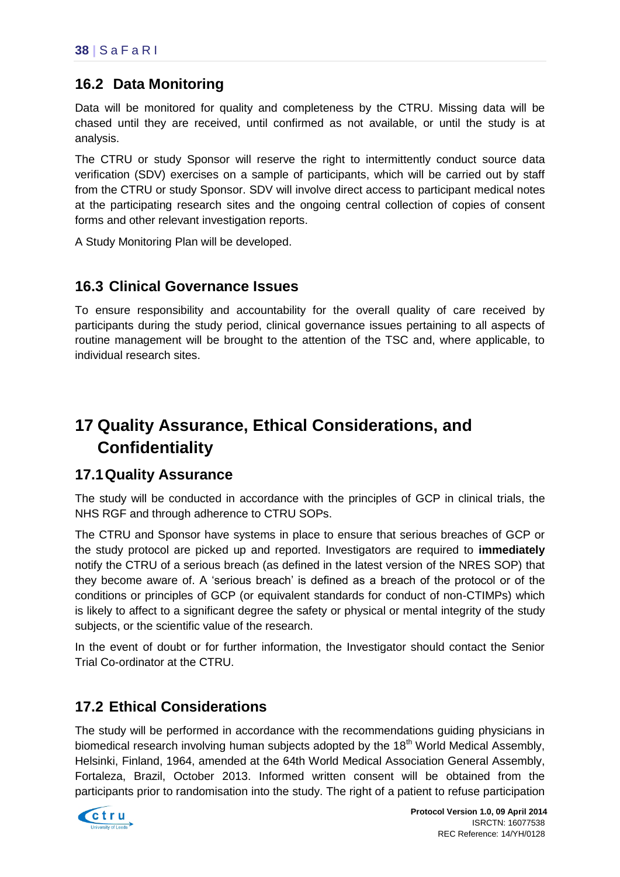## 16.2 Data Monitoring

Data will be monitored for quality and completeness by the CTRU. Missing data will be chased until they are received, until confirmed as not available, or until the study is at analysis.

The CTRU or study Sponsor will reserve the right to intermittently conduct source data verification (SDV) exercises on a sample of participants, which will be carried out by staff from the CTRU or study Sponsor. SDV will involve direct access to participant medical notes at the participating research sites and the ongoing central collection of copies of consent forms and other relevant investigation reports.

A Study Monitoring Plan will be developed.

## 16.3 Clinical Governance Issues

To ensure responsibility and accountability for the overall quality of care received by participants during the study period, clinical governance issues pertaining to all aspects of routine management will be brought to the attention of the TSC and, where applicable, to individual research sites.

# 17 Quality Assurance, Ethical Considerations, and Confidentiality

## 17.1 Quality Assurance

The study will be conducted in accordance with the principles of GCP in clinical trials, the NHS RGF and through adherence to CTRU SOPs.

The CTRU and Sponsor have systems in place to ensure that serious breaches of GCP or the study protocol are picked up and reported. Investigators are required to **immediately** notify the CTRU of a serious breach (as defined in the latest version of the NRES SOP) that they become aware of. A 'serious breach' is defined as a breach of the protocol or of the conditions or principles of GCP (or equivalent standards for conduct of non-CTIMPs) which is likely to affect to a significant degree the safety or physical or mental integrity of the study subjects, or the scientific value of the research.

In the event of doubt or for further information, the Investigator should contact the Senior Trial Co-ordinator at the CTRU.

## 17.2 Ethical Considerations

The study will be performed in accordance with the recommendations guiding physicians in biomedical research involving human subjects adopted by the 18th World Medical Assembly, Helsinki, Finland, 1964, amended at the 64th World Medical Association General Assembly, Fortaleza, Brazil, October 2013. Informed written consent will be obtained from the participants prior to randomisation into the study. The right of a patient to refuse participation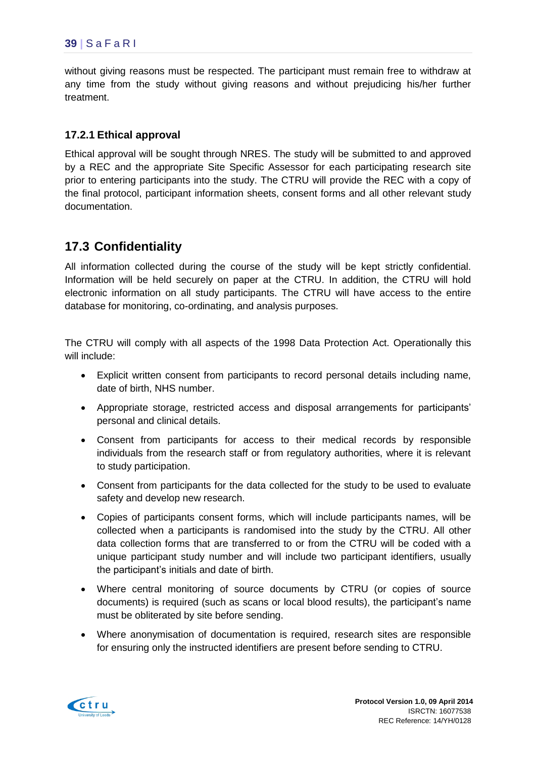without giving reasons must be respected. The participant must remain free to withdraw at any time from the study without giving reasons and without prejudicing his/her further treatment.

### 17.2.1 Ethical approval

Ethical approval will be sought through NRES. The study will be submitted to and approved by a REC and the appropriate Site Specific Assessor for each participating research site prior to entering participants into the study. The CTRU will provide the REC with a copy of the final protocol, participant information sheets, consent forms and all other relevant study documentation.

## 17.3 Confidentiality

All information collected during the course of the study will be kept strictly confidential. Information will be held securely on paper at the CTRU. In addition, the CTRU will hold electronic information on all study participants. The CTRU will have access to the entire database for monitoring, co-ordinating, and analysis purposes.

The CTRU will comply with all aspects of the 1998 Data Protection Act. Operationally this will include:

- Explicit written consent from participants to record personal details including name, date of birth, NHS number.
- Appropriate storage, restricted access and disposal arrangements for participants' personal and clinical details.
- Consent from participants for access to their medical records by responsible individuals from the research staff or from regulatory authorities, where it is relevant to study participation.
- Consent from participants for the data collected for the study to be used to evaluate safety and develop new research.
- Copies of participants consent forms, which will include participants names, will be collected when a participants is randomised into the study by the CTRU. All other data collection forms that are transferred to or from the CTRU will be coded with a unique participant study number and will include two participant identifiers, usually the participant's initials and date of birth.
- Where central monitoring of source documents by CTRU (or copies of source documents) is required (such as scans or local blood results), the participant's name must be obliterated by site before sending.
- Where anonymisation of documentation is required, research sites are responsible for ensuring only the instructed identifiers are present before sending to CTRU.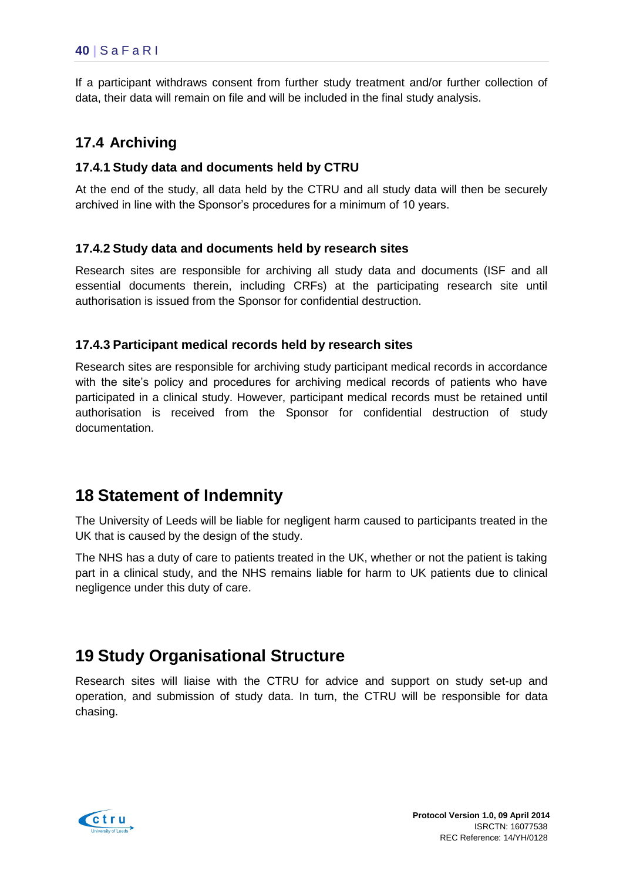If a participant withdraws consent from further study treatment and/or further collection of data, their data will remain on file and will be included in the final study analysis.

## 17.4 Archiving

### 17.4.1 Study data and documents held by CTRU

At the end of the study, all data held by the CTRU and all study data will then be securely archived in line with the Sponsor's procedures for a minimum of 10 years.

### 17.4.2 Study data and documents held by research sites

Research sites are responsible for archiving all study data and documents (ISF and all essential documents therein, including CRFs) at the participating research site until authorisation is issued from the Sponsor for confidential destruction.

### 17.4.3 Participant medical records held by research sites

Research sites are responsible for archiving study participant medical records in accordance with the site's policy and procedures for archiving medical records of patients who have participated in a clinical study. However, participant medical records must be retained until authorisation is received from the Sponsor for confidential destruction of study documentation.

# 18 Statement of Indemnity

The University of Leeds will be liable for negligent harm caused to participants treated in the UK that is caused by the design of the study.

The NHS has a duty of care to patients treated in the UK, whether or not the patient is taking part in a clinical study, and the NHS remains liable for harm to UK patients due to clinical negligence under this duty of care.

# 19 Study Organisational Structure

Research sites will liaise with the CTRU for advice and support on study set-up and operation, and submission of study data. In turn, the CTRU will be responsible for data chasing.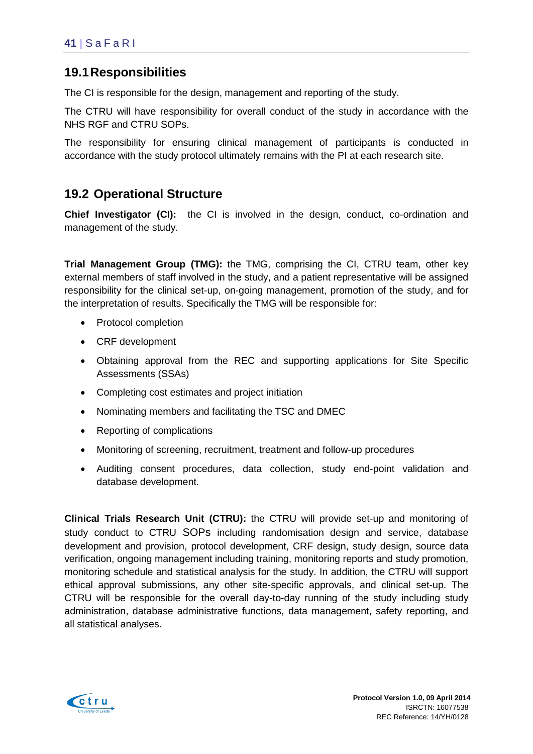## 19.1 Responsibilities

The CI is responsible for the design, management and reporting of the study.

The CTRU will have responsibility for overall conduct of the study in accordance with the NHS RGF and CTRU SOPs.

The responsibility for ensuring clinical management of participants is conducted in accordance with the study protocol ultimately remains with the PI at each research site.

## 19.2 Operational Structure

**Chief Investigator (CI):** the CI is involved in the design, conduct, co-ordination and management of the study.

**Trial Management Group (TMG):** the TMG, comprising the CI, CTRU team, other key external members of staff involved in the study, and a patient representative will be assigned responsibility for the clinical set-up, on-going management, promotion of the study, and for the interpretation of results. Specifically the TMG will be responsible for:

- Protocol completion
- CRF development
- Obtaining approval from the REC and supporting applications for Site Specific Assessments (SSAs)
- Completing cost estimates and project initiation
- Nominating members and facilitating the TSC and DMEC
- Reporting of complications
- Monitoring of screening, recruitment, treatment and follow-up procedures
- Auditing consent procedures, data collection, study end-point validation and database development.

**Clinical Trials Research Unit (CTRU):** the CTRU will provide set-up and monitoring of study conduct to CTRU SOPs including randomisation design and service, database development and provision, protocol development, CRF design, study design, source data verification, ongoing management including training, monitoring reports and study promotion, monitoring schedule and statistical analysis for the study. In addition, the CTRU will support ethical approval submissions, any other site-specific approvals, and clinical set-up. The CTRU will be responsible for the overall day-to-day running of the study including study administration, database administrative functions, data management, safety reporting, and all statistical analyses.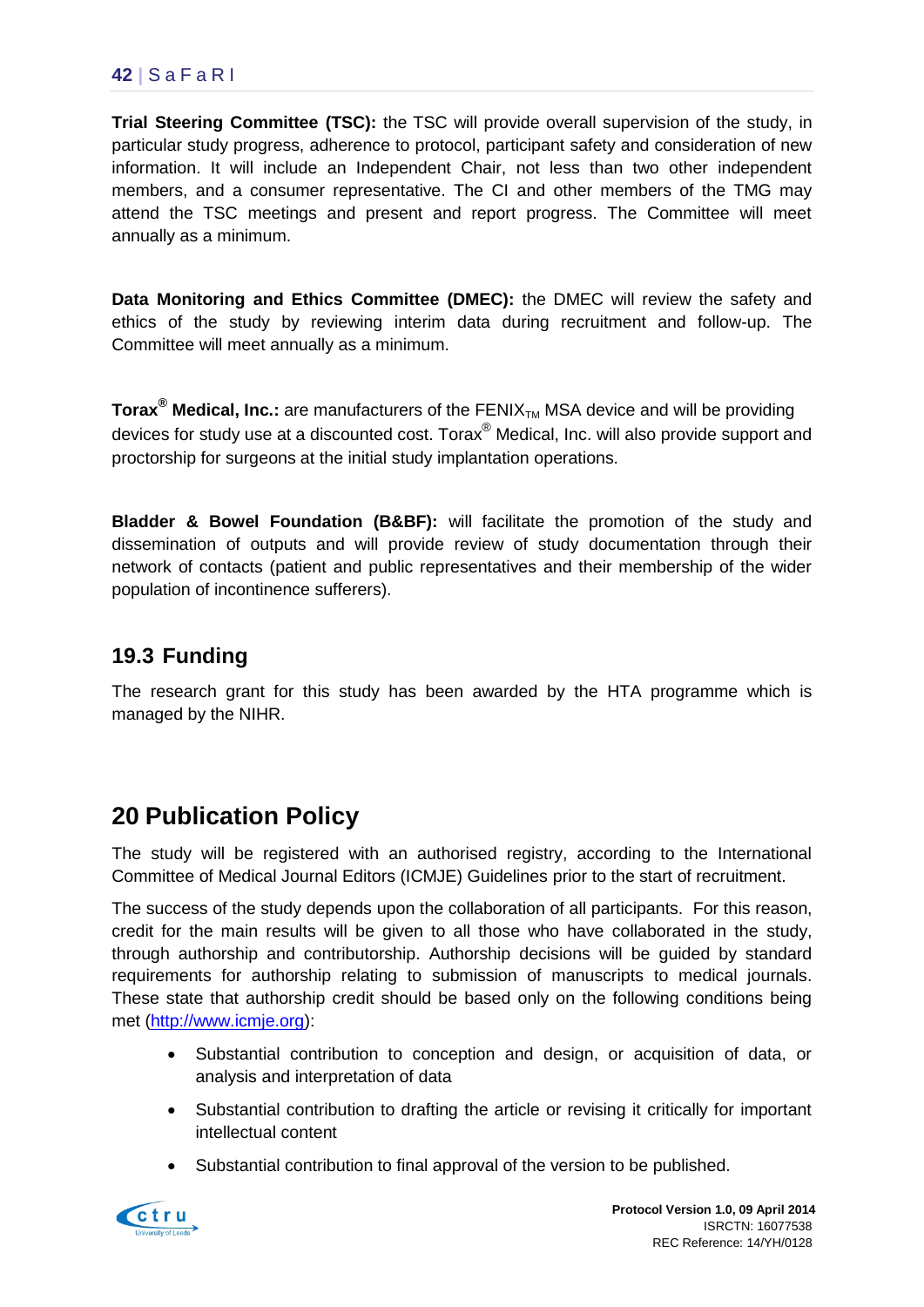**Trial Steering Committee (TSC):** the TSC will provide overall supervision of the study, in particular study progress, adherence to protocol, participant safety and consideration of new information. It will include an Independent Chair, not less than two other independent members, and a consumer representative. The CI and other members of the TMG may attend the TSC meetings and present and report progress. The Committee will meet annually as a minimum.

**Data Monitoring and Ethics Committee (DMEC):** the DMEC will review the safety and ethics of the study by reviewing interim data during recruitment and follow-up. The Committee will meet annually as a minimum.

**Torax® Medical, Inc.:** are manufacturers of the FENIX$_{TM}$ MSA device and will be providing devices for study use at a discounted cost. Torax® Medical, Inc. will also provide support and proctorship for surgeons at the initial study implantation operations.

**Bladder & Bowel Foundation (B&BF):** will facilitate the promotion of the study and dissemination of outputs and will provide review of study documentation through their network of contacts (patient and public representatives and their membership of the wider population of incontinence sufferers).

## 19.3 Funding

The research grant for this study has been awarded by the HTA programme which is managed by the NIHR.

# 20 Publication Policy

The study will be registered with an authorised registry, according to the International Committee of Medical Journal Editors (ICMJE) Guidelines prior to the start of recruitment.

The success of the study depends upon the collaboration of all participants. For this reason, credit for the main results will be given to all those who have collaborated in the study, through authorship and contributorship. Authorship decisions will be guided by standard requirements for authorship relating to submission of manuscripts to medical journals. These state that authorship credit should be based only on the following conditions being met (http://www.icmje.org):

- Substantial contribution to conception and design, or acquisition of data, or analysis and interpretation of data
- Substantial contribution to drafting the article or revising it critically for important intellectual content
- Substantial contribution to final approval of the version to be published.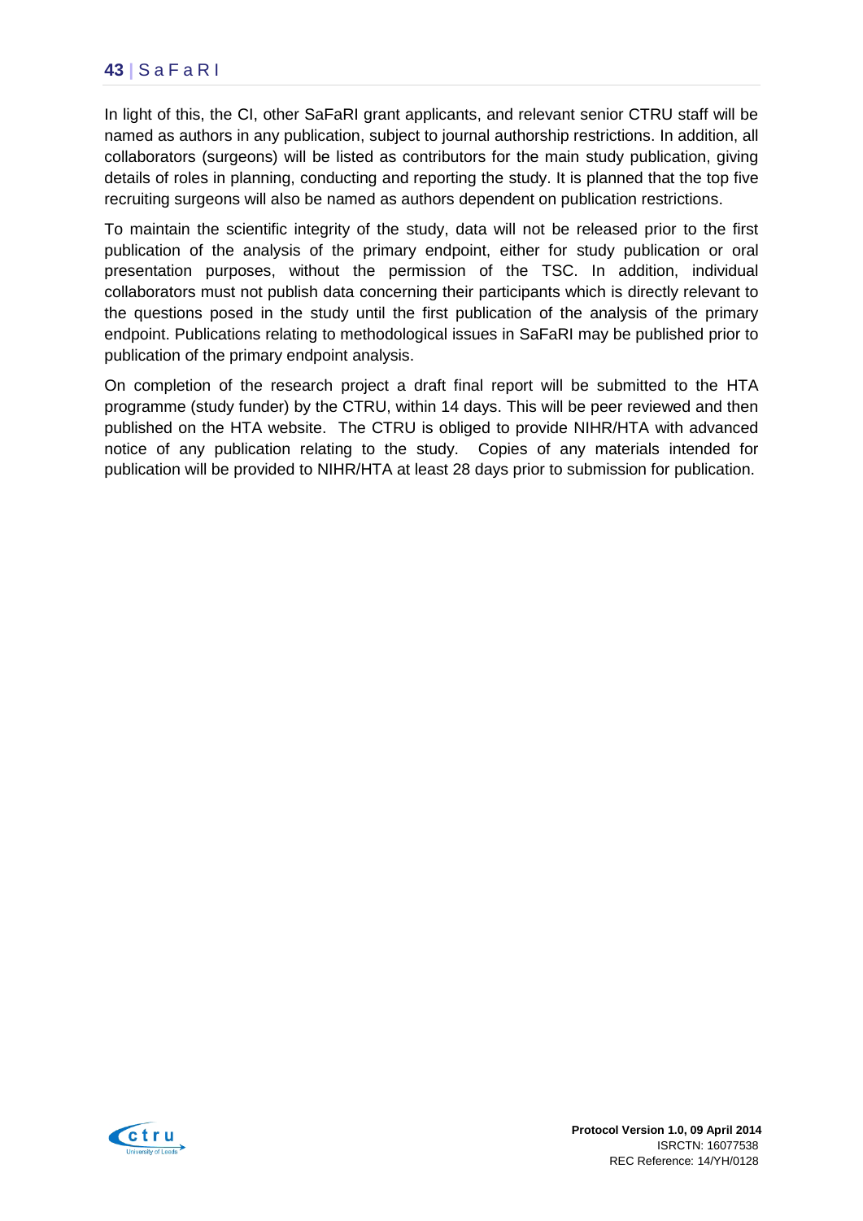In light of this, the CI, other SaFaRI grant applicants, and relevant senior CTRU staff will be named as authors in any publication, subject to journal authorship restrictions. In addition, all collaborators (surgeons) will be listed as contributors for the main study publication, giving details of roles in planning, conducting and reporting the study. It is planned that the top five recruiting surgeons will also be named as authors dependent on publication restrictions.

To maintain the scientific integrity of the study, data will not be released prior to the first publication of the analysis of the primary endpoint, either for study publication or oral presentation purposes, without the permission of the TSC. In addition, individual collaborators must not publish data concerning their participants which is directly relevant to the questions posed in the study until the first publication of the analysis of the primary endpoint. Publications relating to methodological issues in SaFaRI may be published prior to publication of the primary endpoint analysis.

On completion of the research project a draft final report will be submitted to the HTA programme (study funder) by the CTRU, within 14 days. This will be peer reviewed and then published on the HTA website. The CTRU is obliged to provide NIHR/HTA with advanced notice of any publication relating to the study. Copies of any materials intended for publication will be provided to NIHR/HTA at least 28 days prior to submission for publication.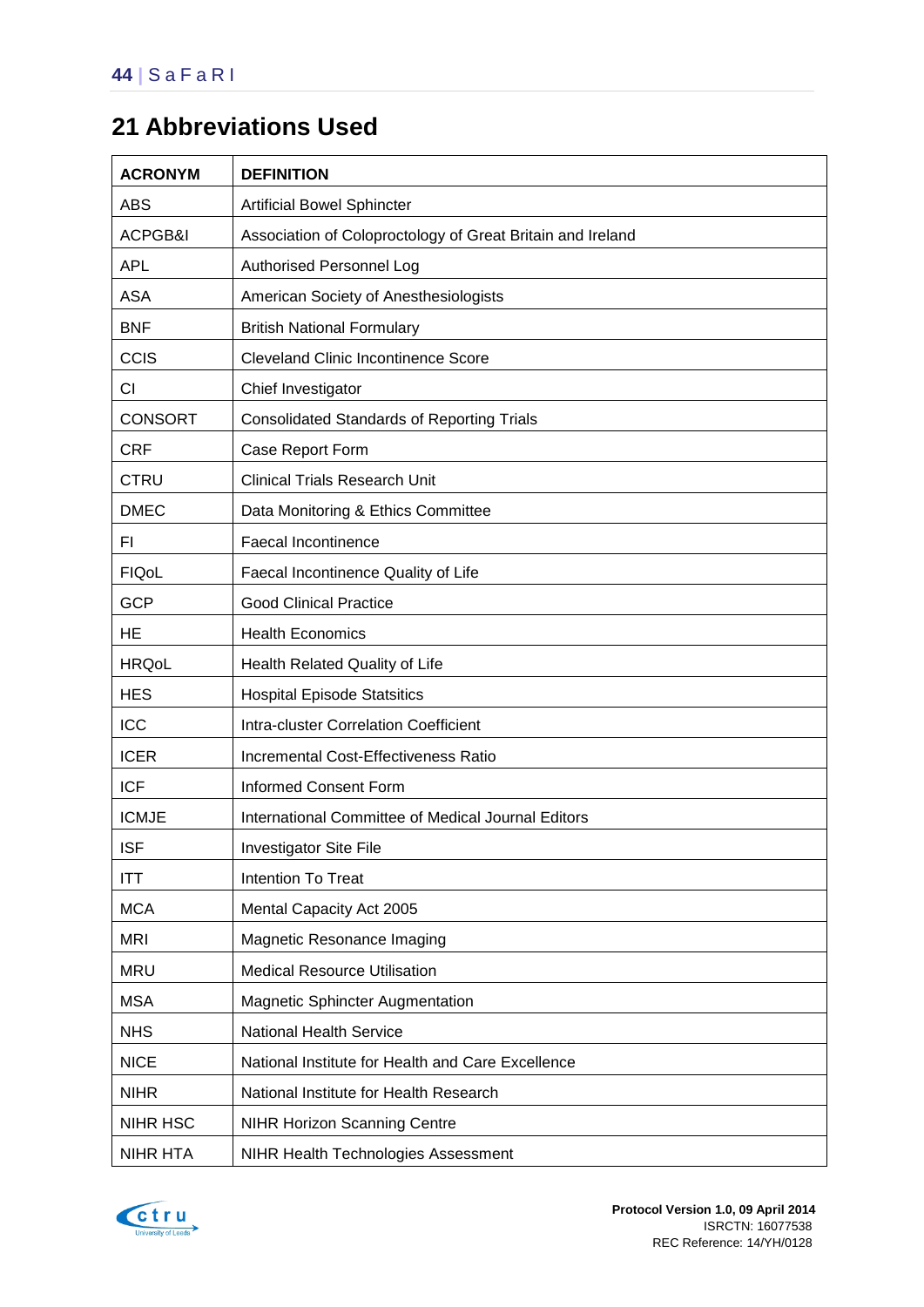# 21 Abbreviations Used

| ACRONYM | DEFINITION |
|---|---|
| ABS | Artificial Bowel Sphincter |
| ACPGB&I | Association of Coloproctology of Great Britain and Ireland |
| APL | Authorised Personnel Log |
| ASA | American Society of Anesthesiologists |
| BNF | British National Formulary |
| CCIS | Cleveland Clinic Incontinence Score |
| CI | Chief Investigator |
| CONSORT | Consolidated Standards of Reporting Trials |
| CRF | Case Report Form |
| CTRU | Clinical Trials Research Unit |
| DMEC | Data Monitoring & Ethics Committee |
| FI | Faecal Incontinence |
| FIQoL | Faecal Incontinence Quality of Life |
| GCP | Good Clinical Practice |
| HE | Health Economics |
| HRQoL | Health Related Quality of Life |
| HES | Hospital Episode Statsitics |
| ICC | Intra-cluster Correlation Coefficient |
| ICER | Incremental Cost-Effectiveness Ratio |
| ICF | Informed Consent Form |
| ICMJE | International Committee of Medical Journal Editors |
| ISF | Investigator Site File |
| ITT | Intention To Treat |
| MCA | Mental Capacity Act 2005 |
| MRI | Magnetic Resonance Imaging |
| MRU | Medical Resource Utilisation |
| MSA | Magnetic Sphincter Augmentation |
| NHS | National Health Service |
| NICE | National Institute for Health and Care Excellence |
| NIHR | National Institute for Health Research |
| NIHR HSC | NIHR Horizon Scanning Centre |
| NIHR HTA | NIHR Health Technologies Assessment |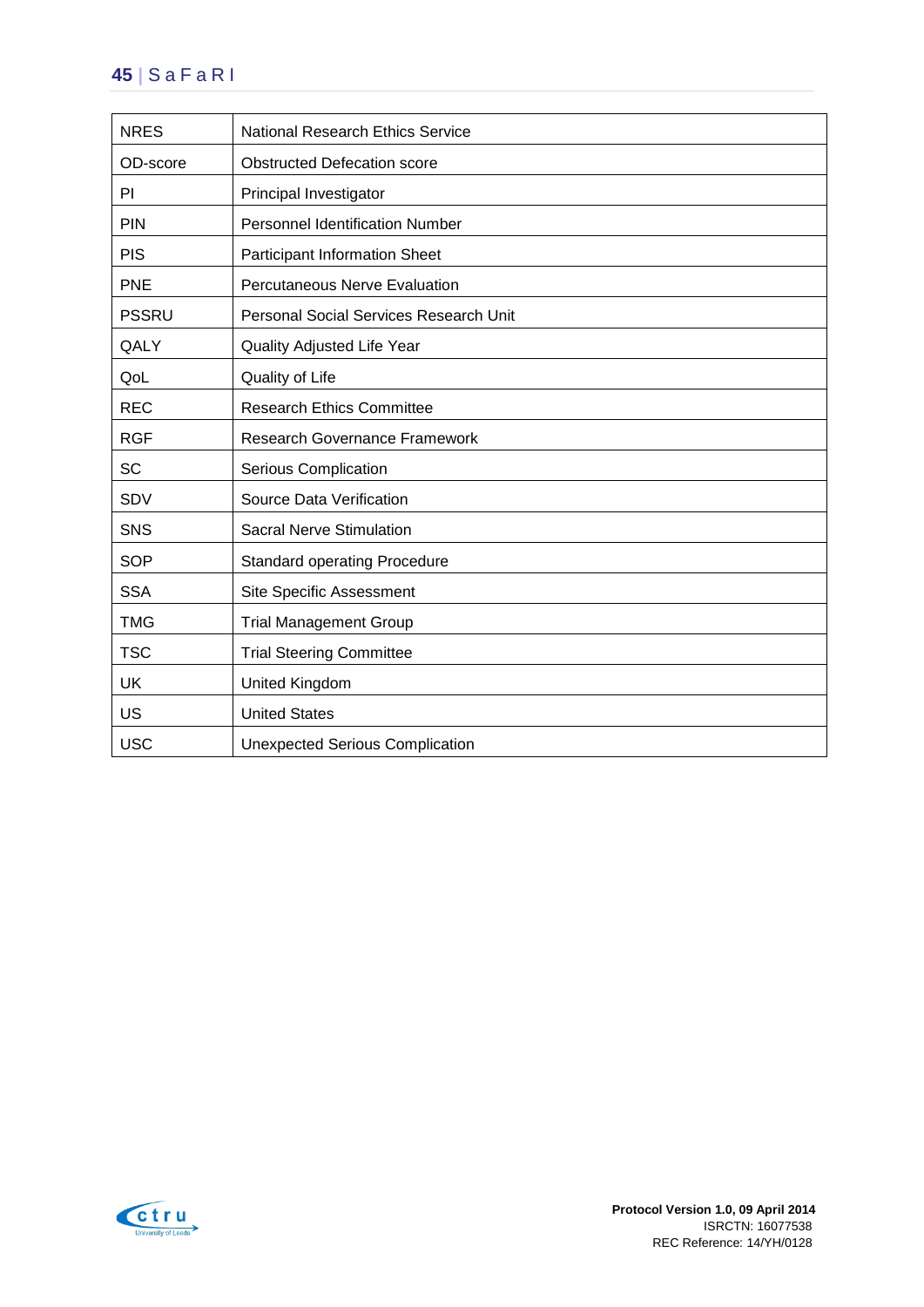| | |
|---|---|
| NRES | National Research Ethics Service |
| OD-score | Obstructed Defecation score |
| PI | Principal Investigator |
| PIN | Personnel Identification Number |
| PIS | Participant Information Sheet |
| PNE | Percutaneous Nerve Evaluation |
| PSSRU | Personal Social Services Research Unit |
| QALY | Quality Adjusted Life Year |
| QoL | Quality of Life |
| REC | Research Ethics Committee |
| RGF | Research Governance Framework |
| SC | Serious Complication |
| SDV | Source Data Verification |
| SNS | Sacral Nerve Stimulation |
| SOP | Standard operating Procedure |
| SSA | Site Specific Assessment |
| TMG | Trial Management Group |
| TSC | Trial Steering Committee |
| UK | United Kingdom |
| US | United States |
| USC | Unexpected Serious Complication |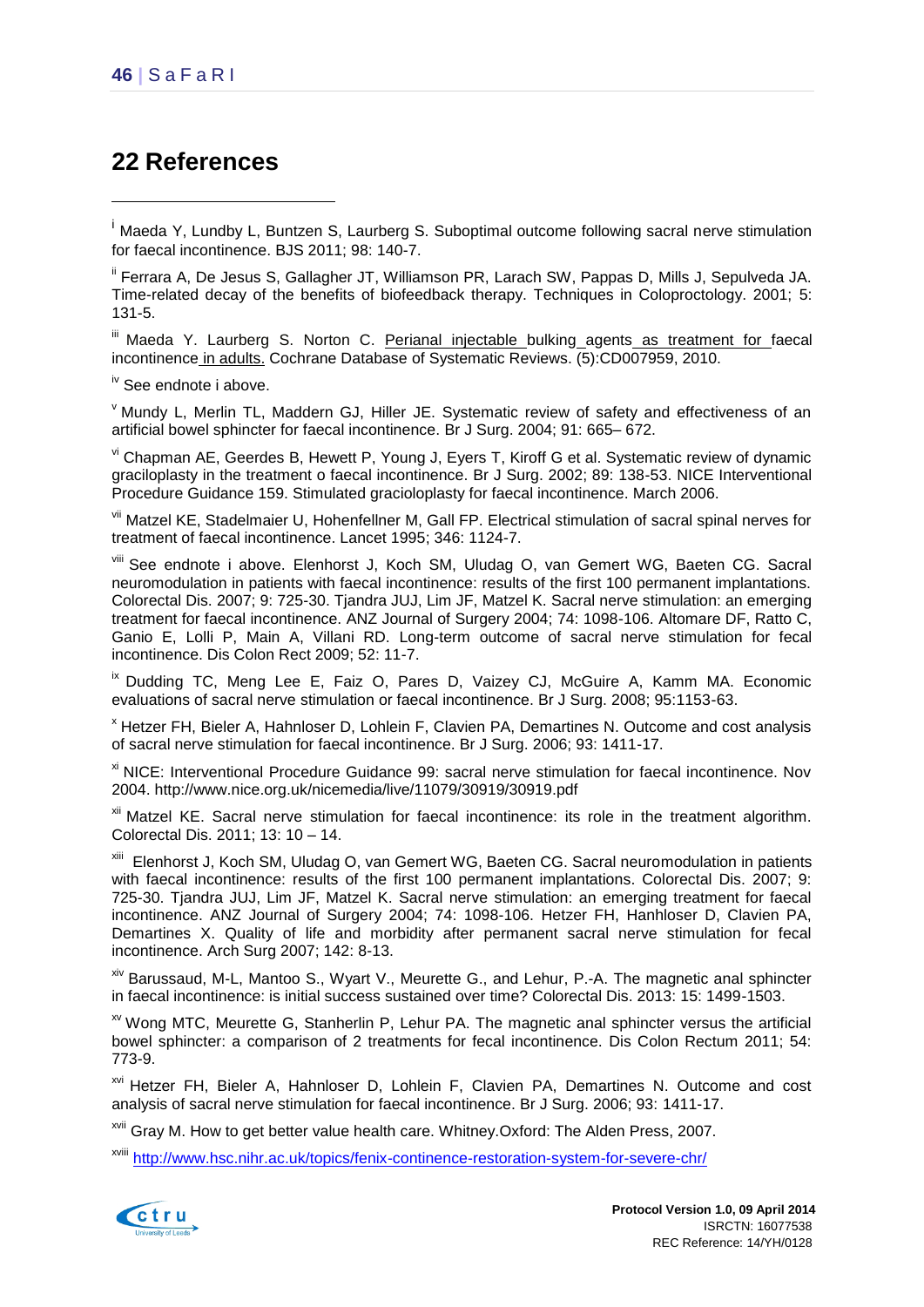# 22 References

[i] Maeda Y, Lundby L, Buntzen S, Laurberg S. Suboptimal outcome following sacral nerve stimulation for faecal incontinence. BJS 2011; 98: 140-7.

[ii] Ferrara A, De Jesus S, Gallagher JT, Williamson PR, Larach SW, Pappas D, Mills J, Sepulveda JA. Time-related decay of the benefits of biofeedback therapy. Techniques in Coloproctology. 2001; 5: 131-5.

[iii] Maeda Y. Laurberg S. Norton C. Perianal injectable bulking agents as treatment for faecal incontinence in adults. Cochrane Database of Systematic Reviews. (5):CD007959, 2010.

[iv] See endnote i above.

[v] Mundy L, Merlin TL, Maddern GJ, Hiller JE. Systematic review of safety and effectiveness of an artificial bowel sphincter for faecal incontinence. Br J Surg. 2004; 91: 665– 672.

[vi] Chapman AE, Geerdes B, Hewett P, Young J, Eyers T, Kiroff G et al. Systematic review of dynamic graciloplasty in the treatment o faecal incontinence. Br J Surg. 2002; 89: 138-53. NICE Interventional Procedure Guidance 159. Stimulated gracioloplasty for faecal incontinence. March 2006.

[vii] Matzel KE, Stadelmaier U, Hohenfellner M, Gall FP. Electrical stimulation of sacral spinal nerves for treatment of faecal incontinence. Lancet 1995; 346: 1124-7.

[viii] See endnote i above. Elenhorst J, Koch SM, Uludag O, van Gemert WG, Baeten CG. Sacral neuromodulation in patients with faecal incontinence: results of the first 100 permanent implantations. Colorectal Dis. 2007; 9: 725-30. Tjandra JUJ, Lim JF, Matzel K. Sacral nerve stimulation: an emerging treatment for faecal incontinence. ANZ Journal of Surgery 2004; 74: 1098-106. Altomare DF, Ratto C, Ganio E, Lolli P, Main A, Villani RD. Long-term outcome of sacral nerve stimulation for fecal incontinence. Dis Colon Rect 2009; 52: 11-7.

[ix] Dudding TC, Meng Lee E, Faiz O, Pares D, Vaizey CJ, McGuire A, Kamm MA. Economic evaluations of sacral nerve stimulation or faecal incontinence. Br J Surg. 2008; 95:1153-63.

[x] Hetzer FH, Bieler A, Hahnloser D, Lohlein F, Clavien PA, Demartines N. Outcome and cost analysis of sacral nerve stimulation for faecal incontinence. Br J Surg. 2006; 93: 1411-17.

[xi] NICE: Interventional Procedure Guidance 99: sacral nerve stimulation for faecal incontinence. Nov 2004. http://www.nice.org.uk/nicemedia/live/11079/30919/30919.pdf

[xii] Matzel KE. Sacral nerve stimulation for faecal incontinence: its role in the treatment algorithm. Colorectal Dis. 2011; 13: 10 – 14.

[xiii] Elenhorst J, Koch SM, Uludag O, van Gemert WG, Baeten CG. Sacral neuromodulation in patients with faecal incontinence: results of the first 100 permanent implantations. Colorectal Dis. 2007; 9: 725-30. Tjandra JUJ, Lim JF, Matzel K. Sacral nerve stimulation: an emerging treatment for faecal incontinence. ANZ Journal of Surgery 2004; 74: 1098-106. Hetzer FH, Hanhloser D, Clavien PA, Demartines X. Quality of life and morbidity after permanent sacral nerve stimulation for fecal incontinence. Arch Surg 2007; 142: 8-13.

[xiv] Barussaud, M-L, Mantoo S., Wyart V., Meurette G., and Lehur, P.-A. The magnetic anal sphincter in faecal incontinence: is initial success sustained over time? Colorectal Dis. 2013: 15: 1499-1503.

[xv] Wong MTC, Meurette G, Stanherlin P, Lehur PA. The magnetic anal sphincter versus the artificial bowel sphincter: a comparison of 2 treatments for fecal incontinence. Dis Colon Rectum 2011; 54: 773-9.

[xvi] Hetzer FH, Bieler A, Hahnloser D, Lohlein F, Clavien PA, Demartines N. Outcome and cost analysis of sacral nerve stimulation for faecal incontinence. Br J Surg. 2006; 93: 1411-17.

[xvii] Gray M. How to get better value health care. Whitney.Oxford: The Alden Press, 2007.

[xviii] http://www.hsc.nihr.ac.uk/topics/fenix-continence-restoration-system-for-severe-chr/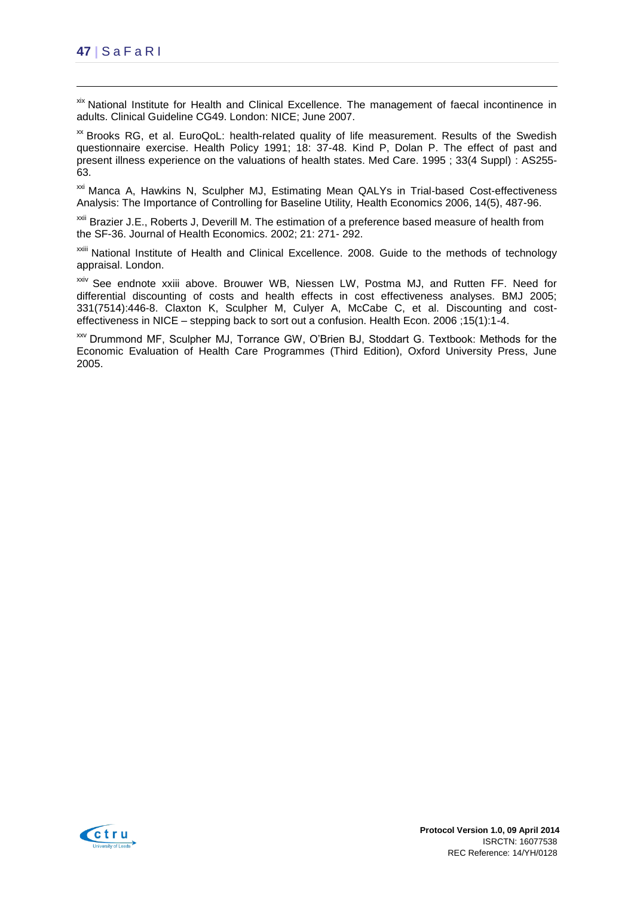[xix] National Institute for Health and Clinical Excellence. The management of faecal incontinence in adults. Clinical Guideline CG49. London: NICE; June 2007.

[xx] Brooks RG, et al. EuroQoL: health-related quality of life measurement. Results of the Swedish questionnaire exercise. Health Policy 1991; 18: 37-48. Kind P, Dolan P. The effect of past and present illness experience on the valuations of health states. Med Care. 1995 ; 33(4 Suppl) : AS255-63.

[xxi] Manca A, Hawkins N, Sculpher MJ, Estimating Mean QALYs in Trial-based Cost-effectiveness Analysis: The Importance of Controlling for Baseline Utility, Health Economics 2006, 14(5), 487-96.

[xxii] Brazier J.E., Roberts J, Deverill M. The estimation of a preference based measure of health from the SF-36. Journal of Health Economics. 2002; 21: 271- 292.

[xxiii] National Institute of Health and Clinical Excellence. 2008. Guide to the methods of technology appraisal. London.

[xxiv] See endnote xxiii above. Brouwer WB, Niessen LW, Postma MJ, and Rutten FF. Need for differential discounting of costs and health effects in cost effectiveness analyses. BMJ 2005; 331(7514):446-8. Claxton K, Sculpher M, Culyer A, McCabe C, et al. Discounting and cost-effectiveness in NICE – stepping back to sort out a confusion. Health Econ. 2006 ;15(1):1-4.

[xxv] Drummond MF, Sculpher MJ, Torrance GW, O'Brien BJ, Stoddart G. Textbook: Methods for the Economic Evaluation of Health Care Programmes (Third Edition), Oxford University Press, June 2005.